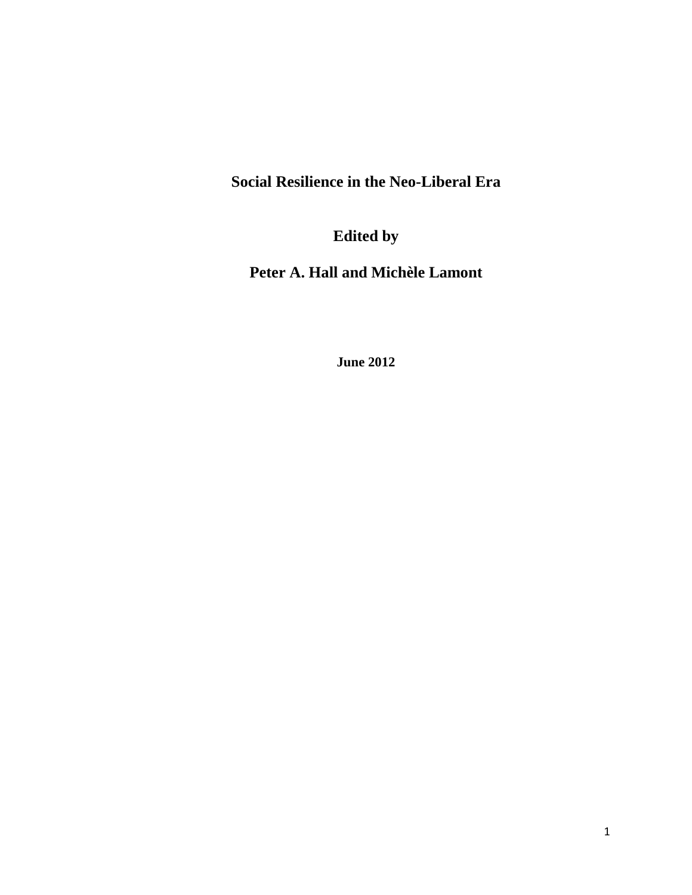# Social Resilience in the Neo-Liberal Era

**Edited by**

**Peter A. Hall and Michèle Lamont**

**June 2012**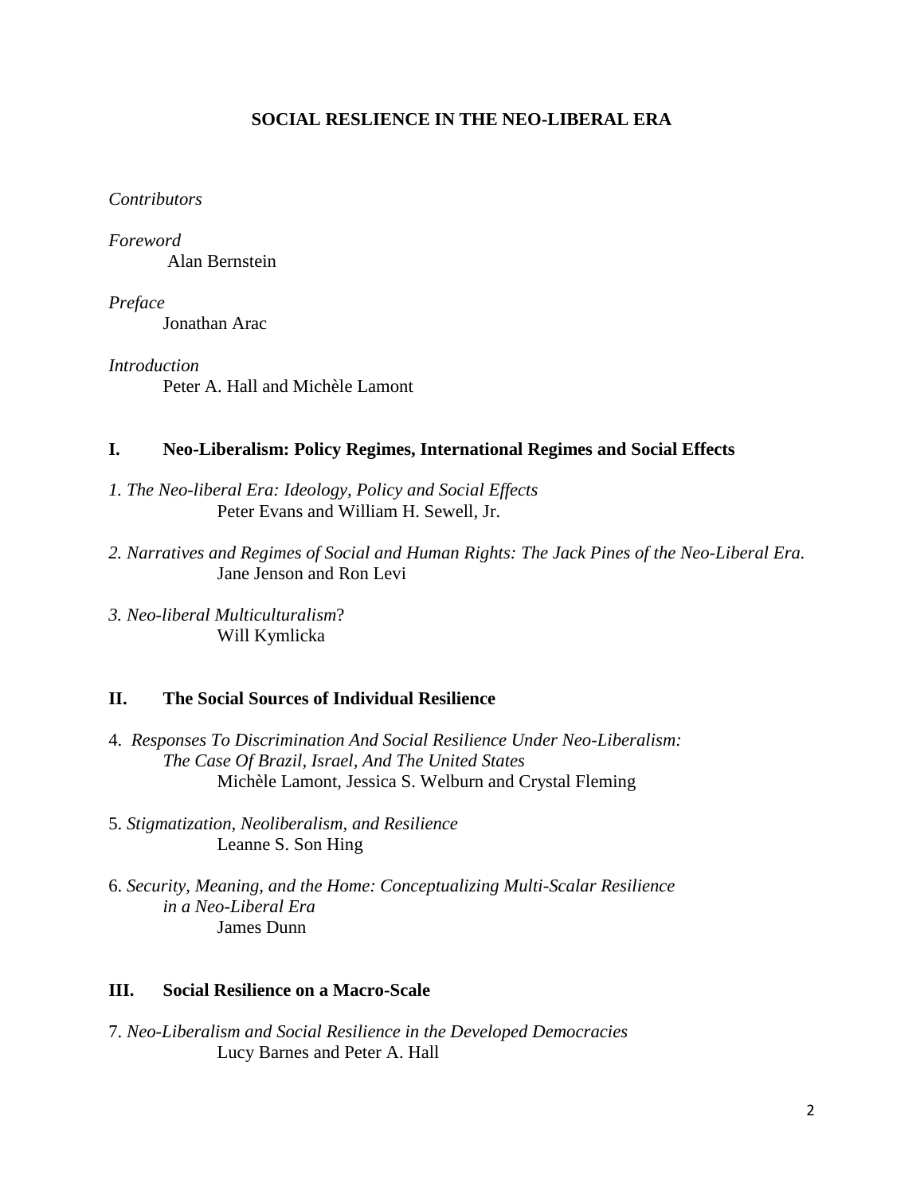# SOCIAL RESLIENCE IN THE NEO-LIBERAL ERA

*Contributors*

*Foreword*
Alan Bernstein

*Preface*
Jonathan Arac

*Introduction*
Peter A. Hall and Michèle Lamont

## I. Neo-Liberalism: Policy Regimes, International Regimes and Social Effects

*1. The Neo-liberal Era: Ideology, Policy and Social Effects*
Peter Evans and William H. Sewell, Jr.

*2. Narratives and Regimes of Social and Human Rights: The Jack Pines of the Neo-Liberal Era.*
Jane Jenson and Ron Levi

*3. Neo-liberal Multiculturalism*?
Will Kymlicka

## II. The Social Sources of Individual Resilience

4. *Responses To Discrimination And Social Resilience Under Neo-Liberalism: The Case Of Brazil, Israel, And The United States*
Michèle Lamont, Jessica S. Welburn and Crystal Fleming

5. *Stigmatization, Neoliberalism, and Resilience*
Leanne S. Son Hing

6. *Security, Meaning, and the Home: Conceptualizing Multi-Scalar Resilience in a Neo-Liberal Era*
James Dunn

## III. Social Resilience on a Macro-Scale

7. *Neo-Liberalism and Social Resilience in the Developed Democracies*
Lucy Barnes and Peter A. Hall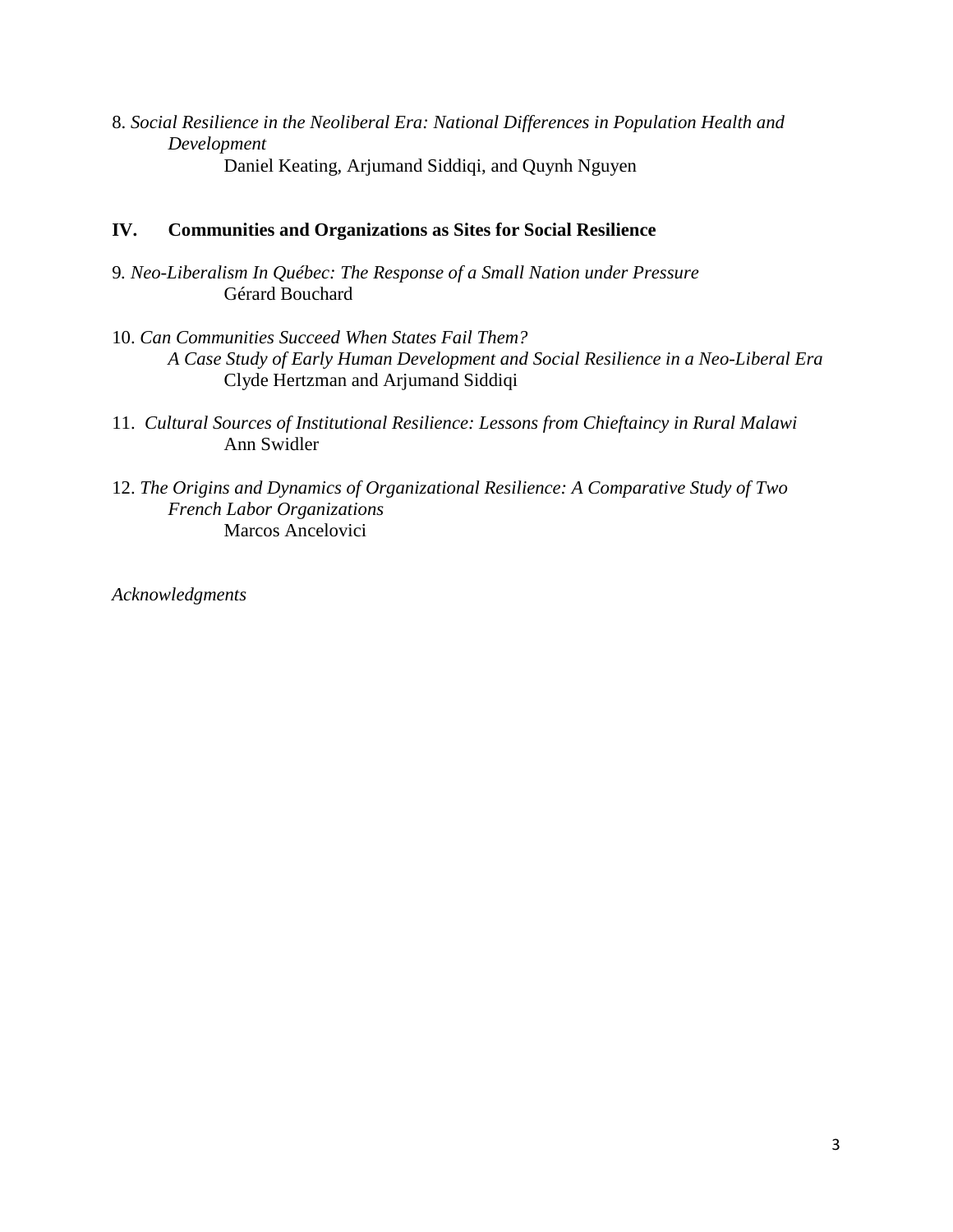8. *Social Resilience in the Neoliberal Era: National Differences in Population Health and Development*
Daniel Keating, Arjumand Siddiqi, and Quynh Nguyen

## IV. Communities and Organizations as Sites for Social Resilience

9. *Neo-Liberalism In Québec: The Response of a Small Nation under Pressure*
Gérard Bouchard

10. *Can Communities Succeed When States Fail Them? A Case Study of Early Human Development and Social Resilience in a Neo-Liberal Era*
Clyde Hertzman and Arjumand Siddiqi

11. *Cultural Sources of Institutional Resilience: Lessons from Chieftaincy in Rural Malawi*
Ann Swidler

12. *The Origins and Dynamics of Organizational Resilience: A Comparative Study of Two French Labor Organizations*
Marcos Ancelovici

*Acknowledgments*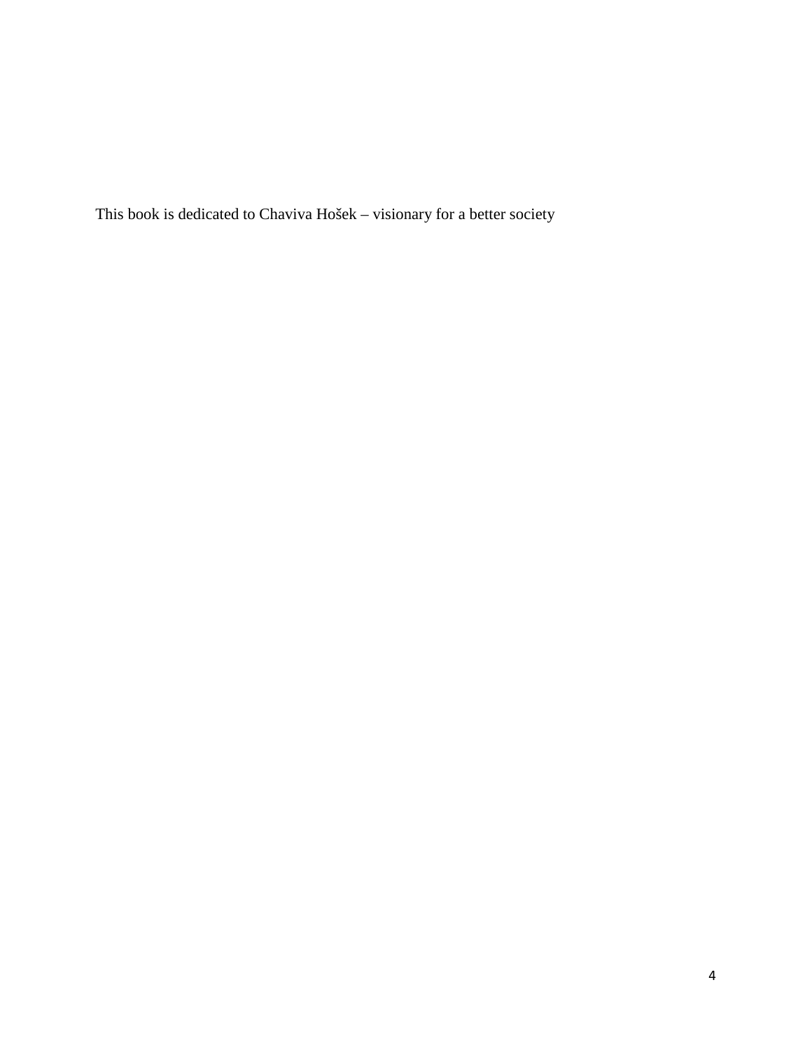This book is dedicated to Chaviva Hošek – visionary for a better society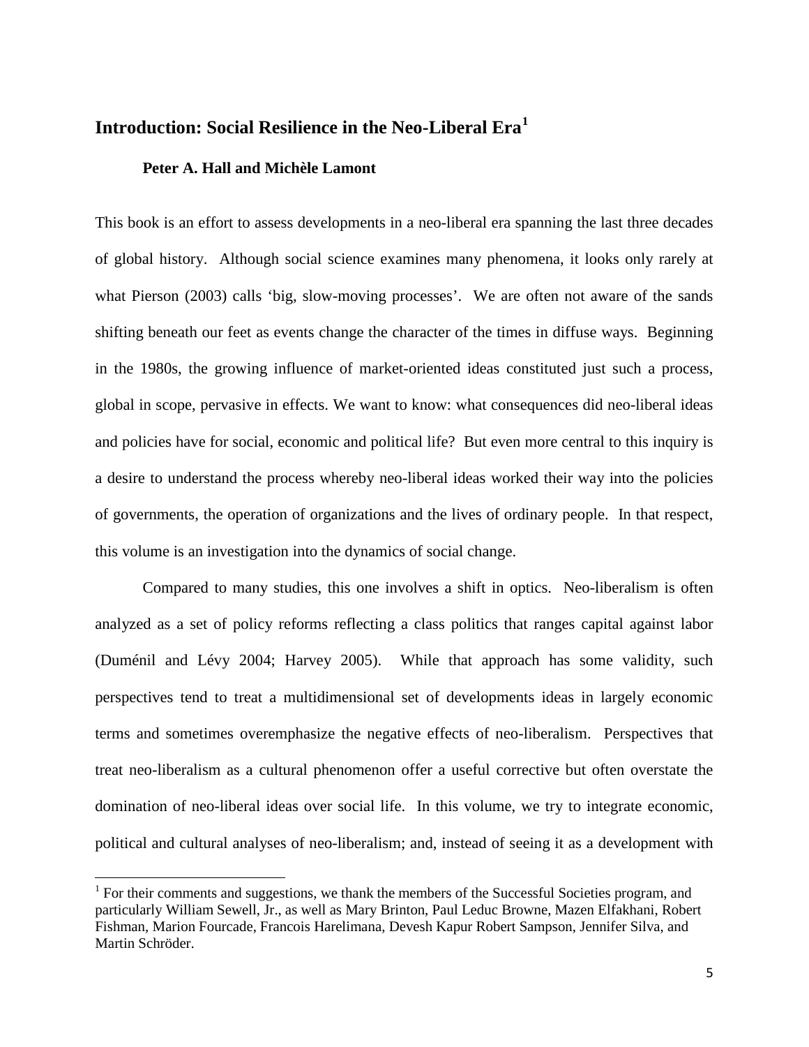## Introduction: Social Resilience in the Neo-Liberal Era[1]

**Peter A. Hall and Michèle Lamont**

This book is an effort to assess developments in a neo-liberal era spanning the last three decades of global history. Although social science examines many phenomena, it looks only rarely at what Pierson (2003) calls 'big, slow-moving processes'. We are often not aware of the sands shifting beneath our feet as events change the character of the times in diffuse ways. Beginning in the 1980s, the growing influence of market-oriented ideas constituted just such a process, global in scope, pervasive in effects. We want to know: what consequences did neo-liberal ideas and policies have for social, economic and political life? But even more central to this inquiry is a desire to understand the process whereby neo-liberal ideas worked their way into the policies of governments, the operation of organizations and the lives of ordinary people. In that respect, this volume is an investigation into the dynamics of social change.

Compared to many studies, this one involves a shift in optics. Neo-liberalism is often analyzed as a set of policy reforms reflecting a class politics that ranges capital against labor (Duménil and Lévy 2004; Harvey 2005). While that approach has some validity, such perspectives tend to treat a multidimensional set of developments ideas in largely economic terms and sometimes overemphasize the negative effects of neo-liberalism. Perspectives that treat neo-liberalism as a cultural phenomenon offer a useful corrective but often overstate the domination of neo-liberal ideas over social life. In this volume, we try to integrate economic, political and cultural analyses of neo-liberalism; and, instead of seeing it as a development with

[1] For their comments and suggestions, we thank the members of the Successful Societies program, and particularly William Sewell, Jr., as well as Mary Brinton, Paul Leduc Browne, Mazen Elfakhani, Robert Fishman, Marion Fourcade, Francois Harelimana, Devesh Kapur Robert Sampson, Jennifer Silva, and Martin Schröder.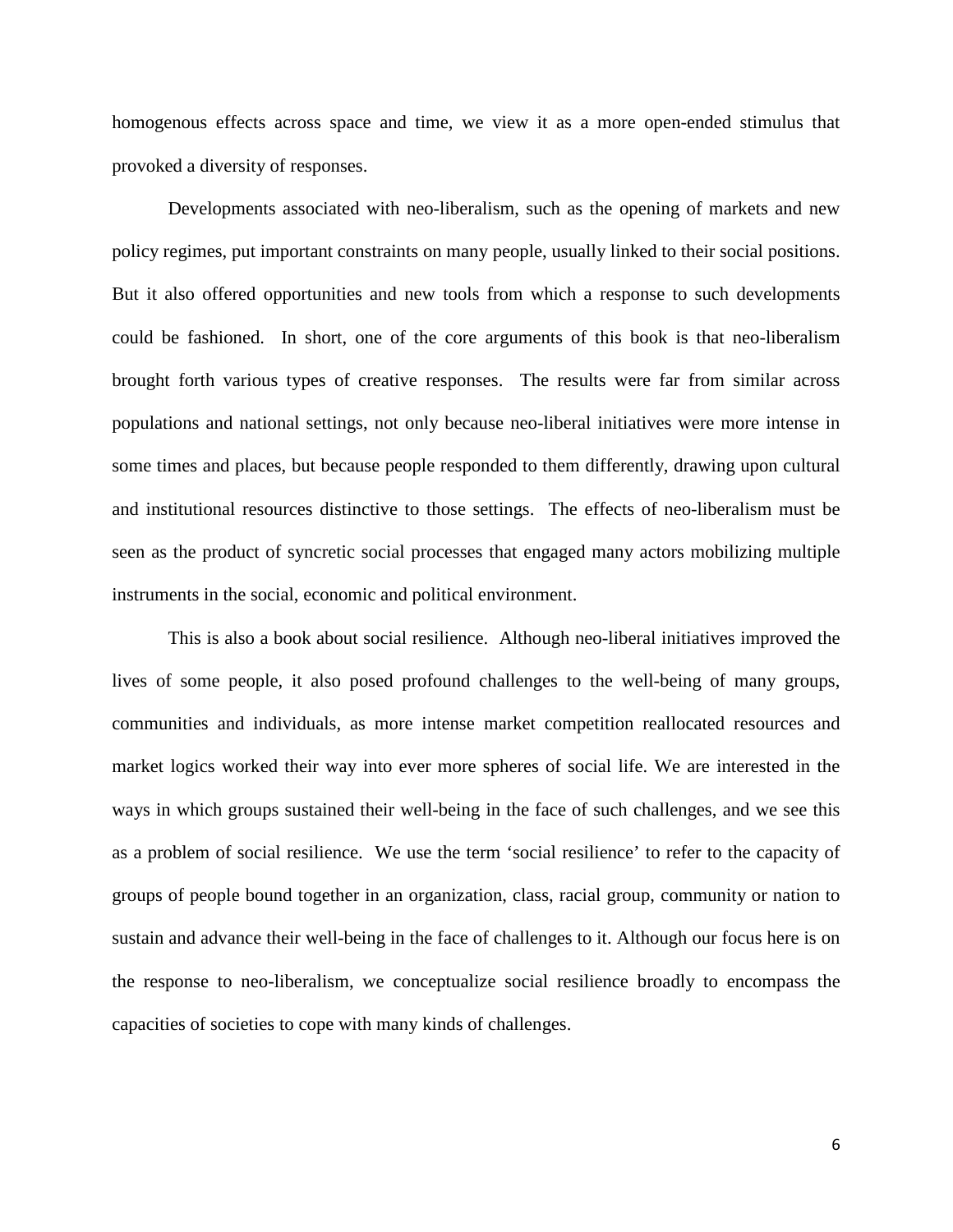homogenous effects across space and time, we view it as a more open-ended stimulus that provoked a diversity of responses.

Developments associated with neo-liberalism, such as the opening of markets and new policy regimes, put important constraints on many people, usually linked to their social positions. But it also offered opportunities and new tools from which a response to such developments could be fashioned. In short, one of the core arguments of this book is that neo-liberalism brought forth various types of creative responses. The results were far from similar across populations and national settings, not only because neo-liberal initiatives were more intense in some times and places, but because people responded to them differently, drawing upon cultural and institutional resources distinctive to those settings. The effects of neo-liberalism must be seen as the product of syncretic social processes that engaged many actors mobilizing multiple instruments in the social, economic and political environment.

This is also a book about social resilience. Although neo-liberal initiatives improved the lives of some people, it also posed profound challenges to the well-being of many groups, communities and individuals, as more intense market competition reallocated resources and market logics worked their way into ever more spheres of social life. We are interested in the ways in which groups sustained their well-being in the face of such challenges, and we see this as a problem of social resilience. We use the term 'social resilience' to refer to the capacity of groups of people bound together in an organization, class, racial group, community or nation to sustain and advance their well-being in the face of challenges to it. Although our focus here is on the response to neo-liberalism, we conceptualize social resilience broadly to encompass the capacities of societies to cope with many kinds of challenges.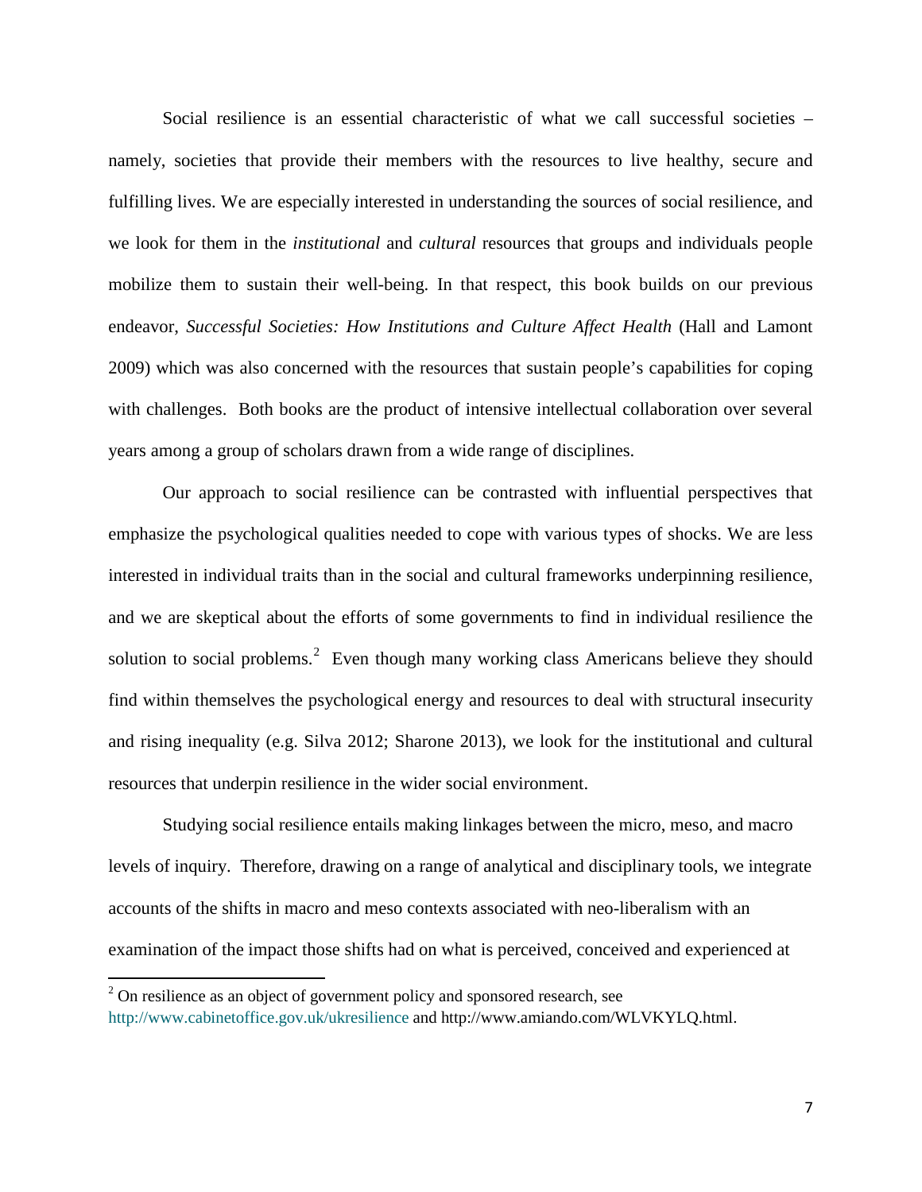Social resilience is an essential characteristic of what we call successful societies – namely, societies that provide their members with the resources to live healthy, secure and fulfilling lives. We are especially interested in understanding the sources of social resilience, and we look for them in the *institutional* and *cultural* resources that groups and individuals people mobilize them to sustain their well-being. In that respect, this book builds on our previous endeavor, *Successful Societies: How Institutions and Culture Affect Health* (Hall and Lamont 2009) which was also concerned with the resources that sustain people's capabilities for coping with challenges. Both books are the product of intensive intellectual collaboration over several years among a group of scholars drawn from a wide range of disciplines.

Our approach to social resilience can be contrasted with influential perspectives that emphasize the psychological qualities needed to cope with various types of shocks. We are less interested in individual traits than in the social and cultural frameworks underpinning resilience, and we are skeptical about the efforts of some governments to find in individual resilience the solution to social problems.[2] Even though many working class Americans believe they should find within themselves the psychological energy and resources to deal with structural insecurity and rising inequality (e.g. Silva 2012; Sharone 2013), we look for the institutional and cultural resources that underpin resilience in the wider social environment.

Studying social resilience entails making linkages between the micro, meso, and macro levels of inquiry. Therefore, drawing on a range of analytical and disciplinary tools, we integrate accounts of the shifts in macro and meso contexts associated with neo-liberalism with an examination of the impact those shifts had on what is perceived, conceived and experienced at

---

[2] On resilience as an object of government policy and sponsored research, see http://www.cabinetoffice.gov.uk/ukresilience and http://www.amiando.com/WLVKYLQ.html.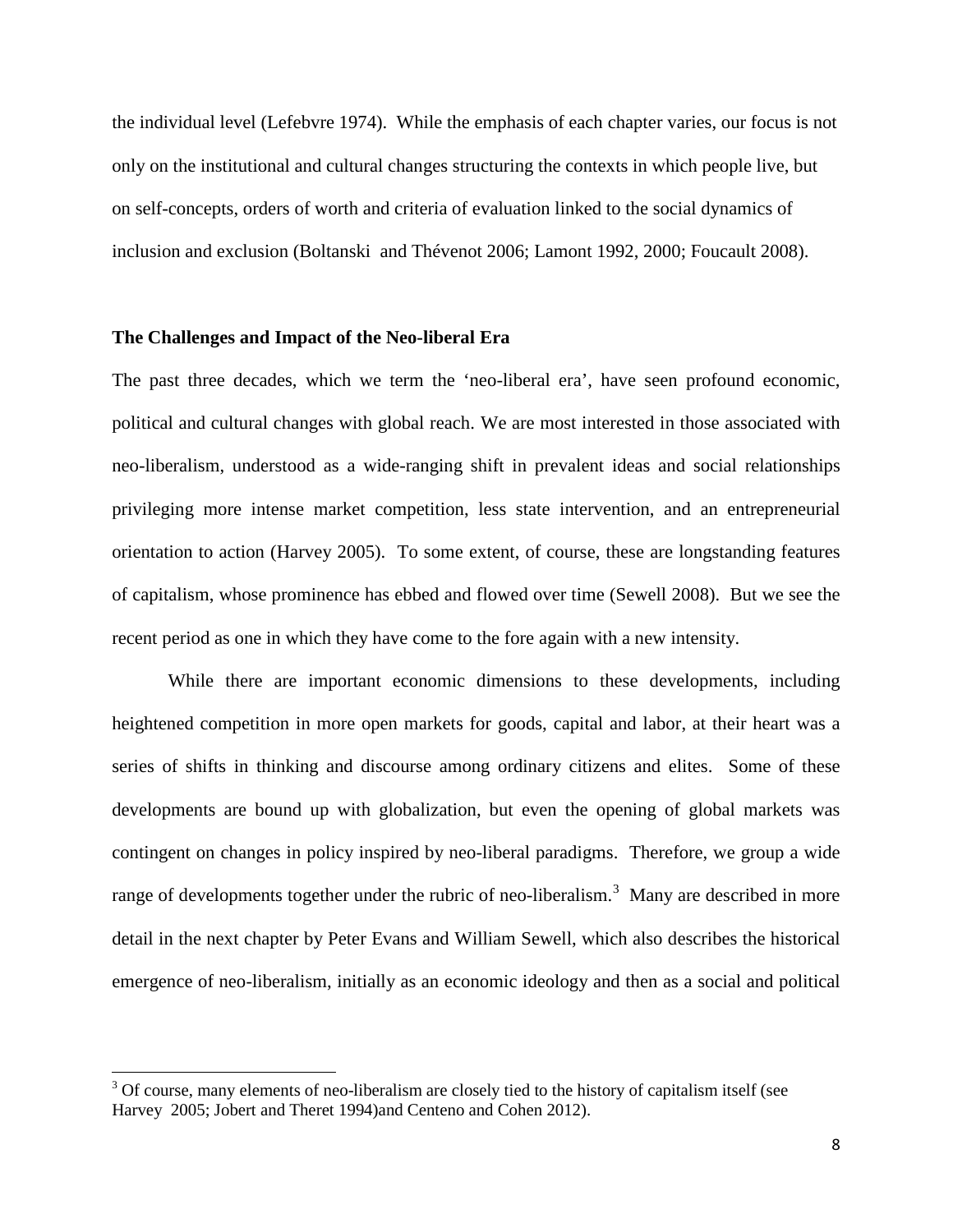the individual level (Lefebvre 1974). While the emphasis of each chapter varies, our focus is not only on the institutional and cultural changes structuring the contexts in which people live, but on self-concepts, orders of worth and criteria of evaluation linked to the social dynamics of inclusion and exclusion (Boltanski and Thévenot 2006; Lamont 1992, 2000; Foucault 2008).

## The Challenges and Impact of the Neo-liberal Era

The past three decades, which we term the 'neo-liberal era', have seen profound economic, political and cultural changes with global reach. We are most interested in those associated with neo-liberalism, understood as a wide-ranging shift in prevalent ideas and social relationships privileging more intense market competition, less state intervention, and an entrepreneurial orientation to action (Harvey 2005). To some extent, of course, these are longstanding features of capitalism, whose prominence has ebbed and flowed over time (Sewell 2008). But we see the recent period as one in which they have come to the fore again with a new intensity.

While there are important economic dimensions to these developments, including heightened competition in more open markets for goods, capital and labor, at their heart was a series of shifts in thinking and discourse among ordinary citizens and elites. Some of these developments are bound up with globalization, but even the opening of global markets was contingent on changes in policy inspired by neo-liberal paradigms. Therefore, we group a wide range of developments together under the rubric of neo-liberalism.[3] Many are described in more detail in the next chapter by Peter Evans and William Sewell, which also describes the historical emergence of neo-liberalism, initially as an economic ideology and then as a social and political

[3] Of course, many elements of neo-liberalism are closely tied to the history of capitalism itself (see Harvey 2005; Jobert and Theret 1994)and Centeno and Cohen 2012).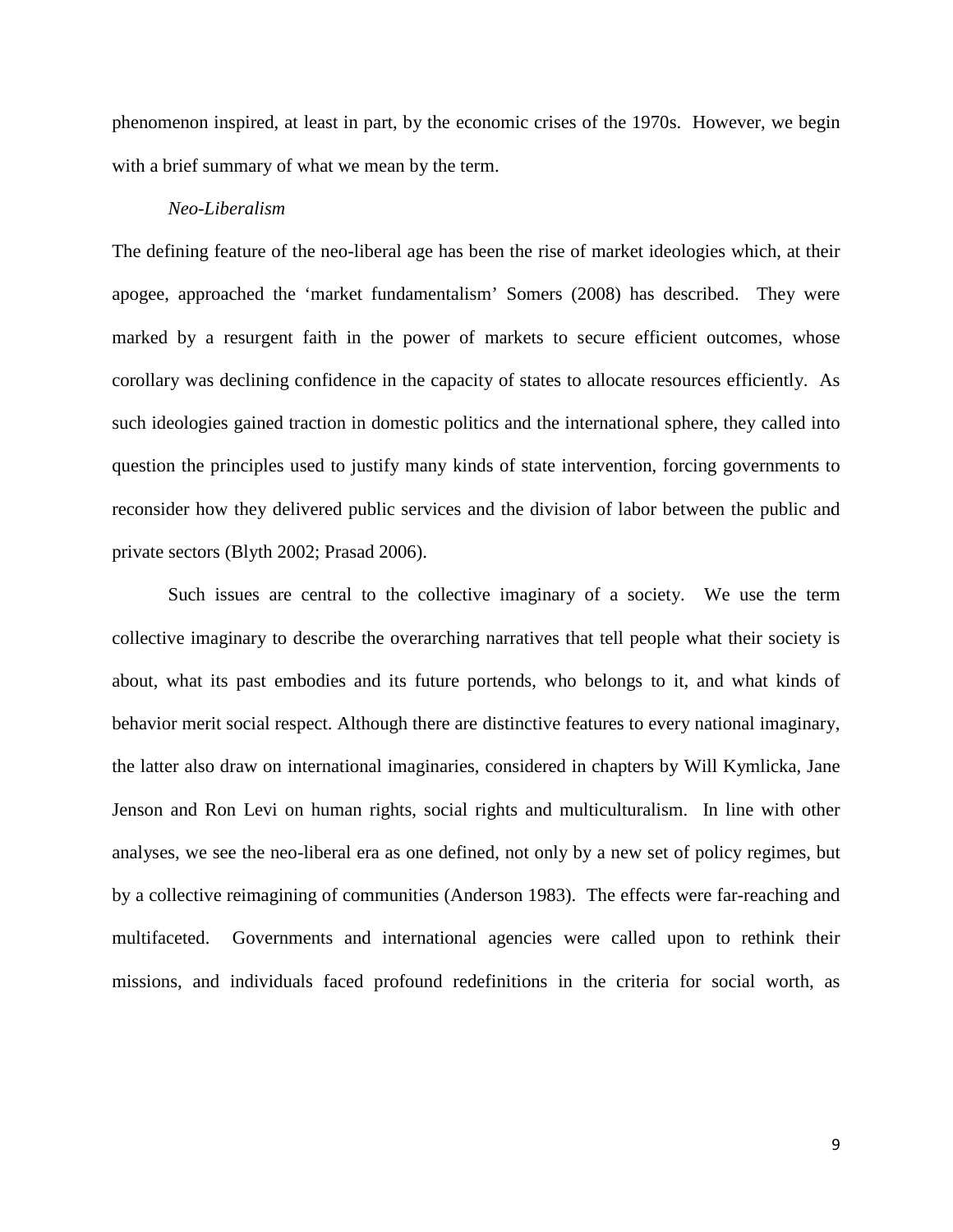phenomenon inspired, at least in part, by the economic crises of the 1970s. However, we begin with a brief summary of what we mean by the term.

*Neo-Liberalism*

The defining feature of the neo-liberal age has been the rise of market ideologies which, at their apogee, approached the 'market fundamentalism' Somers (2008) has described. They were marked by a resurgent faith in the power of markets to secure efficient outcomes, whose corollary was declining confidence in the capacity of states to allocate resources efficiently. As such ideologies gained traction in domestic politics and the international sphere, they called into question the principles used to justify many kinds of state intervention, forcing governments to reconsider how they delivered public services and the division of labor between the public and private sectors (Blyth 2002; Prasad 2006).

Such issues are central to the collective imaginary of a society. We use the term collective imaginary to describe the overarching narratives that tell people what their society is about, what its past embodies and its future portends, who belongs to it, and what kinds of behavior merit social respect. Although there are distinctive features to every national imaginary, the latter also draw on international imaginaries, considered in chapters by Will Kymlicka, Jane Jenson and Ron Levi on human rights, social rights and multiculturalism. In line with other analyses, we see the neo-liberal era as one defined, not only by a new set of policy regimes, but by a collective reimagining of communities (Anderson 1983). The effects were far-reaching and multifaceted. Governments and international agencies were called upon to rethink their missions, and individuals faced profound redefinitions in the criteria for social worth, as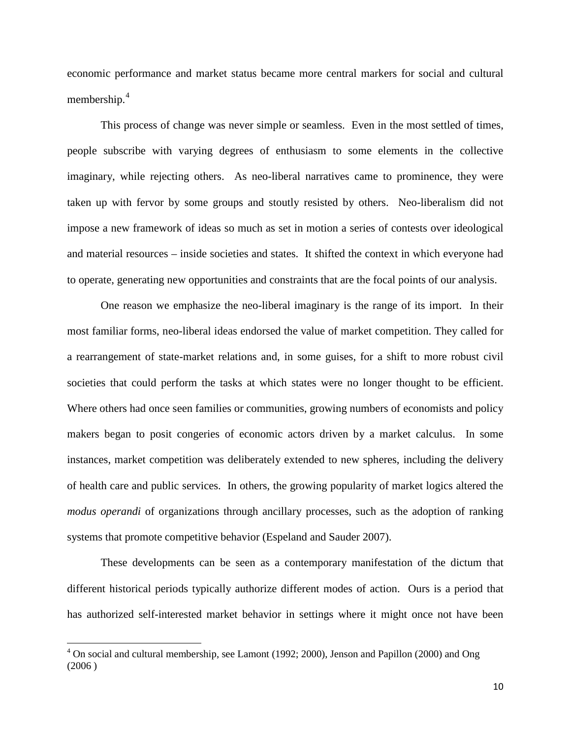economic performance and market status became more central markers for social and cultural membership.[4]

This process of change was never simple or seamless. Even in the most settled of times, people subscribe with varying degrees of enthusiasm to some elements in the collective imaginary, while rejecting others. As neo-liberal narratives came to prominence, they were taken up with fervor by some groups and stoutly resisted by others. Neo-liberalism did not impose a new framework of ideas so much as set in motion a series of contests over ideological and material resources – inside societies and states. It shifted the context in which everyone had to operate, generating new opportunities and constraints that are the focal points of our analysis.

One reason we emphasize the neo-liberal imaginary is the range of its import. In their most familiar forms, neo-liberal ideas endorsed the value of market competition. They called for a rearrangement of state-market relations and, in some guises, for a shift to more robust civil societies that could perform the tasks at which states were no longer thought to be efficient. Where others had once seen families or communities, growing numbers of economists and policy makers began to posit congeries of economic actors driven by a market calculus. In some instances, market competition was deliberately extended to new spheres, including the delivery of health care and public services. In others, the growing popularity of market logics altered the *modus operandi* of organizations through ancillary processes, such as the adoption of ranking systems that promote competitive behavior (Espeland and Sauder 2007).

These developments can be seen as a contemporary manifestation of the dictum that different historical periods typically authorize different modes of action. Ours is a period that has authorized self-interested market behavior in settings where it might once not have been

[4] On social and cultural membership, see Lamont (1992; 2000), Jenson and Papillon (2000) and Ong (2006 )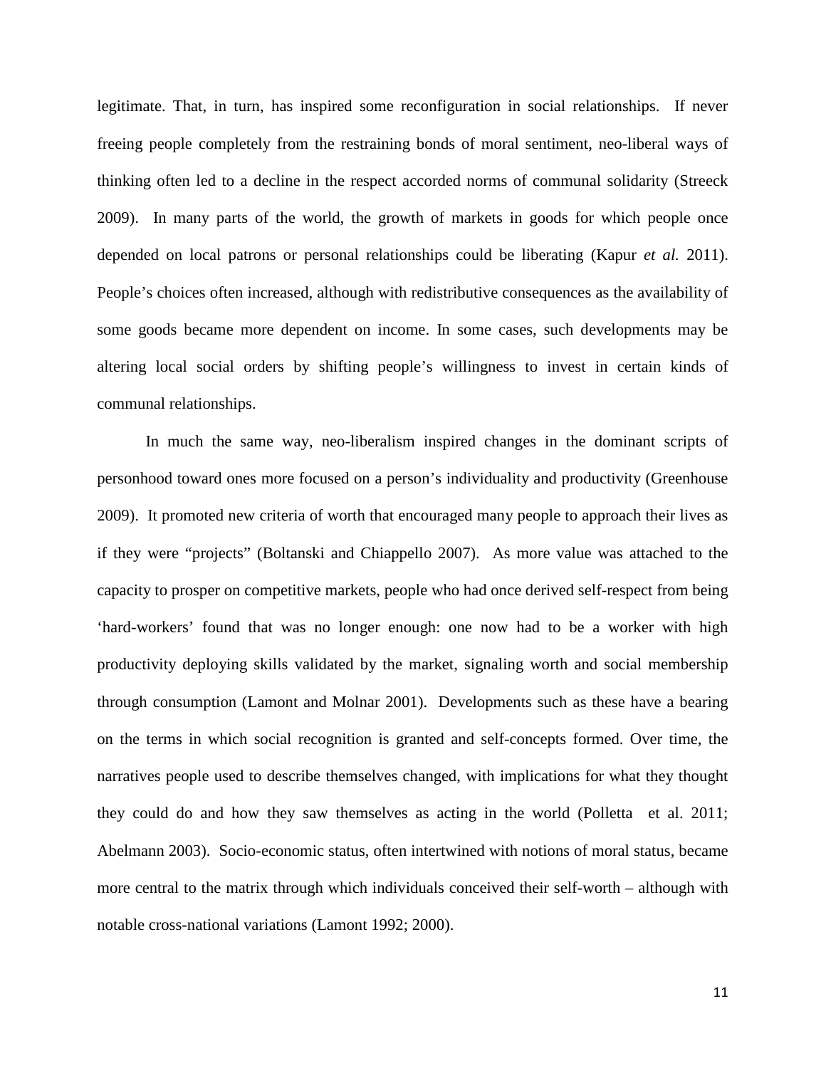legitimate. That, in turn, has inspired some reconfiguration in social relationships. If never freeing people completely from the restraining bonds of moral sentiment, neo-liberal ways of thinking often led to a decline in the respect accorded norms of communal solidarity (Streeck 2009). In many parts of the world, the growth of markets in goods for which people once depended on local patrons or personal relationships could be liberating (Kapur *et al.* 2011). People's choices often increased, although with redistributive consequences as the availability of some goods became more dependent on income. In some cases, such developments may be altering local social orders by shifting people's willingness to invest in certain kinds of communal relationships.

In much the same way, neo-liberalism inspired changes in the dominant scripts of personhood toward ones more focused on a person's individuality and productivity (Greenhouse 2009). It promoted new criteria of worth that encouraged many people to approach their lives as if they were "projects" (Boltanski and Chiappello 2007). As more value was attached to the capacity to prosper on competitive markets, people who had once derived self-respect from being 'hard-workers' found that was no longer enough: one now had to be a worker with high productivity deploying skills validated by the market, signaling worth and social membership through consumption (Lamont and Molnar 2001). Developments such as these have a bearing on the terms in which social recognition is granted and self-concepts formed. Over time, the narratives people used to describe themselves changed, with implications for what they thought they could do and how they saw themselves as acting in the world (Polletta et al. 2011; Abelmann 2003). Socio-economic status, often intertwined with notions of moral status, became more central to the matrix through which individuals conceived their self-worth – although with notable cross-national variations (Lamont 1992; 2000).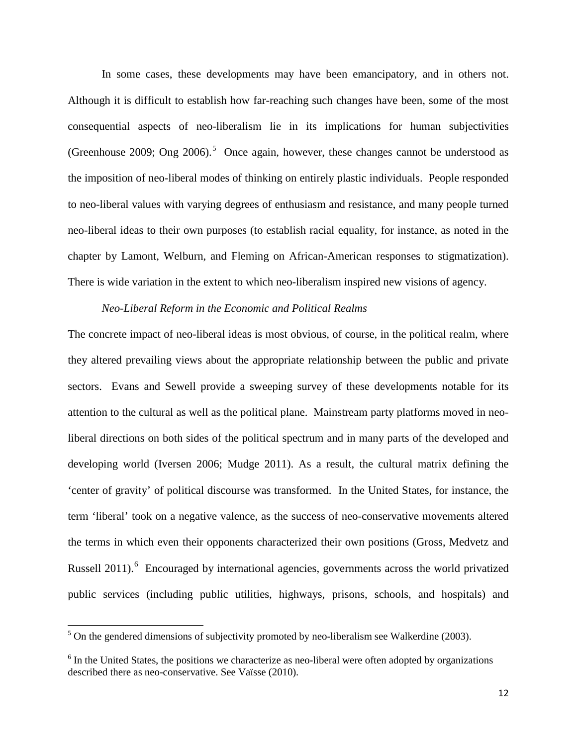In some cases, these developments may have been emancipatory, and in others not. Although it is difficult to establish how far-reaching such changes have been, some of the most consequential aspects of neo-liberalism lie in its implications for human subjectivities (Greenhouse 2009; Ong 2006).[5] Once again, however, these changes cannot be understood as the imposition of neo-liberal modes of thinking on entirely plastic individuals. People responded to neo-liberal values with varying degrees of enthusiasm and resistance, and many people turned neo-liberal ideas to their own purposes (to establish racial equality, for instance, as noted in the chapter by Lamont, Welburn, and Fleming on African-American responses to stigmatization). There is wide variation in the extent to which neo-liberalism inspired new visions of agency.

*Neo-Liberal Reform in the Economic and Political Realms*

The concrete impact of neo-liberal ideas is most obvious, of course, in the political realm, where they altered prevailing views about the appropriate relationship between the public and private sectors. Evans and Sewell provide a sweeping survey of these developments notable for its attention to the cultural as well as the political plane. Mainstream party platforms moved in neo-liberal directions on both sides of the political spectrum and in many parts of the developed and developing world (Iversen 2006; Mudge 2011). As a result, the cultural matrix defining the 'center of gravity' of political discourse was transformed. In the United States, for instance, the term 'liberal' took on a negative valence, as the success of neo-conservative movements altered the terms in which even their opponents characterized their own positions (Gross, Medvetz and Russell 2011).[6] Encouraged by international agencies, governments across the world privatized public services (including public utilities, highways, prisons, schools, and hospitals) and

---

[5] On the gendered dimensions of subjectivity promoted by neo-liberalism see Walkerdine (2003).

[6] In the United States, the positions we characterize as neo-liberal were often adopted by organizations described there as neo-conservative. See Vaïsse (2010).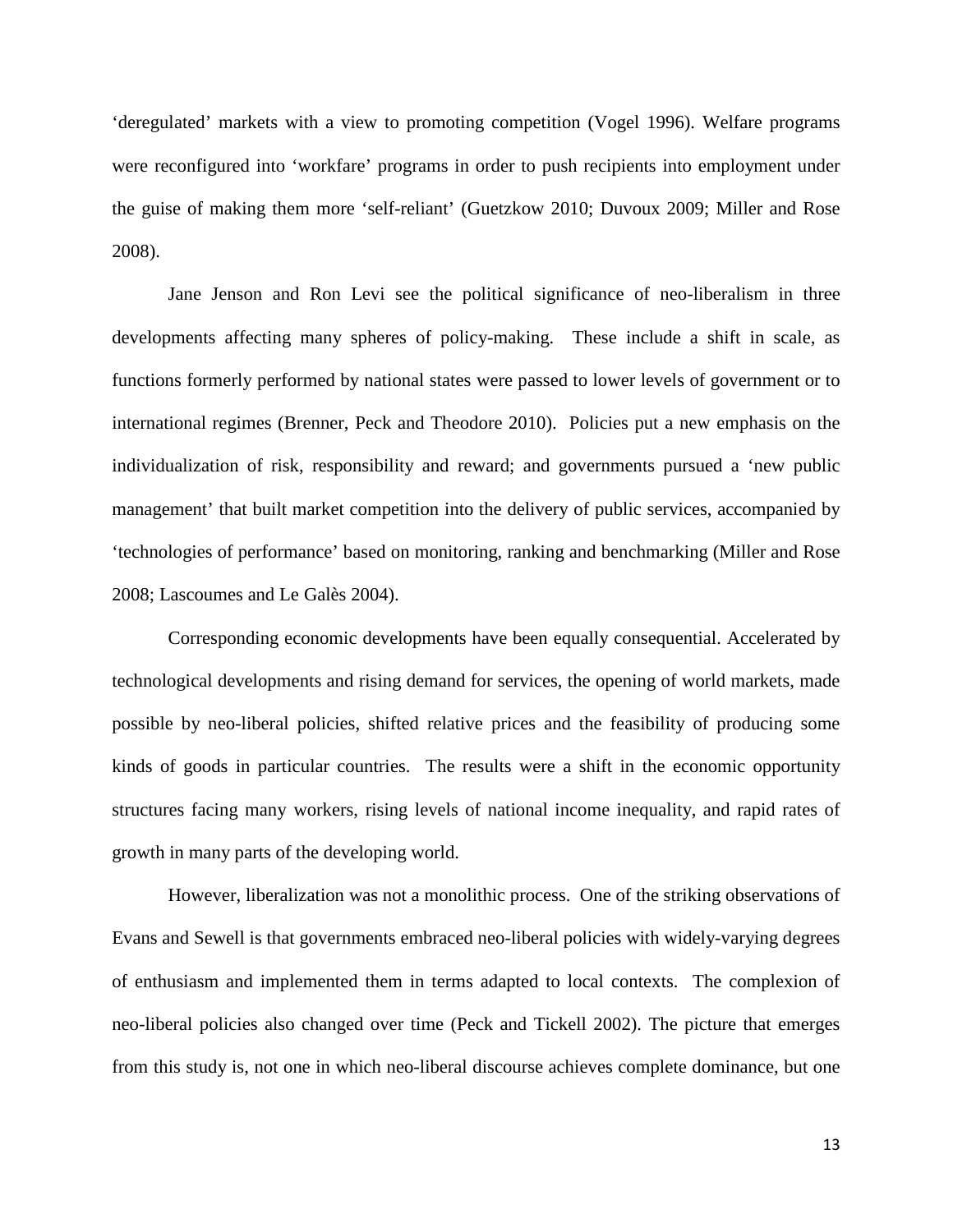‘deregulated’ markets with a view to promoting competition (Vogel 1996). Welfare programs were reconfigured into ‘workfare’ programs in order to push recipients into employment under the guise of making them more ‘self-reliant’ (Guetzkow 2010; Duvoux 2009; Miller and Rose 2008).

Jane Jenson and Ron Levi see the political significance of neo-liberalism in three developments affecting many spheres of policy-making. These include a shift in scale, as functions formerly performed by national states were passed to lower levels of government or to international regimes (Brenner, Peck and Theodore 2010). Policies put a new emphasis on the individualization of risk, responsibility and reward; and governments pursued a ‘new public management’ that built market competition into the delivery of public services, accompanied by ‘technologies of performance’ based on monitoring, ranking and benchmarking (Miller and Rose 2008; Lascoumes and Le Galès 2004).

Corresponding economic developments have been equally consequential. Accelerated by technological developments and rising demand for services, the opening of world markets, made possible by neo-liberal policies, shifted relative prices and the feasibility of producing some kinds of goods in particular countries. The results were a shift in the economic opportunity structures facing many workers, rising levels of national income inequality, and rapid rates of growth in many parts of the developing world.

However, liberalization was not a monolithic process. One of the striking observations of Evans and Sewell is that governments embraced neo-liberal policies with widely-varying degrees of enthusiasm and implemented them in terms adapted to local contexts. The complexion of neo-liberal policies also changed over time (Peck and Tickell 2002). The picture that emerges from this study is, not one in which neo-liberal discourse achieves complete dominance, but one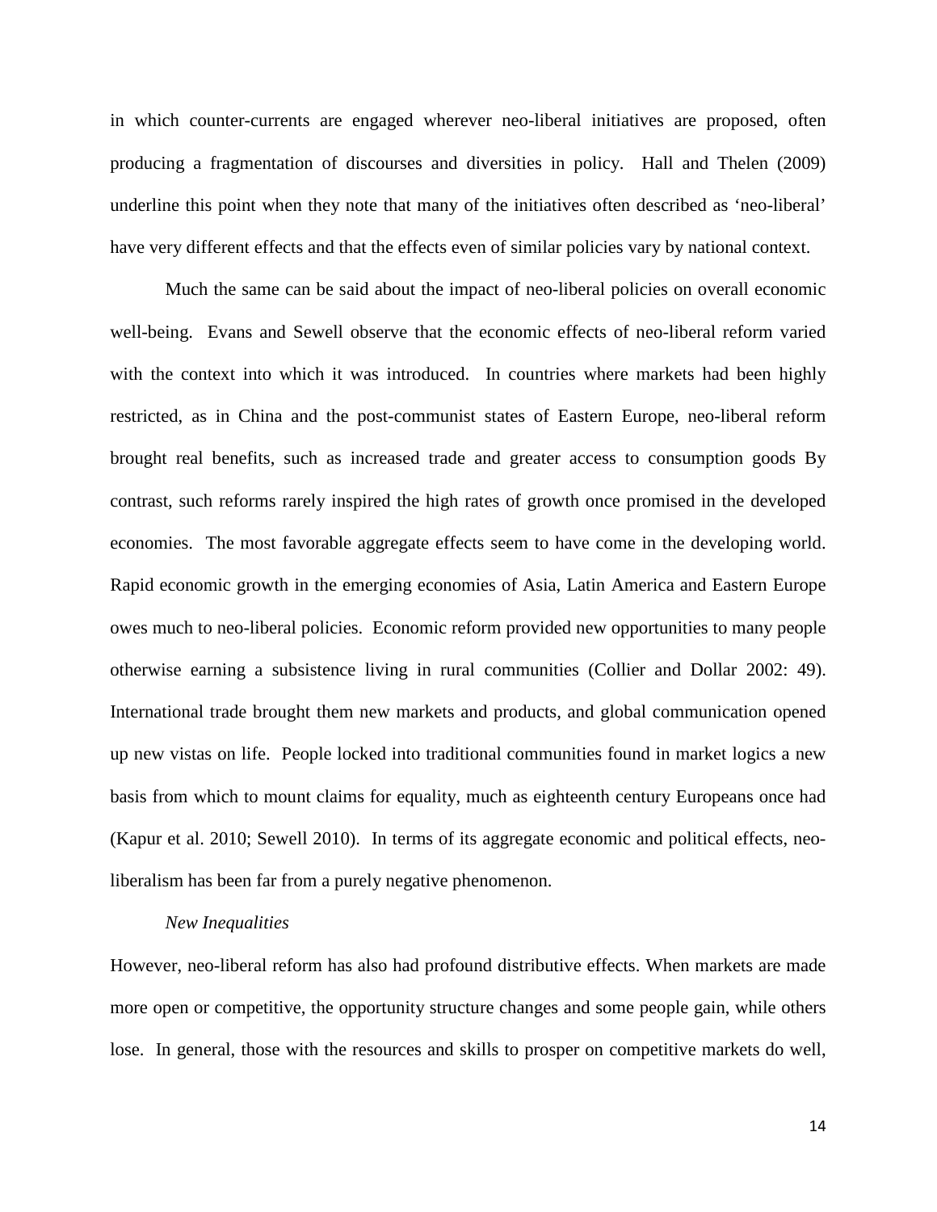in which counter-currents are engaged wherever neo-liberal initiatives are proposed, often producing a fragmentation of discourses and diversities in policy. Hall and Thelen (2009) underline this point when they note that many of the initiatives often described as 'neo-liberal' have very different effects and that the effects even of similar policies vary by national context.

Much the same can be said about the impact of neo-liberal policies on overall economic well-being. Evans and Sewell observe that the economic effects of neo-liberal reform varied with the context into which it was introduced. In countries where markets had been highly restricted, as in China and the post-communist states of Eastern Europe, neo-liberal reform brought real benefits, such as increased trade and greater access to consumption goods By contrast, such reforms rarely inspired the high rates of growth once promised in the developed economies. The most favorable aggregate effects seem to have come in the developing world. Rapid economic growth in the emerging economies of Asia, Latin America and Eastern Europe owes much to neo-liberal policies. Economic reform provided new opportunities to many people otherwise earning a subsistence living in rural communities (Collier and Dollar 2002: 49). International trade brought them new markets and products, and global communication opened up new vistas on life. People locked into traditional communities found in market logics a new basis from which to mount claims for equality, much as eighteenth century Europeans once had (Kapur et al. 2010; Sewell 2010). In terms of its aggregate economic and political effects, neo-liberalism has been far from a purely negative phenomenon.

*New Inequalities*

However, neo-liberal reform has also had profound distributive effects. When markets are made more open or competitive, the opportunity structure changes and some people gain, while others lose. In general, those with the resources and skills to prosper on competitive markets do well,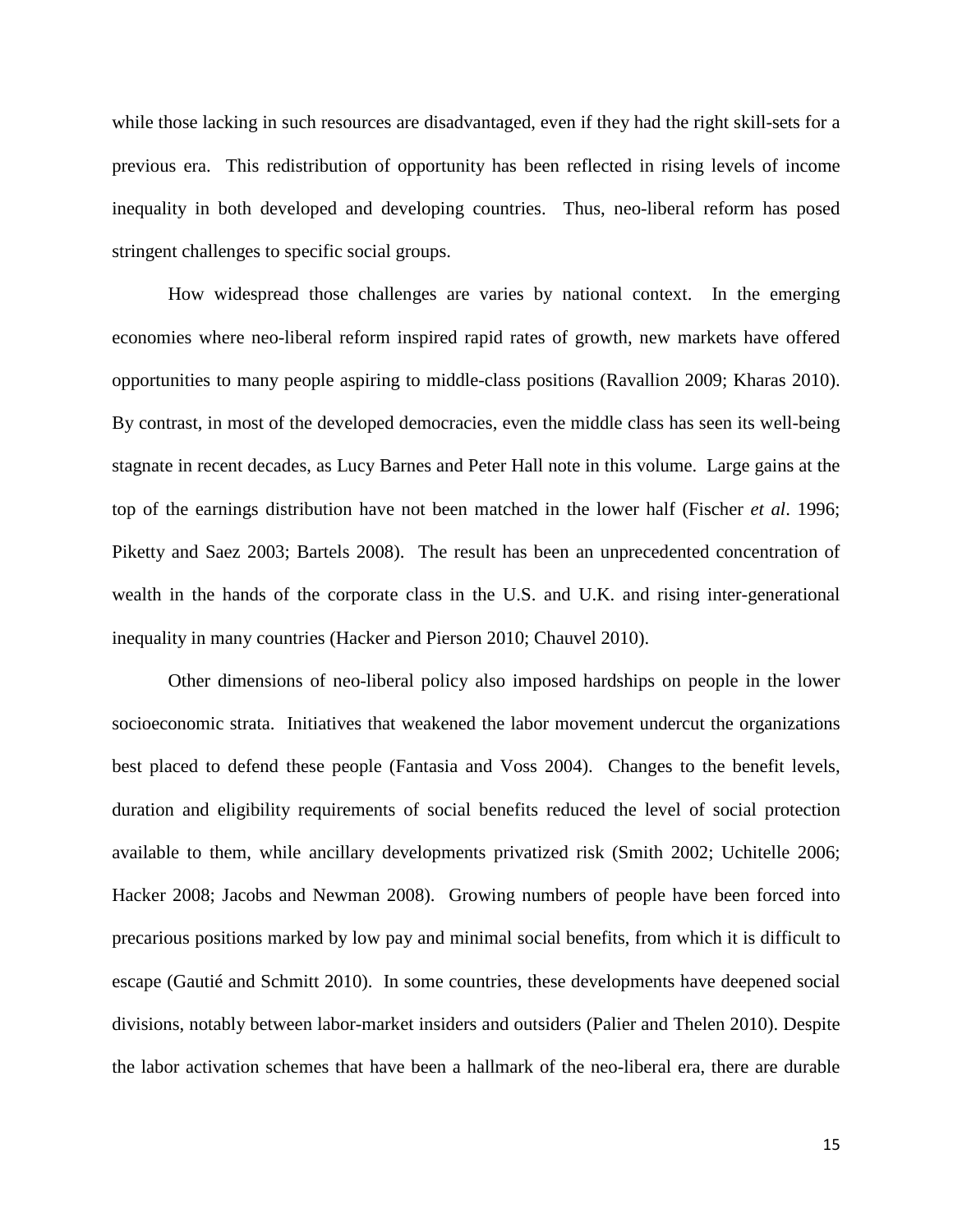while those lacking in such resources are disadvantaged, even if they had the right skill-sets for a previous era. This redistribution of opportunity has been reflected in rising levels of income inequality in both developed and developing countries. Thus, neo-liberal reform has posed stringent challenges to specific social groups.

How widespread those challenges are varies by national context. In the emerging economies where neo-liberal reform inspired rapid rates of growth, new markets have offered opportunities to many people aspiring to middle-class positions (Ravallion 2009; Kharas 2010). By contrast, in most of the developed democracies, even the middle class has seen its well-being stagnate in recent decades, as Lucy Barnes and Peter Hall note in this volume. Large gains at the top of the earnings distribution have not been matched in the lower half (Fischer *et al*. 1996; Piketty and Saez 2003; Bartels 2008). The result has been an unprecedented concentration of wealth in the hands of the corporate class in the U.S. and U.K. and rising inter-generational inequality in many countries (Hacker and Pierson 2010; Chauvel 2010).

Other dimensions of neo-liberal policy also imposed hardships on people in the lower socioeconomic strata. Initiatives that weakened the labor movement undercut the organizations best placed to defend these people (Fantasia and Voss 2004). Changes to the benefit levels, duration and eligibility requirements of social benefits reduced the level of social protection available to them, while ancillary developments privatized risk (Smith 2002; Uchitelle 2006; Hacker 2008; Jacobs and Newman 2008). Growing numbers of people have been forced into precarious positions marked by low pay and minimal social benefits, from which it is difficult to escape (Gautié and Schmitt 2010). In some countries, these developments have deepened social divisions, notably between labor-market insiders and outsiders (Palier and Thelen 2010). Despite the labor activation schemes that have been a hallmark of the neo-liberal era, there are durable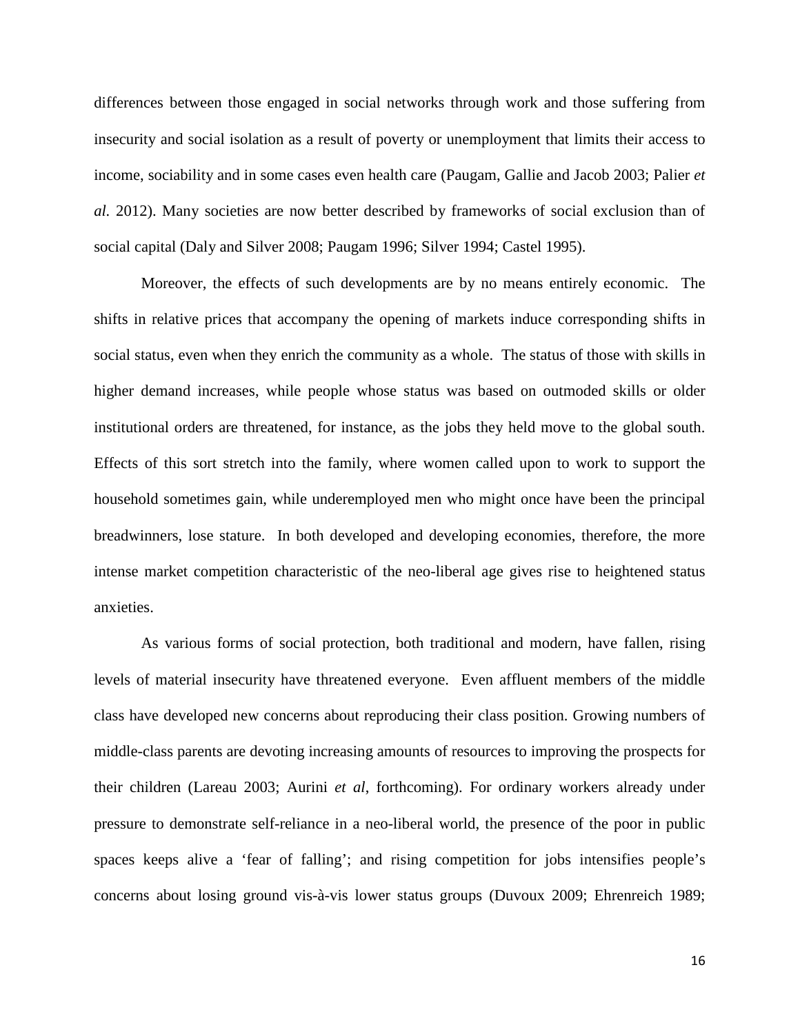differences between those engaged in social networks through work and those suffering from insecurity and social isolation as a result of poverty or unemployment that limits their access to income, sociability and in some cases even health care (Paugam, Gallie and Jacob 2003; Palier *et al.* 2012). Many societies are now better described by frameworks of social exclusion than of social capital (Daly and Silver 2008; Paugam 1996; Silver 1994; Castel 1995).

Moreover, the effects of such developments are by no means entirely economic. The shifts in relative prices that accompany the opening of markets induce corresponding shifts in social status, even when they enrich the community as a whole. The status of those with skills in higher demand increases, while people whose status was based on outmoded skills or older institutional orders are threatened, for instance, as the jobs they held move to the global south. Effects of this sort stretch into the family, where women called upon to work to support the household sometimes gain, while underemployed men who might once have been the principal breadwinners, lose stature. In both developed and developing economies, therefore, the more intense market competition characteristic of the neo-liberal age gives rise to heightened status anxieties.

As various forms of social protection, both traditional and modern, have fallen, rising levels of material insecurity have threatened everyone. Even affluent members of the middle class have developed new concerns about reproducing their class position. Growing numbers of middle-class parents are devoting increasing amounts of resources to improving the prospects for their children (Lareau 2003; Aurini *et al*, forthcoming). For ordinary workers already under pressure to demonstrate self-reliance in a neo-liberal world, the presence of the poor in public spaces keeps alive a 'fear of falling'; and rising competition for jobs intensifies people's concerns about losing ground vis-à-vis lower status groups (Duvoux 2009; Ehrenreich 1989;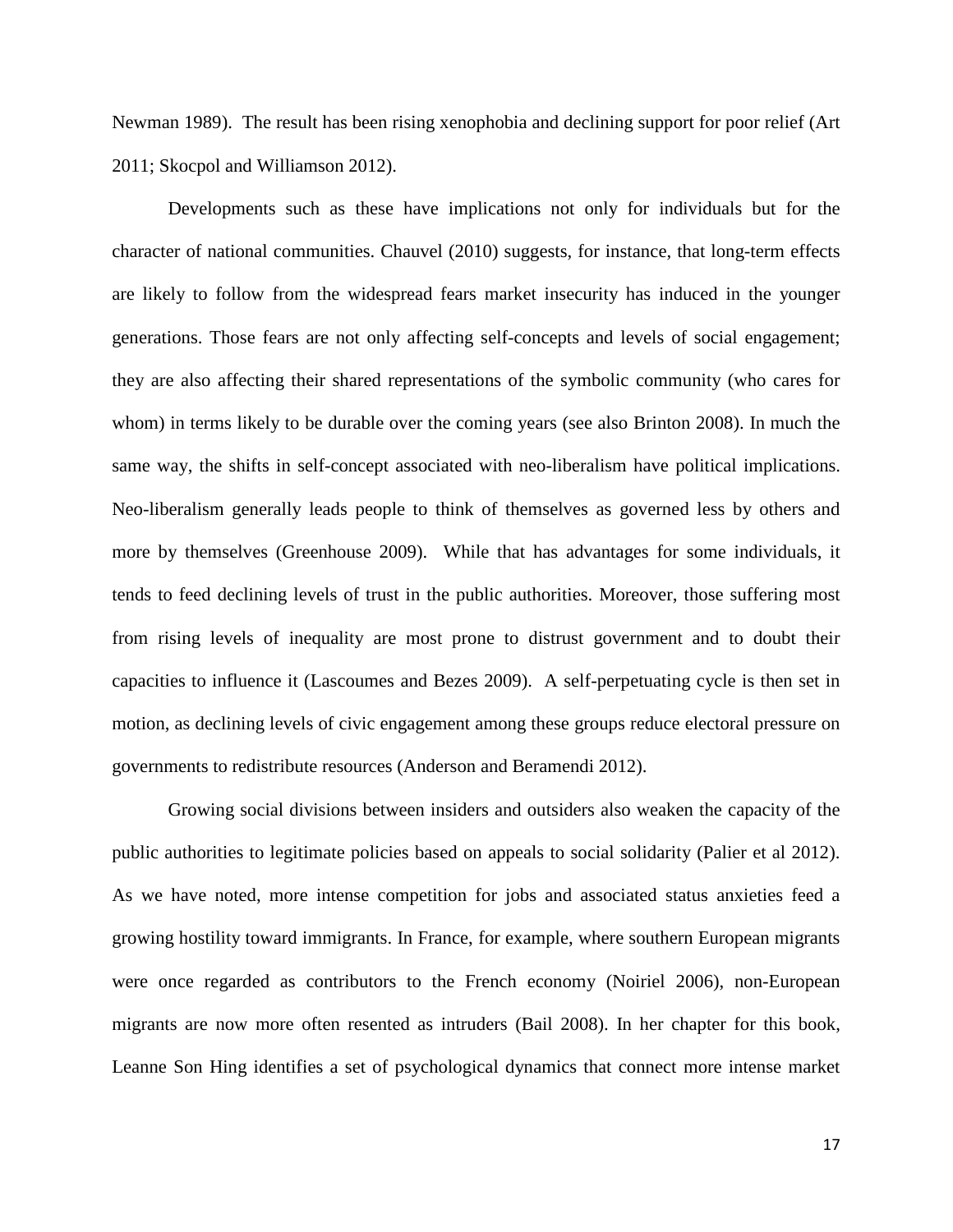Newman 1989). The result has been rising xenophobia and declining support for poor relief (Art 2011; Skocpol and Williamson 2012).

Developments such as these have implications not only for individuals but for the character of national communities. Chauvel (2010) suggests, for instance, that long-term effects are likely to follow from the widespread fears market insecurity has induced in the younger generations. Those fears are not only affecting self-concepts and levels of social engagement; they are also affecting their shared representations of the symbolic community (who cares for whom) in terms likely to be durable over the coming years (see also Brinton 2008). In much the same way, the shifts in self-concept associated with neo-liberalism have political implications. Neo-liberalism generally leads people to think of themselves as governed less by others and more by themselves (Greenhouse 2009). While that has advantages for some individuals, it tends to feed declining levels of trust in the public authorities. Moreover, those suffering most from rising levels of inequality are most prone to distrust government and to doubt their capacities to influence it (Lascoumes and Bezes 2009). A self-perpetuating cycle is then set in motion, as declining levels of civic engagement among these groups reduce electoral pressure on governments to redistribute resources (Anderson and Beramendi 2012).

Growing social divisions between insiders and outsiders also weaken the capacity of the public authorities to legitimate policies based on appeals to social solidarity (Palier et al 2012). As we have noted, more intense competition for jobs and associated status anxieties feed a growing hostility toward immigrants. In France, for example, where southern European migrants were once regarded as contributors to the French economy (Noiriel 2006), non-European migrants are now more often resented as intruders (Bail 2008). In her chapter for this book, Leanne Son Hing identifies a set of psychological dynamics that connect more intense market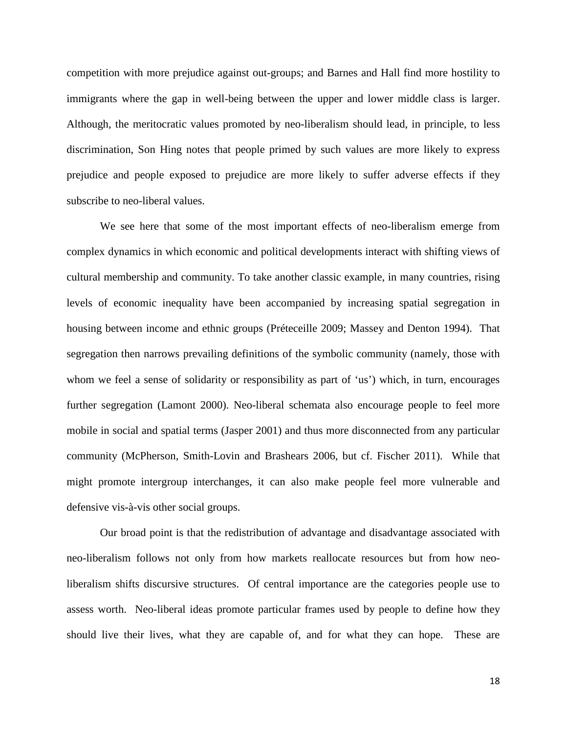competition with more prejudice against out-groups; and Barnes and Hall find more hostility to immigrants where the gap in well-being between the upper and lower middle class is larger. Although, the meritocratic values promoted by neo-liberalism should lead, in principle, to less discrimination, Son Hing notes that people primed by such values are more likely to express prejudice and people exposed to prejudice are more likely to suffer adverse effects if they subscribe to neo-liberal values.

We see here that some of the most important effects of neo-liberalism emerge from complex dynamics in which economic and political developments interact with shifting views of cultural membership and community. To take another classic example, in many countries, rising levels of economic inequality have been accompanied by increasing spatial segregation in housing between income and ethnic groups (Préteceille 2009; Massey and Denton 1994). That segregation then narrows prevailing definitions of the symbolic community (namely, those with whom we feel a sense of solidarity or responsibility as part of 'us') which, in turn, encourages further segregation (Lamont 2000). Neo-liberal schemata also encourage people to feel more mobile in social and spatial terms (Jasper 2001) and thus more disconnected from any particular community (McPherson, Smith-Lovin and Brashears 2006, but cf. Fischer 2011). While that might promote intergroup interchanges, it can also make people feel more vulnerable and defensive vis-à-vis other social groups.

Our broad point is that the redistribution of advantage and disadvantage associated with neo-liberalism follows not only from how markets reallocate resources but from how neo-liberalism shifts discursive structures. Of central importance are the categories people use to assess worth. Neo-liberal ideas promote particular frames used by people to define how they should live their lives, what they are capable of, and for what they can hope. These are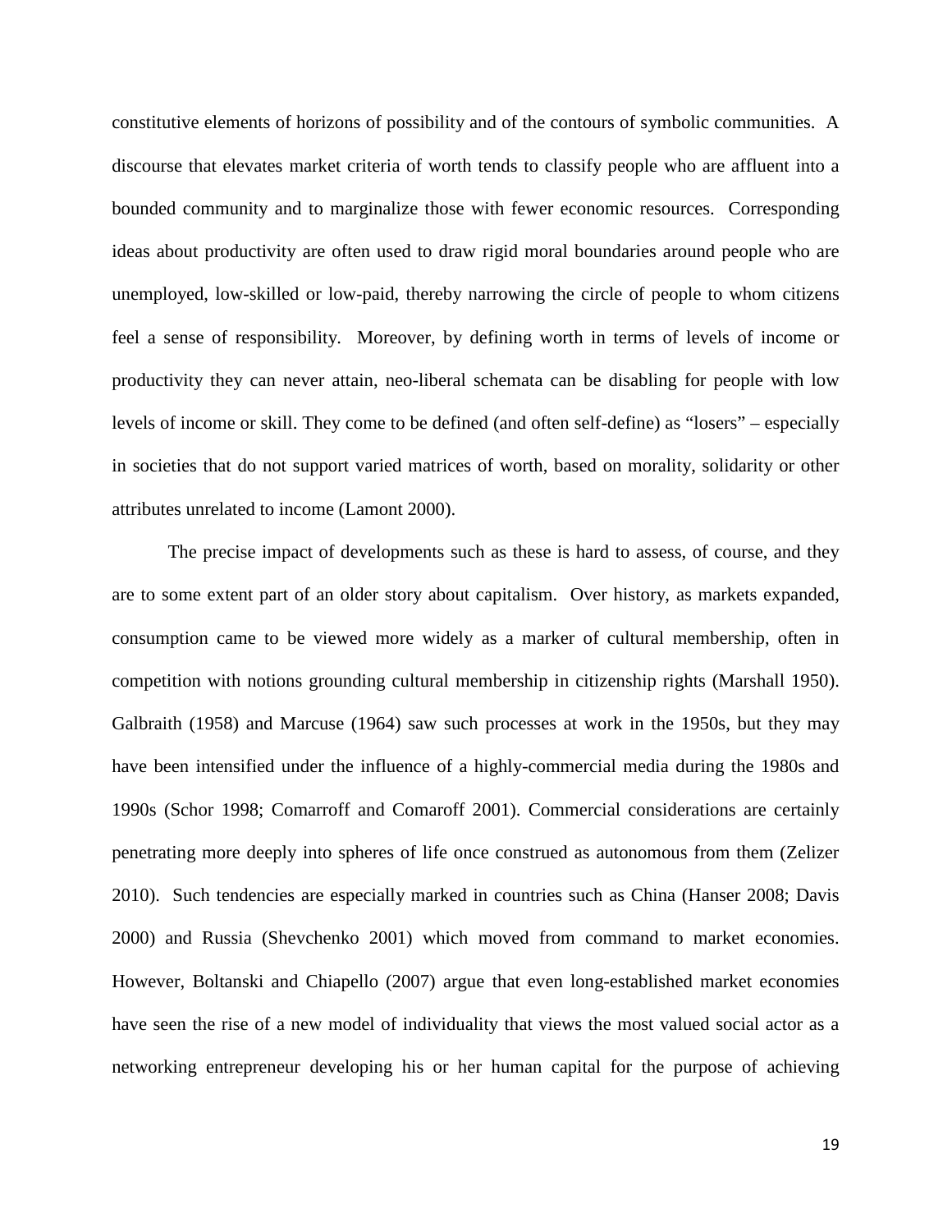constitutive elements of horizons of possibility and of the contours of symbolic communities. A discourse that elevates market criteria of worth tends to classify people who are affluent into a bounded community and to marginalize those with fewer economic resources. Corresponding ideas about productivity are often used to draw rigid moral boundaries around people who are unemployed, low-skilled or low-paid, thereby narrowing the circle of people to whom citizens feel a sense of responsibility. Moreover, by defining worth in terms of levels of income or productivity they can never attain, neo-liberal schemata can be disabling for people with low levels of income or skill. They come to be defined (and often self-define) as "losers" – especially in societies that do not support varied matrices of worth, based on morality, solidarity or other attributes unrelated to income (Lamont 2000).

The precise impact of developments such as these is hard to assess, of course, and they are to some extent part of an older story about capitalism. Over history, as markets expanded, consumption came to be viewed more widely as a marker of cultural membership, often in competition with notions grounding cultural membership in citizenship rights (Marshall 1950). Galbraith (1958) and Marcuse (1964) saw such processes at work in the 1950s, but they may have been intensified under the influence of a highly-commercial media during the 1980s and 1990s (Schor 1998; Comarroff and Comaroff 2001). Commercial considerations are certainly penetrating more deeply into spheres of life once construed as autonomous from them (Zelizer 2010). Such tendencies are especially marked in countries such as China (Hanser 2008; Davis 2000) and Russia (Shevchenko 2001) which moved from command to market economies. However, Boltanski and Chiapello (2007) argue that even long-established market economies have seen the rise of a new model of individuality that views the most valued social actor as a networking entrepreneur developing his or her human capital for the purpose of achieving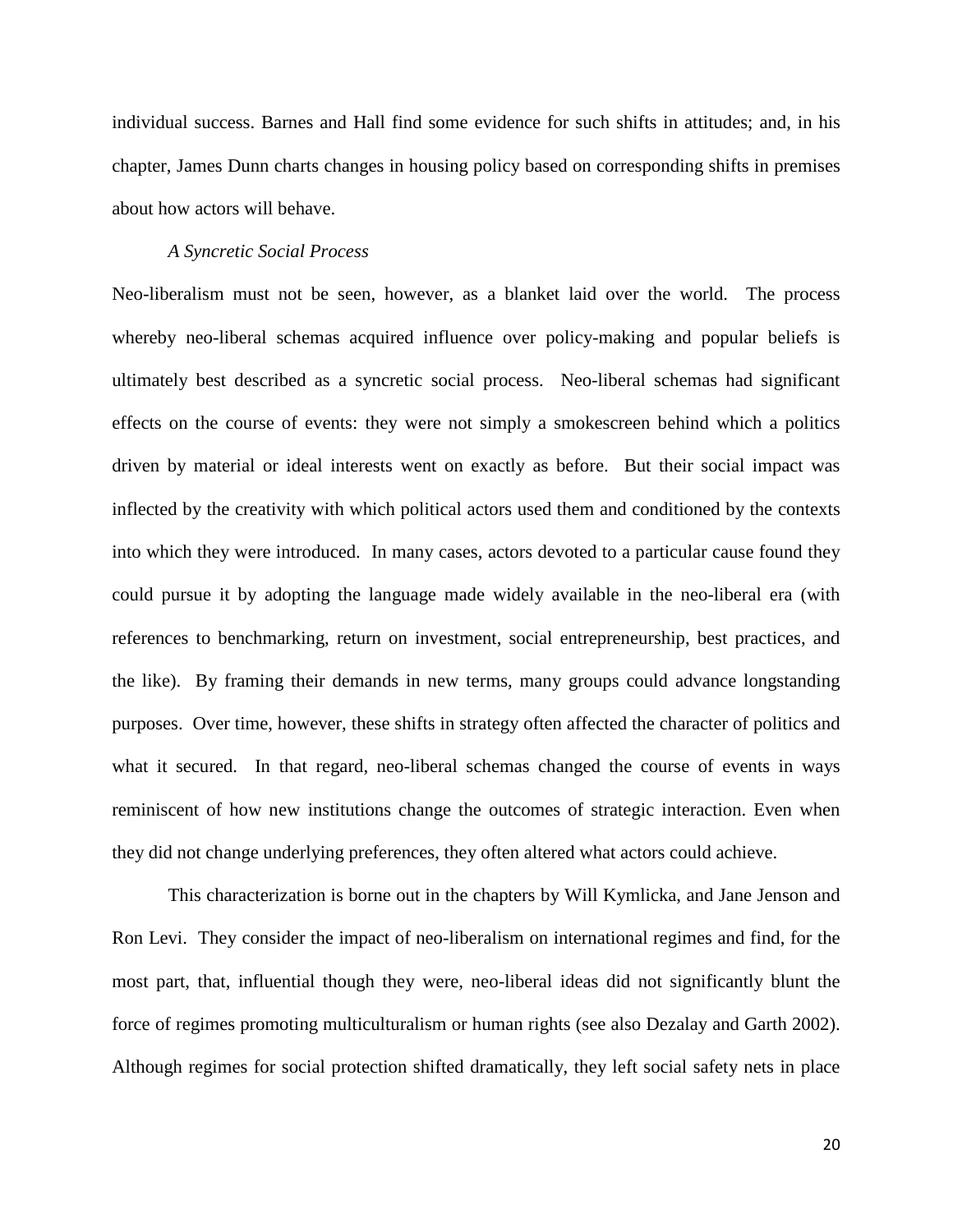individual success. Barnes and Hall find some evidence for such shifts in attitudes; and, in his chapter, James Dunn charts changes in housing policy based on corresponding shifts in premises about how actors will behave.

*A Syncretic Social Process*

Neo-liberalism must not be seen, however, as a blanket laid over the world. The process whereby neo-liberal schemas acquired influence over policy-making and popular beliefs is ultimately best described as a syncretic social process. Neo-liberal schemas had significant effects on the course of events: they were not simply a smokescreen behind which a politics driven by material or ideal interests went on exactly as before. But their social impact was inflected by the creativity with which political actors used them and conditioned by the contexts into which they were introduced. In many cases, actors devoted to a particular cause found they could pursue it by adopting the language made widely available in the neo-liberal era (with references to benchmarking, return on investment, social entrepreneurship, best practices, and the like). By framing their demands in new terms, many groups could advance longstanding purposes. Over time, however, these shifts in strategy often affected the character of politics and what it secured. In that regard, neo-liberal schemas changed the course of events in ways reminiscent of how new institutions change the outcomes of strategic interaction. Even when they did not change underlying preferences, they often altered what actors could achieve.

This characterization is borne out in the chapters by Will Kymlicka, and Jane Jenson and Ron Levi. They consider the impact of neo-liberalism on international regimes and find, for the most part, that, influential though they were, neo-liberal ideas did not significantly blunt the force of regimes promoting multiculturalism or human rights (see also Dezalay and Garth 2002). Although regimes for social protection shifted dramatically, they left social safety nets in place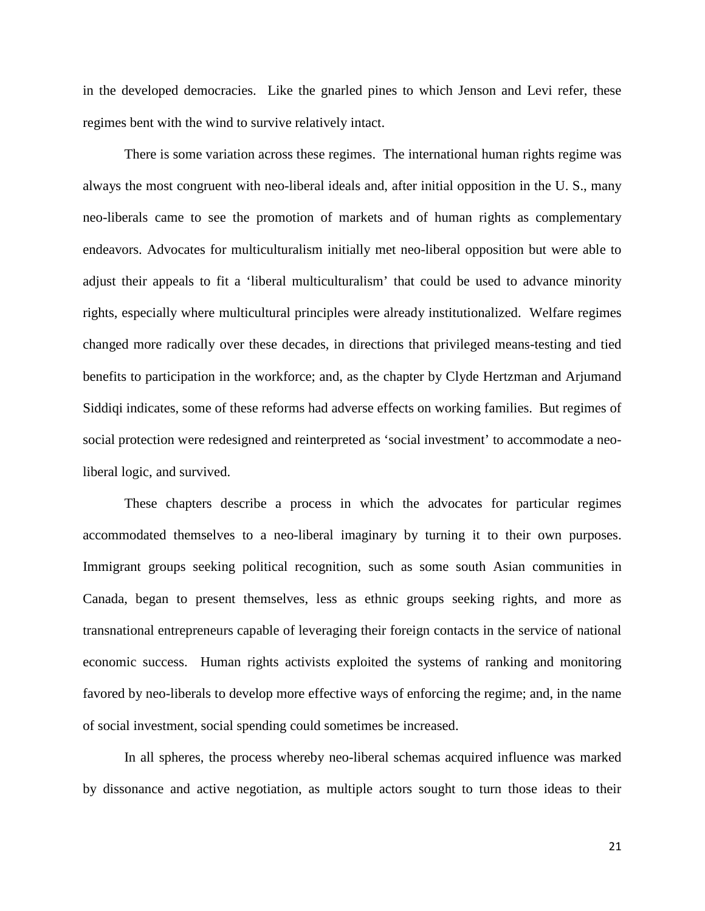in the developed democracies. Like the gnarled pines to which Jenson and Levi refer, these regimes bent with the wind to survive relatively intact.

There is some variation across these regimes. The international human rights regime was always the most congruent with neo-liberal ideals and, after initial opposition in the U. S., many neo-liberals came to see the promotion of markets and of human rights as complementary endeavors. Advocates for multiculturalism initially met neo-liberal opposition but were able to adjust their appeals to fit a 'liberal multiculturalism' that could be used to advance minority rights, especially where multicultural principles were already institutionalized. Welfare regimes changed more radically over these decades, in directions that privileged means-testing and tied benefits to participation in the workforce; and, as the chapter by Clyde Hertzman and Arjumand Siddiqi indicates, some of these reforms had adverse effects on working families. But regimes of social protection were redesigned and reinterpreted as 'social investment' to accommodate a neo-liberal logic, and survived.

These chapters describe a process in which the advocates for particular regimes accommodated themselves to a neo-liberal imaginary by turning it to their own purposes. Immigrant groups seeking political recognition, such as some south Asian communities in Canada, began to present themselves, less as ethnic groups seeking rights, and more as transnational entrepreneurs capable of leveraging their foreign contacts in the service of national economic success. Human rights activists exploited the systems of ranking and monitoring favored by neo-liberals to develop more effective ways of enforcing the regime; and, in the name of social investment, social spending could sometimes be increased.

In all spheres, the process whereby neo-liberal schemas acquired influence was marked by dissonance and active negotiation, as multiple actors sought to turn those ideas to their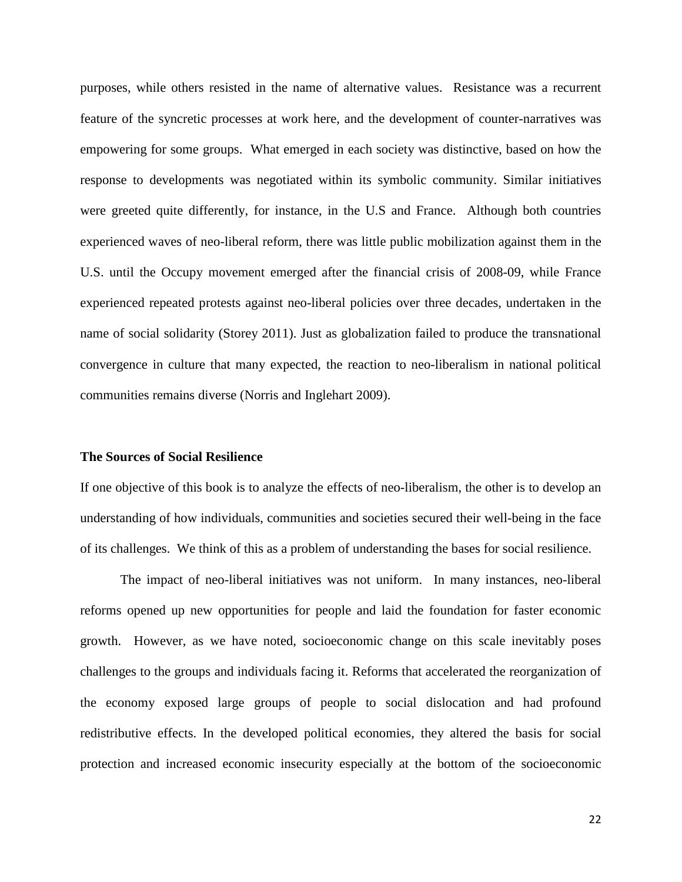purposes, while others resisted in the name of alternative values. Resistance was a recurrent feature of the syncretic processes at work here, and the development of counter-narratives was empowering for some groups. What emerged in each society was distinctive, based on how the response to developments was negotiated within its symbolic community. Similar initiatives were greeted quite differently, for instance, in the U.S and France. Although both countries experienced waves of neo-liberal reform, there was little public mobilization against them in the U.S. until the Occupy movement emerged after the financial crisis of 2008-09, while France experienced repeated protests against neo-liberal policies over three decades, undertaken in the name of social solidarity (Storey 2011). Just as globalization failed to produce the transnational convergence in culture that many expected, the reaction to neo-liberalism in national political communities remains diverse (Norris and Inglehart 2009).

### The Sources of Social Resilience

If one objective of this book is to analyze the effects of neo-liberalism, the other is to develop an understanding of how individuals, communities and societies secured their well-being in the face of its challenges. We think of this as a problem of understanding the bases for social resilience.

The impact of neo-liberal initiatives was not uniform. In many instances, neo-liberal reforms opened up new opportunities for people and laid the foundation for faster economic growth. However, as we have noted, socioeconomic change on this scale inevitably poses challenges to the groups and individuals facing it. Reforms that accelerated the reorganization of the economy exposed large groups of people to social dislocation and had profound redistributive effects. In the developed political economies, they altered the basis for social protection and increased economic insecurity especially at the bottom of the socioeconomic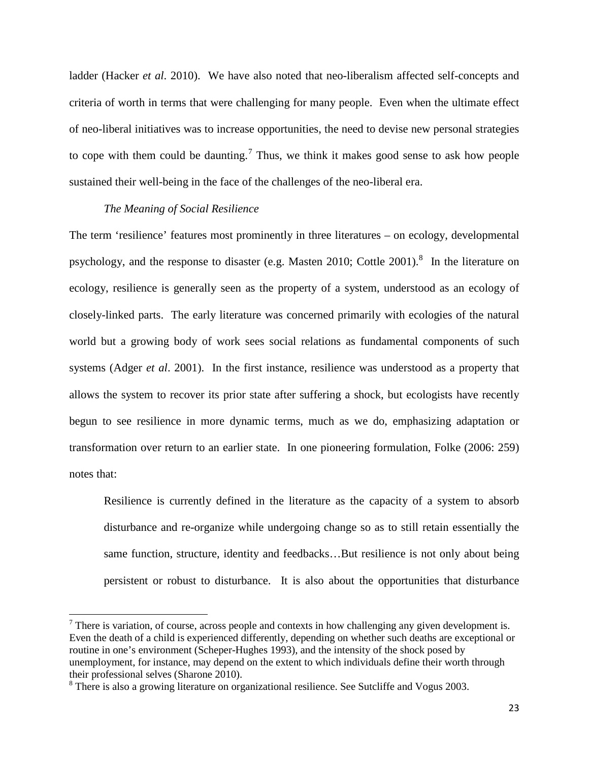ladder (Hacker *et al*. 2010). We have also noted that neo-liberalism affected self-concepts and criteria of worth in terms that were challenging for many people. Even when the ultimate effect of neo-liberal initiatives was to increase opportunities, the need to devise new personal strategies to cope with them could be daunting.[7] Thus, we think it makes good sense to ask how people sustained their well-being in the face of the challenges of the neo-liberal era.

*The Meaning of Social Resilience*

The term 'resilience' features most prominently in three literatures – on ecology, developmental psychology, and the response to disaster (e.g. Masten 2010; Cottle 2001).[8] In the literature on ecology, resilience is generally seen as the property of a system, understood as an ecology of closely-linked parts. The early literature was concerned primarily with ecologies of the natural world but a growing body of work sees social relations as fundamental components of such systems (Adger *et al*. 2001). In the first instance, resilience was understood as a property that allows the system to recover its prior state after suffering a shock, but ecologists have recently begun to see resilience in more dynamic terms, much as we do, emphasizing adaptation or transformation over return to an earlier state. In one pioneering formulation, Folke (2006: 259) notes that:

> Resilience is currently defined in the literature as the capacity of a system to absorb disturbance and re-organize while undergoing change so as to still retain essentially the same function, structure, identity and feedbacks…But resilience is not only about being persistent or robust to disturbance. It is also about the opportunities that disturbance

[7] There is variation, of course, across people and contexts in how challenging any given development is. Even the death of a child is experienced differently, depending on whether such deaths are exceptional or routine in one's environment (Scheper-Hughes 1993), and the intensity of the shock posed by unemployment, for instance, may depend on the extent to which individuals define their worth through their professional selves (Sharone 2010).

[8] There is also a growing literature on organizational resilience. See Sutcliffe and Vogus 2003.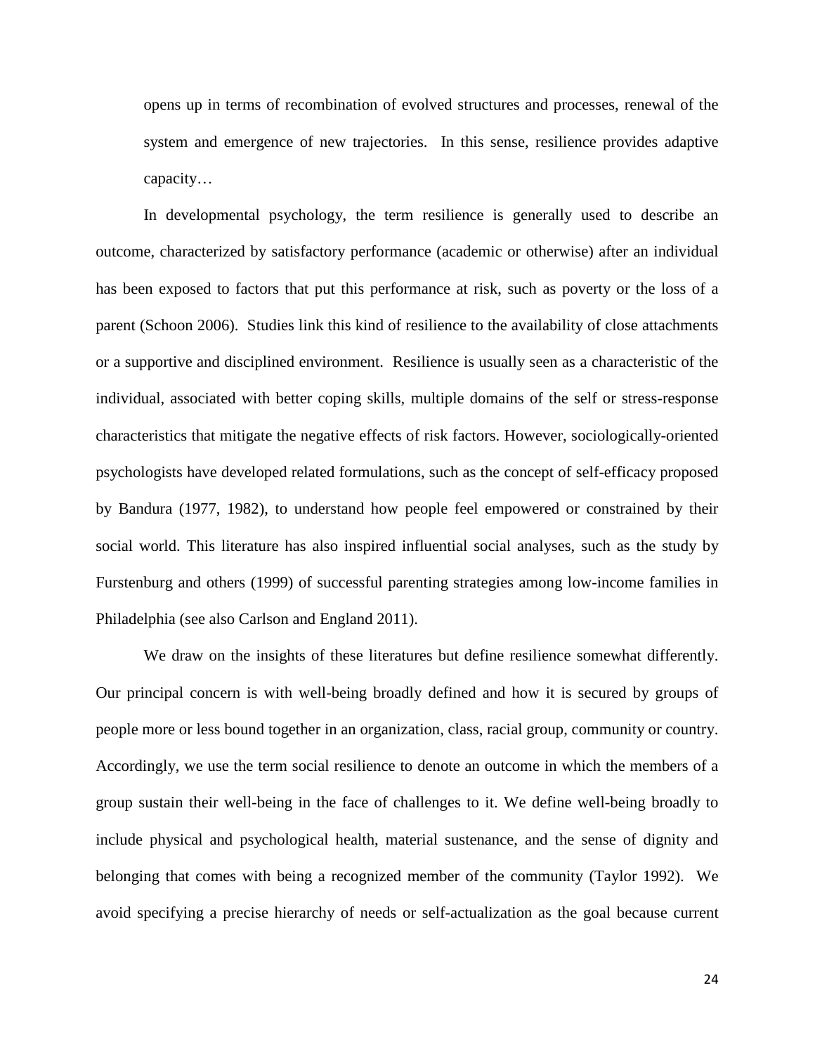> opens up in terms of recombination of evolved structures and processes, renewal of the system and emergence of new trajectories. In this sense, resilience provides adaptive capacity…

In developmental psychology, the term resilience is generally used to describe an outcome, characterized by satisfactory performance (academic or otherwise) after an individual has been exposed to factors that put this performance at risk, such as poverty or the loss of a parent (Schoon 2006). Studies link this kind of resilience to the availability of close attachments or a supportive and disciplined environment. Resilience is usually seen as a characteristic of the individual, associated with better coping skills, multiple domains of the self or stress-response characteristics that mitigate the negative effects of risk factors. However, sociologically-oriented psychologists have developed related formulations, such as the concept of self-efficacy proposed by Bandura (1977, 1982), to understand how people feel empowered or constrained by their social world. This literature has also inspired influential social analyses, such as the study by Furstenburg and others (1999) of successful parenting strategies among low-income families in Philadelphia (see also Carlson and England 2011).

We draw on the insights of these literatures but define resilience somewhat differently. Our principal concern is with well-being broadly defined and how it is secured by groups of people more or less bound together in an organization, class, racial group, community or country. Accordingly, we use the term social resilience to denote an outcome in which the members of a group sustain their well-being in the face of challenges to it. We define well-being broadly to include physical and psychological health, material sustenance, and the sense of dignity and belonging that comes with being a recognized member of the community (Taylor 1992). We avoid specifying a precise hierarchy of needs or self-actualization as the goal because current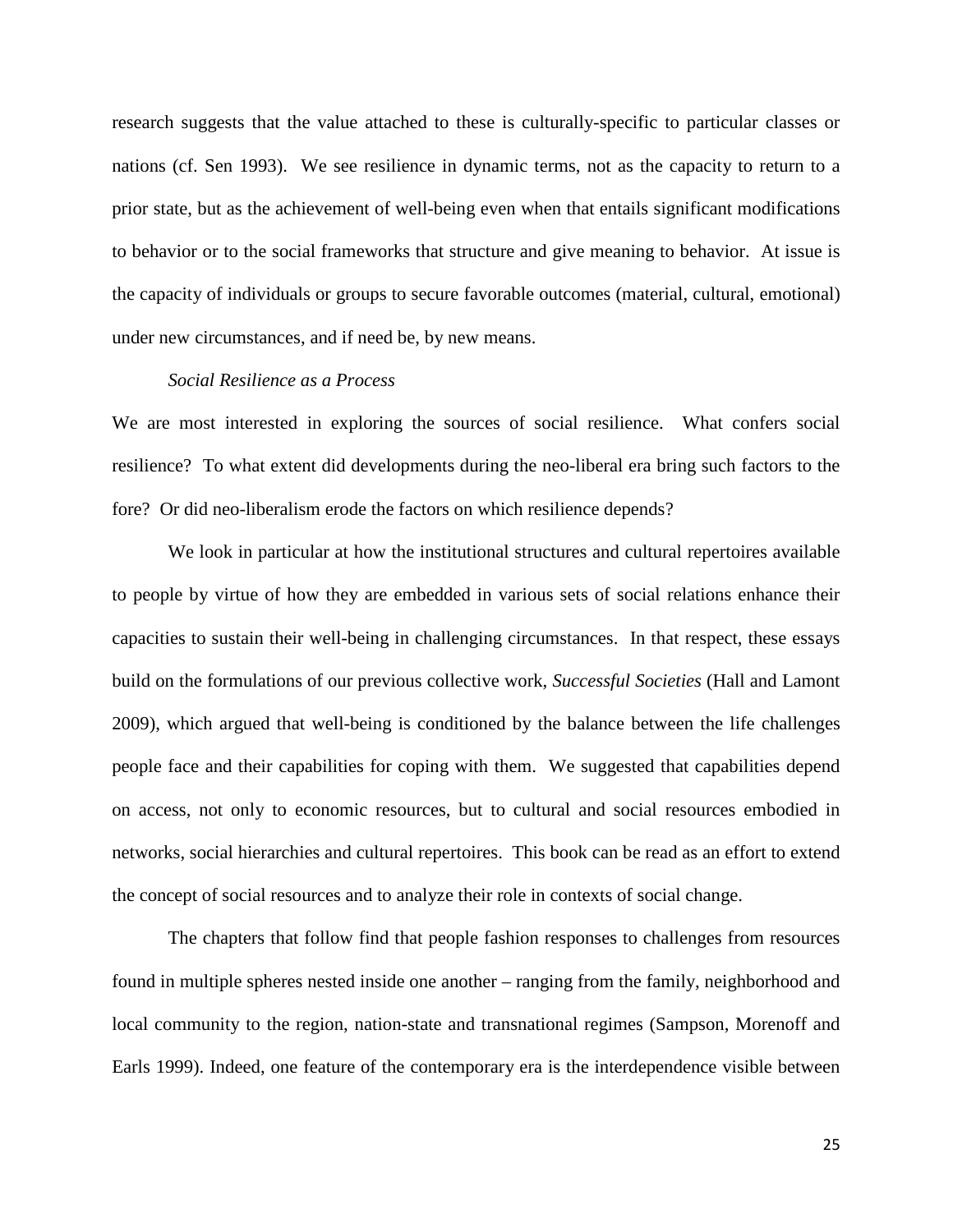research suggests that the value attached to these is culturally-specific to particular classes or nations (cf. Sen 1993). We see resilience in dynamic terms, not as the capacity to return to a prior state, but as the achievement of well-being even when that entails significant modifications to behavior or to the social frameworks that structure and give meaning to behavior. At issue is the capacity of individuals or groups to secure favorable outcomes (material, cultural, emotional) under new circumstances, and if need be, by new means.

*Social Resilience as a Process*

We are most interested in exploring the sources of social resilience. What confers social resilience? To what extent did developments during the neo-liberal era bring such factors to the fore? Or did neo-liberalism erode the factors on which resilience depends?

We look in particular at how the institutional structures and cultural repertoires available to people by virtue of how they are embedded in various sets of social relations enhance their capacities to sustain their well-being in challenging circumstances. In that respect, these essays build on the formulations of our previous collective work, *Successful Societies* (Hall and Lamont 2009), which argued that well-being is conditioned by the balance between the life challenges people face and their capabilities for coping with them. We suggested that capabilities depend on access, not only to economic resources, but to cultural and social resources embodied in networks, social hierarchies and cultural repertoires. This book can be read as an effort to extend the concept of social resources and to analyze their role in contexts of social change.

The chapters that follow find that people fashion responses to challenges from resources found in multiple spheres nested inside one another – ranging from the family, neighborhood and local community to the region, nation-state and transnational regimes (Sampson, Morenoff and Earls 1999). Indeed, one feature of the contemporary era is the interdependence visible between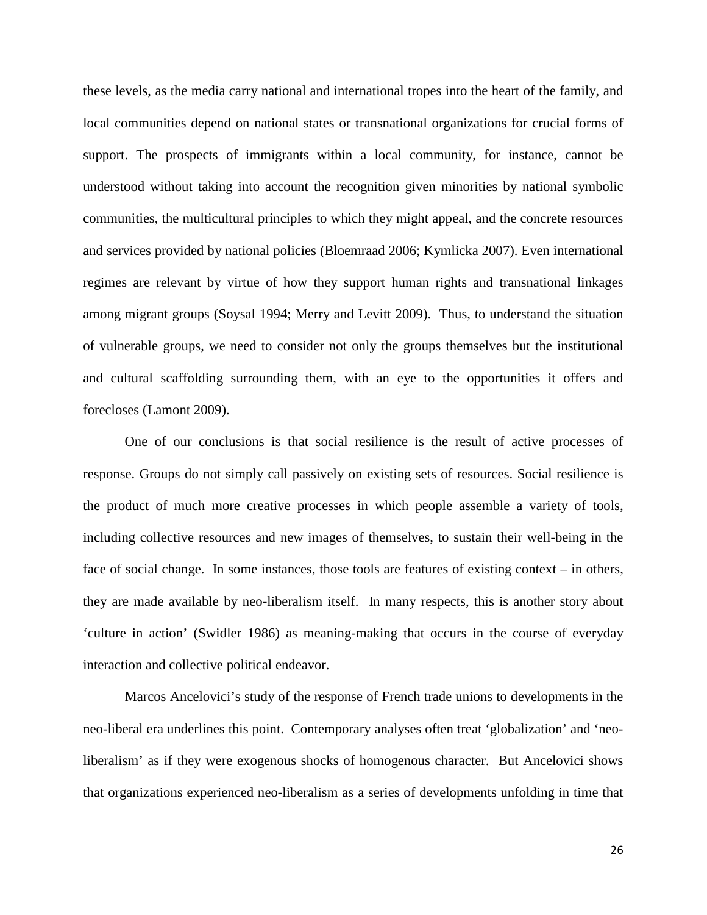these levels, as the media carry national and international tropes into the heart of the family, and local communities depend on national states or transnational organizations for crucial forms of support. The prospects of immigrants within a local community, for instance, cannot be understood without taking into account the recognition given minorities by national symbolic communities, the multicultural principles to which they might appeal, and the concrete resources and services provided by national policies (Bloemraad 2006; Kymlicka 2007). Even international regimes are relevant by virtue of how they support human rights and transnational linkages among migrant groups (Soysal 1994; Merry and Levitt 2009). Thus, to understand the situation of vulnerable groups, we need to consider not only the groups themselves but the institutional and cultural scaffolding surrounding them, with an eye to the opportunities it offers and forecloses (Lamont 2009).

One of our conclusions is that social resilience is the result of active processes of response. Groups do not simply call passively on existing sets of resources. Social resilience is the product of much more creative processes in which people assemble a variety of tools, including collective resources and new images of themselves, to sustain their well-being in the face of social change. In some instances, those tools are features of existing context – in others, they are made available by neo-liberalism itself. In many respects, this is another story about 'culture in action' (Swidler 1986) as meaning-making that occurs in the course of everyday interaction and collective political endeavor.

Marcos Ancelovici's study of the response of French trade unions to developments in the neo-liberal era underlines this point. Contemporary analyses often treat 'globalization' and 'neo-liberalism' as if they were exogenous shocks of homogenous character. But Ancelovici shows that organizations experienced neo-liberalism as a series of developments unfolding in time that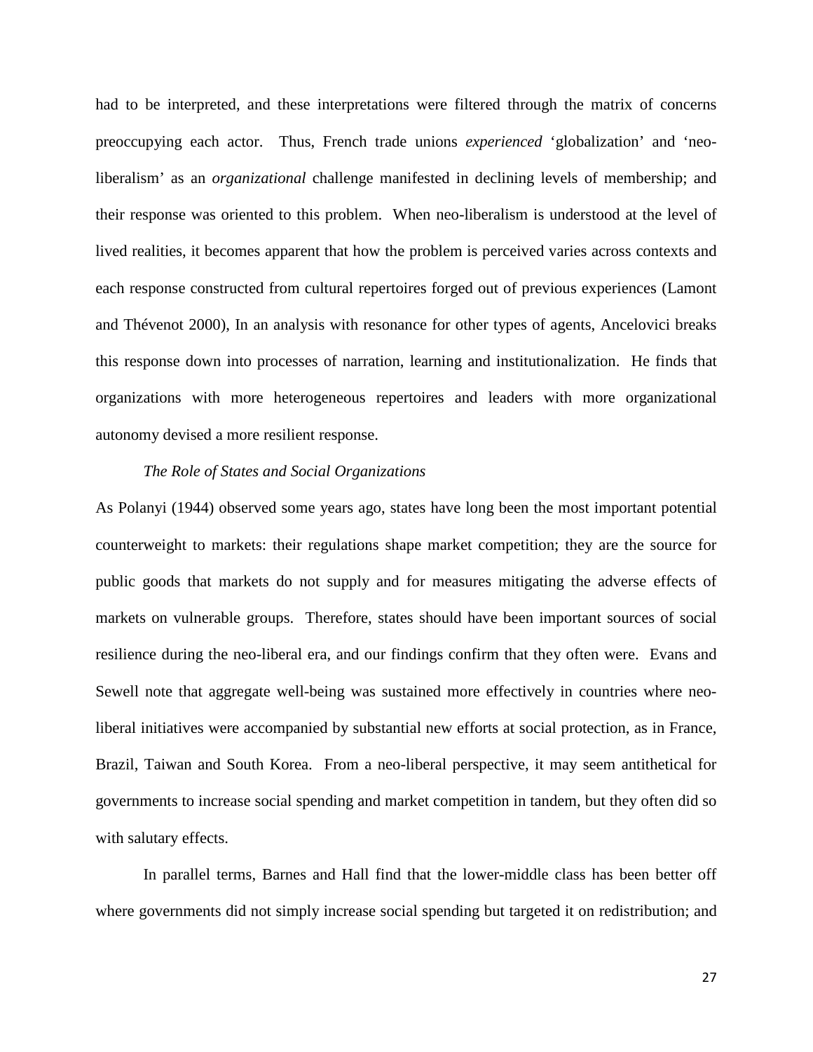had to be interpreted, and these interpretations were filtered through the matrix of concerns preoccupying each actor. Thus, French trade unions *experienced* 'globalization' and 'neo-liberalism' as an *organizational* challenge manifested in declining levels of membership; and their response was oriented to this problem. When neo-liberalism is understood at the level of lived realities, it becomes apparent that how the problem is perceived varies across contexts and each response constructed from cultural repertoires forged out of previous experiences (Lamont and Thévenot 2000), In an analysis with resonance for other types of agents, Ancelovici breaks this response down into processes of narration, learning and institutionalization. He finds that organizations with more heterogeneous repertoires and leaders with more organizational autonomy devised a more resilient response.

*The Role of States and Social Organizations*

As Polanyi (1944) observed some years ago, states have long been the most important potential counterweight to markets: their regulations shape market competition; they are the source for public goods that markets do not supply and for measures mitigating the adverse effects of markets on vulnerable groups. Therefore, states should have been important sources of social resilience during the neo-liberal era, and our findings confirm that they often were. Evans and Sewell note that aggregate well-being was sustained more effectively in countries where neo-liberal initiatives were accompanied by substantial new efforts at social protection, as in France, Brazil, Taiwan and South Korea. From a neo-liberal perspective, it may seem antithetical for governments to increase social spending and market competition in tandem, but they often did so with salutary effects.

In parallel terms, Barnes and Hall find that the lower-middle class has been better off where governments did not simply increase social spending but targeted it on redistribution; and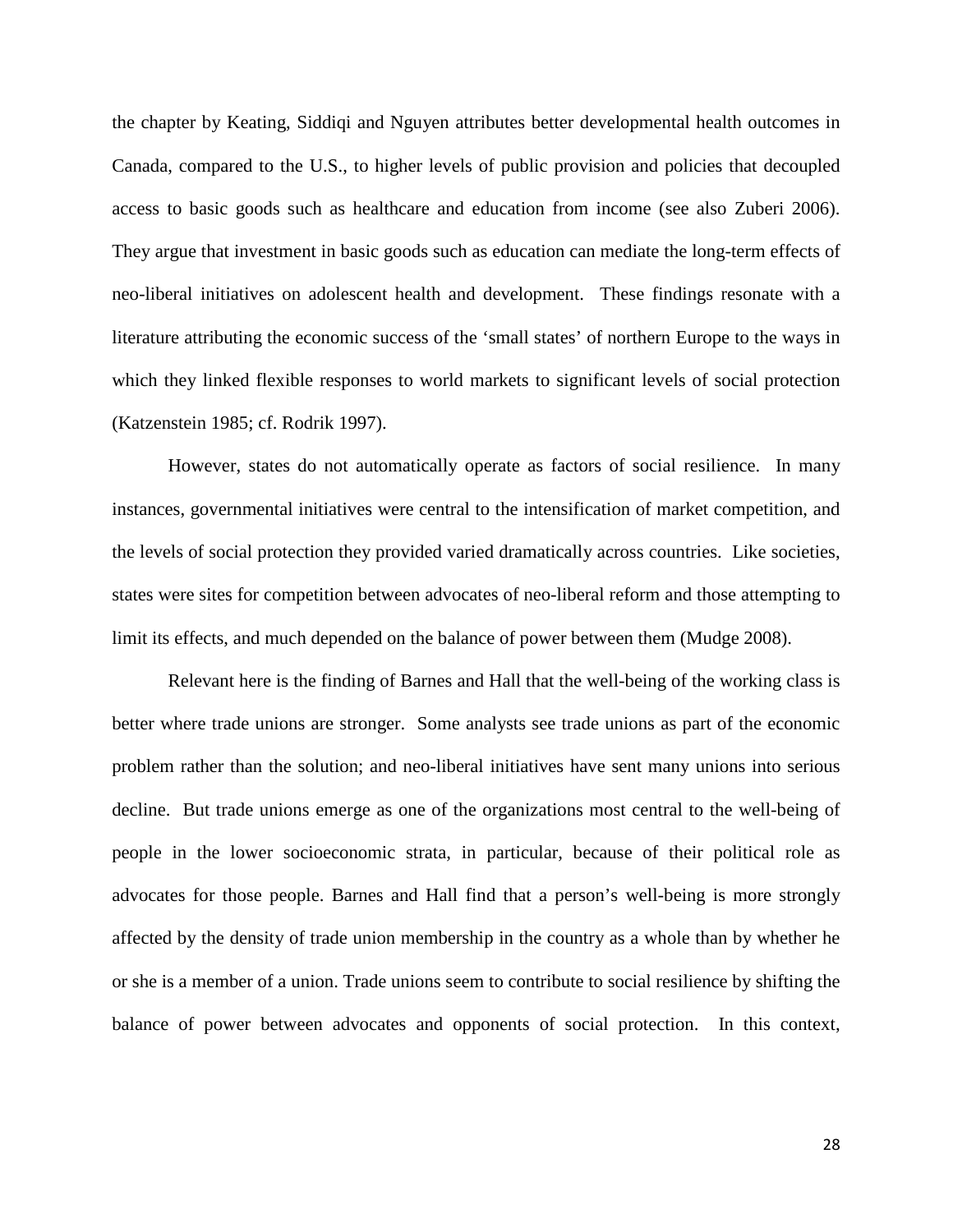the chapter by Keating, Siddiqi and Nguyen attributes better developmental health outcomes in Canada, compared to the U.S., to higher levels of public provision and policies that decoupled access to basic goods such as healthcare and education from income (see also Zuberi 2006). They argue that investment in basic goods such as education can mediate the long-term effects of neo-liberal initiatives on adolescent health and development. These findings resonate with a literature attributing the economic success of the 'small states' of northern Europe to the ways in which they linked flexible responses to world markets to significant levels of social protection (Katzenstein 1985; cf. Rodrik 1997).

However, states do not automatically operate as factors of social resilience. In many instances, governmental initiatives were central to the intensification of market competition, and the levels of social protection they provided varied dramatically across countries. Like societies, states were sites for competition between advocates of neo-liberal reform and those attempting to limit its effects, and much depended on the balance of power between them (Mudge 2008).

Relevant here is the finding of Barnes and Hall that the well-being of the working class is better where trade unions are stronger. Some analysts see trade unions as part of the economic problem rather than the solution; and neo-liberal initiatives have sent many unions into serious decline. But trade unions emerge as one of the organizations most central to the well-being of people in the lower socioeconomic strata, in particular, because of their political role as advocates for those people. Barnes and Hall find that a person's well-being is more strongly affected by the density of trade union membership in the country as a whole than by whether he or she is a member of a union. Trade unions seem to contribute to social resilience by shifting the balance of power between advocates and opponents of social protection. In this context,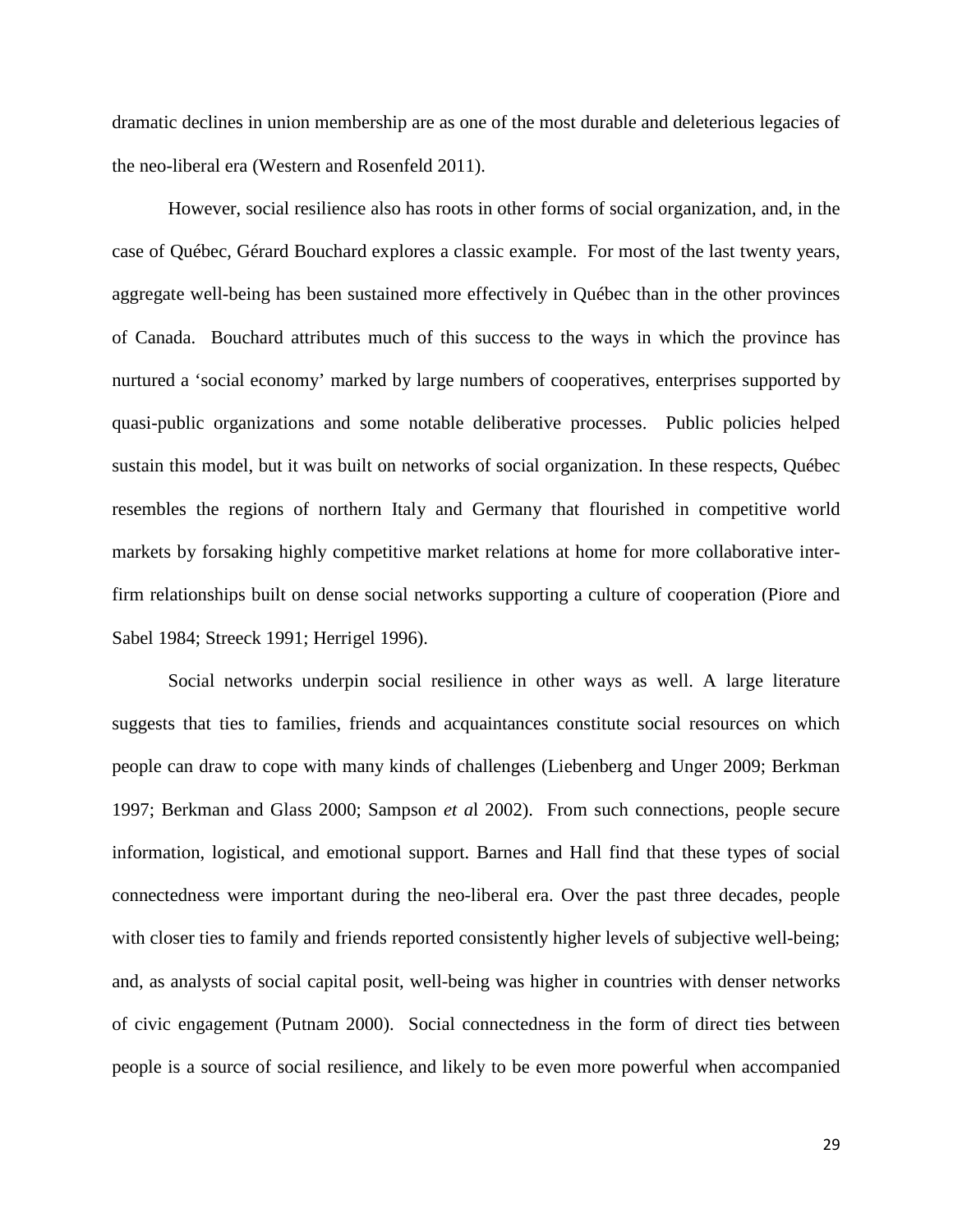dramatic declines in union membership are as one of the most durable and deleterious legacies of the neo-liberal era (Western and Rosenfeld 2011).

However, social resilience also has roots in other forms of social organization, and, in the case of Québec, Gérard Bouchard explores a classic example. For most of the last twenty years, aggregate well-being has been sustained more effectively in Québec than in the other provinces of Canada. Bouchard attributes much of this success to the ways in which the province has nurtured a 'social economy' marked by large numbers of cooperatives, enterprises supported by quasi-public organizations and some notable deliberative processes. Public policies helped sustain this model, but it was built on networks of social organization. In these respects, Québec resembles the regions of northern Italy and Germany that flourished in competitive world markets by forsaking highly competitive market relations at home for more collaborative inter-firm relationships built on dense social networks supporting a culture of cooperation (Piore and Sabel 1984; Streeck 1991; Herrigel 1996).

Social networks underpin social resilience in other ways as well. A large literature suggests that ties to families, friends and acquaintances constitute social resources on which people can draw to cope with many kinds of challenges (Liebenberg and Unger 2009; Berkman 1997; Berkman and Glass 2000; Sampson *et al* 2002). From such connections, people secure information, logistical, and emotional support. Barnes and Hall find that these types of social connectedness were important during the neo-liberal era. Over the past three decades, people with closer ties to family and friends reported consistently higher levels of subjective well-being; and, as analysts of social capital posit, well-being was higher in countries with denser networks of civic engagement (Putnam 2000). Social connectedness in the form of direct ties between people is a source of social resilience, and likely to be even more powerful when accompanied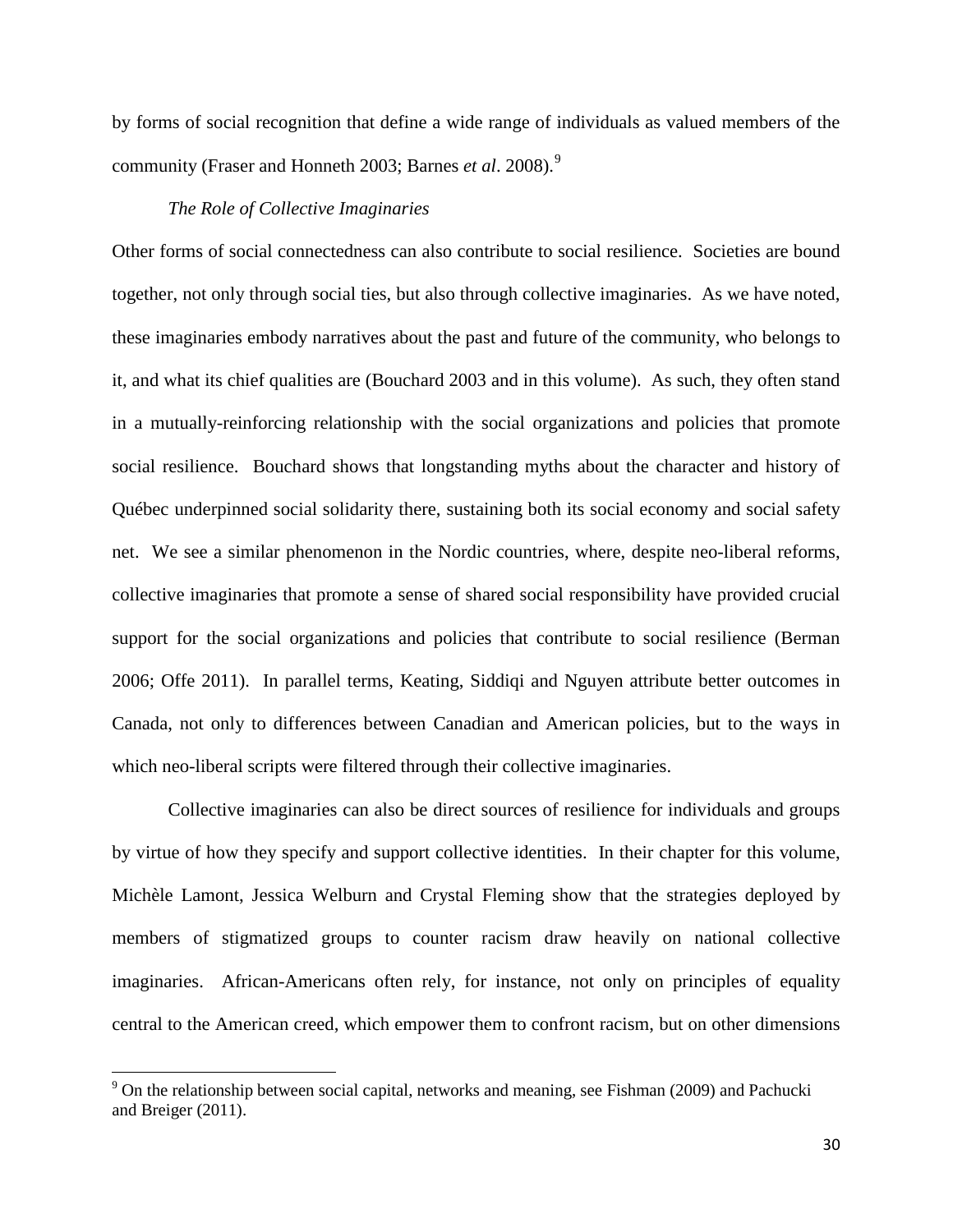by forms of social recognition that define a wide range of individuals as valued members of the community (Fraser and Honneth 2003; Barnes *et al*. 2008).[9]

*The Role of Collective Imaginaries*

Other forms of social connectedness can also contribute to social resilience. Societies are bound together, not only through social ties, but also through collective imaginaries. As we have noted, these imaginaries embody narratives about the past and future of the community, who belongs to it, and what its chief qualities are (Bouchard 2003 and in this volume). As such, they often stand in a mutually-reinforcing relationship with the social organizations and policies that promote social resilience. Bouchard shows that longstanding myths about the character and history of Québec underpinned social solidarity there, sustaining both its social economy and social safety net. We see a similar phenomenon in the Nordic countries, where, despite neo-liberal reforms, collective imaginaries that promote a sense of shared social responsibility have provided crucial support for the social organizations and policies that contribute to social resilience (Berman 2006; Offe 2011). In parallel terms, Keating, Siddiqi and Nguyen attribute better outcomes in Canada, not only to differences between Canadian and American policies, but to the ways in which neo-liberal scripts were filtered through their collective imaginaries.

Collective imaginaries can also be direct sources of resilience for individuals and groups by virtue of how they specify and support collective identities. In their chapter for this volume, Michèle Lamont, Jessica Welburn and Crystal Fleming show that the strategies deployed by members of stigmatized groups to counter racism draw heavily on national collective imaginaries. African-Americans often rely, for instance, not only on principles of equality central to the American creed, which empower them to confront racism, but on other dimensions

[9] On the relationship between social capital, networks and meaning, see Fishman (2009) and Pachucki and Breiger (2011).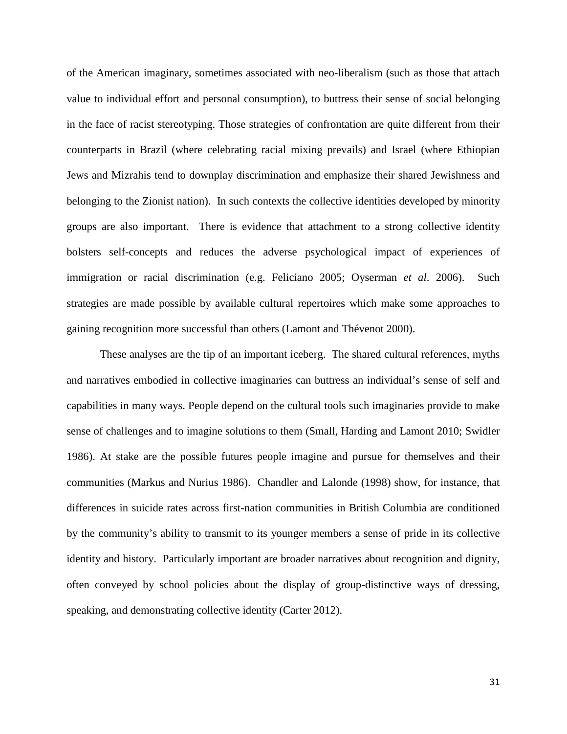of the American imaginary, sometimes associated with neo-liberalism (such as those that attach value to individual effort and personal consumption), to buttress their sense of social belonging in the face of racist stereotyping. Those strategies of confrontation are quite different from their counterparts in Brazil (where celebrating racial mixing prevails) and Israel (where Ethiopian Jews and Mizrahis tend to downplay discrimination and emphasize their shared Jewishness and belonging to the Zionist nation). In such contexts the collective identities developed by minority groups are also important. There is evidence that attachment to a strong collective identity bolsters self-concepts and reduces the adverse psychological impact of experiences of immigration or racial discrimination (e.g. Feliciano 2005; Oyserman *et al*. 2006). Such strategies are made possible by available cultural repertoires which make some approaches to gaining recognition more successful than others (Lamont and Thévenot 2000).

These analyses are the tip of an important iceberg. The shared cultural references, myths and narratives embodied in collective imaginaries can buttress an individual's sense of self and capabilities in many ways. People depend on the cultural tools such imaginaries provide to make sense of challenges and to imagine solutions to them (Small, Harding and Lamont 2010; Swidler 1986). At stake are the possible futures people imagine and pursue for themselves and their communities (Markus and Nurius 1986). Chandler and Lalonde (1998) show, for instance, that differences in suicide rates across first-nation communities in British Columbia are conditioned by the community's ability to transmit to its younger members a sense of pride in its collective identity and history. Particularly important are broader narratives about recognition and dignity, often conveyed by school policies about the display of group-distinctive ways of dressing, speaking, and demonstrating collective identity (Carter 2012).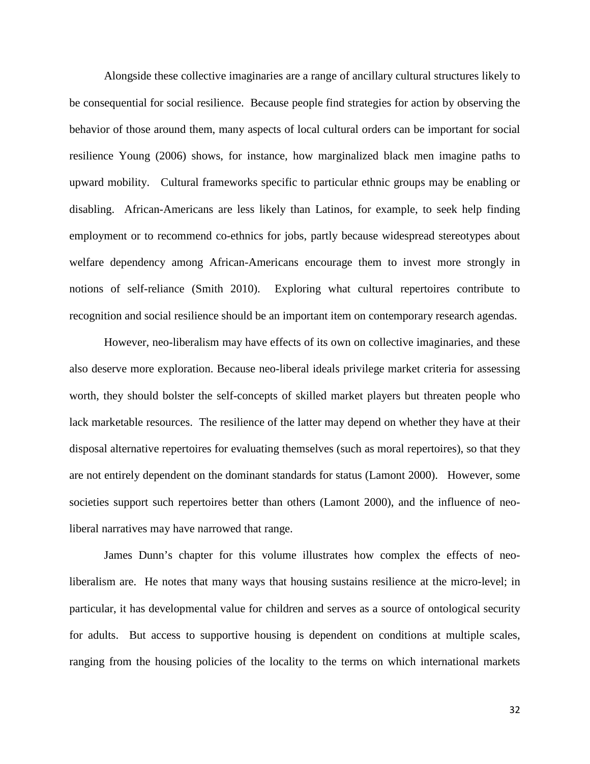Alongside these collective imaginaries are a range of ancillary cultural structures likely to be consequential for social resilience. Because people find strategies for action by observing the behavior of those around them, many aspects of local cultural orders can be important for social resilience Young (2006) shows, for instance, how marginalized black men imagine paths to upward mobility. Cultural frameworks specific to particular ethnic groups may be enabling or disabling. African-Americans are less likely than Latinos, for example, to seek help finding employment or to recommend co-ethnics for jobs, partly because widespread stereotypes about welfare dependency among African-Americans encourage them to invest more strongly in notions of self-reliance (Smith 2010). Exploring what cultural repertoires contribute to recognition and social resilience should be an important item on contemporary research agendas.

However, neo-liberalism may have effects of its own on collective imaginaries, and these also deserve more exploration. Because neo-liberal ideals privilege market criteria for assessing worth, they should bolster the self-concepts of skilled market players but threaten people who lack marketable resources. The resilience of the latter may depend on whether they have at their disposal alternative repertoires for evaluating themselves (such as moral repertoires), so that they are not entirely dependent on the dominant standards for status (Lamont 2000). However, some societies support such repertoires better than others (Lamont 2000), and the influence of neo-liberal narratives may have narrowed that range.

James Dunn's chapter for this volume illustrates how complex the effects of neo-liberalism are. He notes that many ways that housing sustains resilience at the micro-level; in particular, it has developmental value for children and serves as a source of ontological security for adults. But access to supportive housing is dependent on conditions at multiple scales, ranging from the housing policies of the locality to the terms on which international markets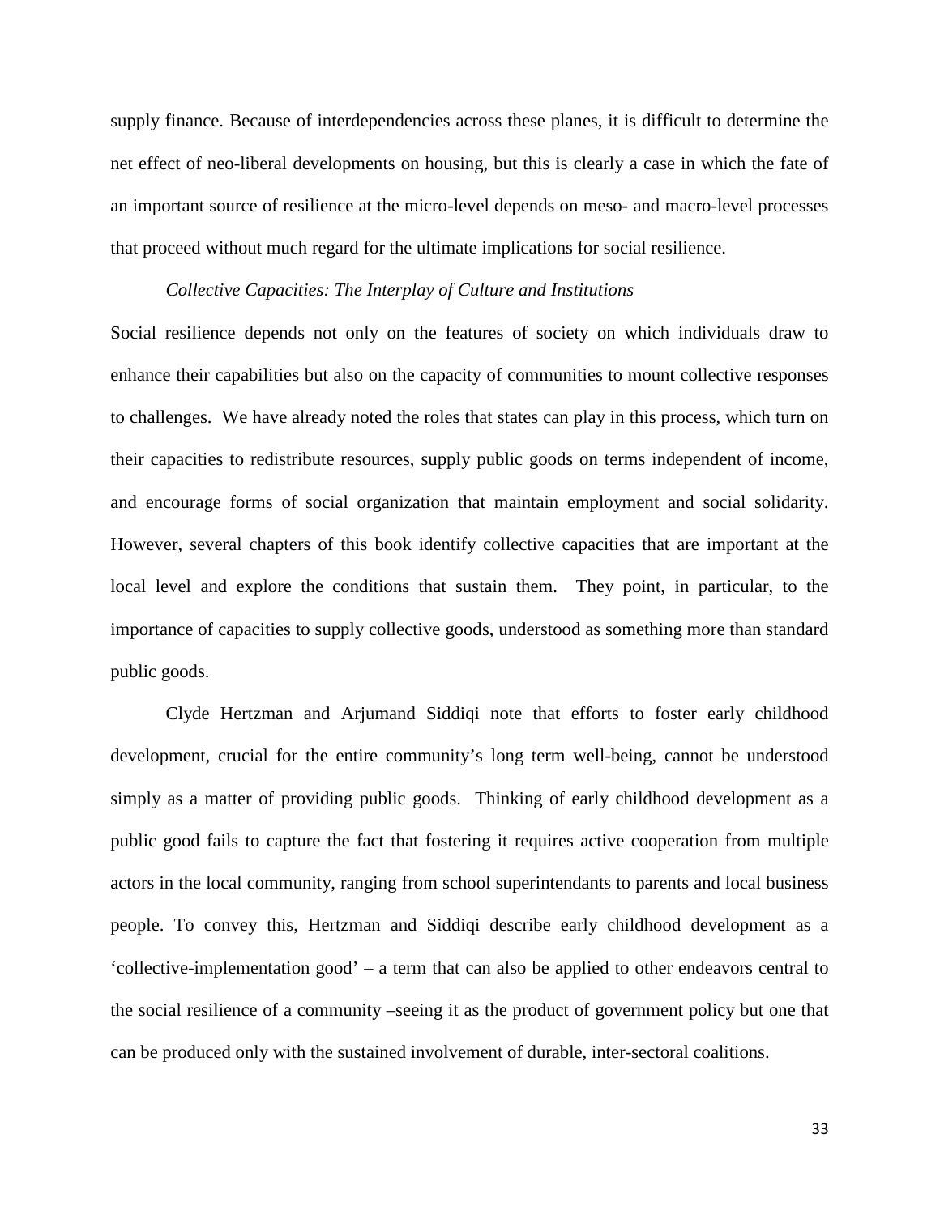supply finance. Because of interdependencies across these planes, it is difficult to determine the net effect of neo-liberal developments on housing, but this is clearly a case in which the fate of an important source of resilience at the micro-level depends on meso- and macro-level processes that proceed without much regard for the ultimate implications for social resilience.

### *Collective Capacities: The Interplay of Culture and Institutions*

Social resilience depends not only on the features of society on which individuals draw to enhance their capabilities but also on the capacity of communities to mount collective responses to challenges. We have already noted the roles that states can play in this process, which turn on their capacities to redistribute resources, supply public goods on terms independent of income, and encourage forms of social organization that maintain employment and social solidarity. However, several chapters of this book identify collective capacities that are important at the local level and explore the conditions that sustain them. They point, in particular, to the importance of capacities to supply collective goods, understood as something more than standard public goods.

Clyde Hertzman and Arjumand Siddiqi note that efforts to foster early childhood development, crucial for the entire community's long term well-being, cannot be understood simply as a matter of providing public goods. Thinking of early childhood development as a public good fails to capture the fact that fostering it requires active cooperation from multiple actors in the local community, ranging from school superintendants to parents and local business people. To convey this, Hertzman and Siddiqi describe early childhood development as a 'collective-implementation good' – a term that can also be applied to other endeavors central to the social resilience of a community –seeing it as the product of government policy but one that can be produced only with the sustained involvement of durable, inter-sectoral coalitions.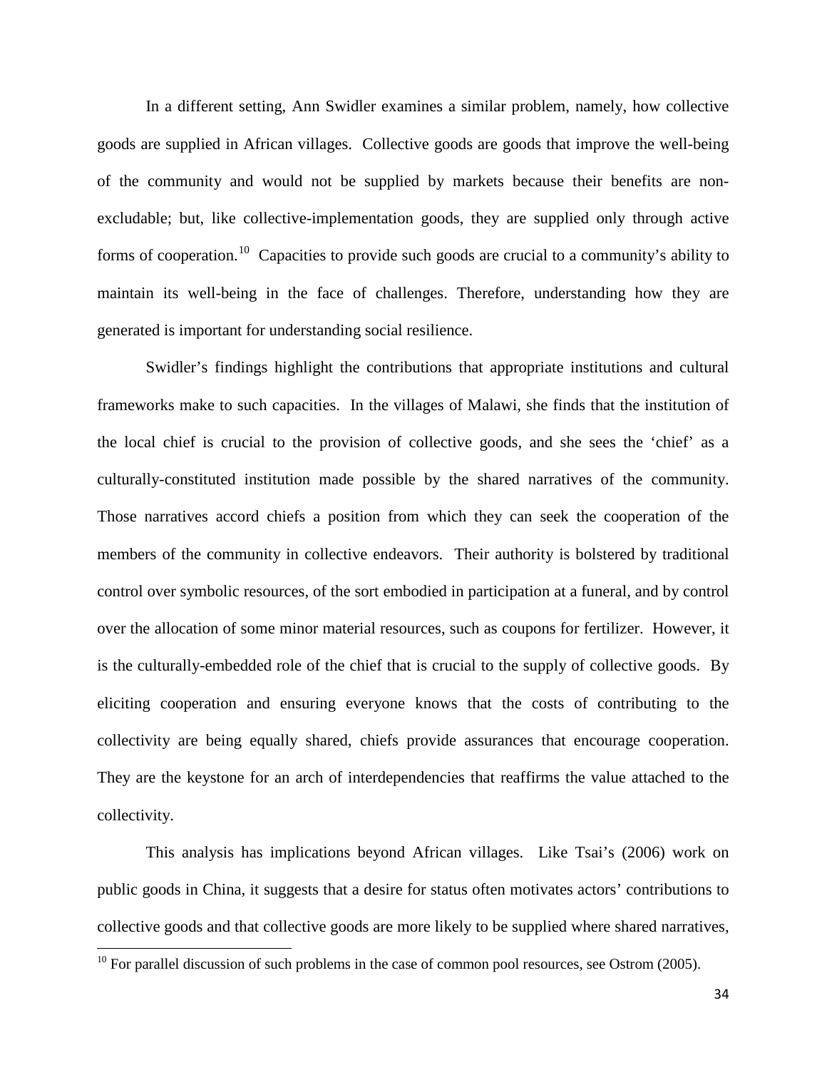In a different setting, Ann Swidler examines a similar problem, namely, how collective goods are supplied in African villages. Collective goods are goods that improve the well-being of the community and would not be supplied by markets because their benefits are non-excludable; but, like collective-implementation goods, they are supplied only through active forms of cooperation.[10] Capacities to provide such goods are crucial to a community's ability to maintain its well-being in the face of challenges. Therefore, understanding how they are generated is important for understanding social resilience.

Swidler's findings highlight the contributions that appropriate institutions and cultural frameworks make to such capacities. In the villages of Malawi, she finds that the institution of the local chief is crucial to the provision of collective goods, and she sees the 'chief' as a culturally-constituted institution made possible by the shared narratives of the community. Those narratives accord chiefs a position from which they can seek the cooperation of the members of the community in collective endeavors. Their authority is bolstered by traditional control over symbolic resources, of the sort embodied in participation at a funeral, and by control over the allocation of some minor material resources, such as coupons for fertilizer. However, it is the culturally-embedded role of the chief that is crucial to the supply of collective goods. By eliciting cooperation and ensuring everyone knows that the costs of contributing to the collectivity are being equally shared, chiefs provide assurances that encourage cooperation. They are the keystone for an arch of interdependencies that reaffirms the value attached to the collectivity.

This analysis has implications beyond African villages. Like Tsai's (2006) work on public goods in China, it suggests that a desire for status often motivates actors' contributions to collective goods and that collective goods are more likely to be supplied where shared narratives,

[10] For parallel discussion of such problems in the case of common pool resources, see Ostrom (2005).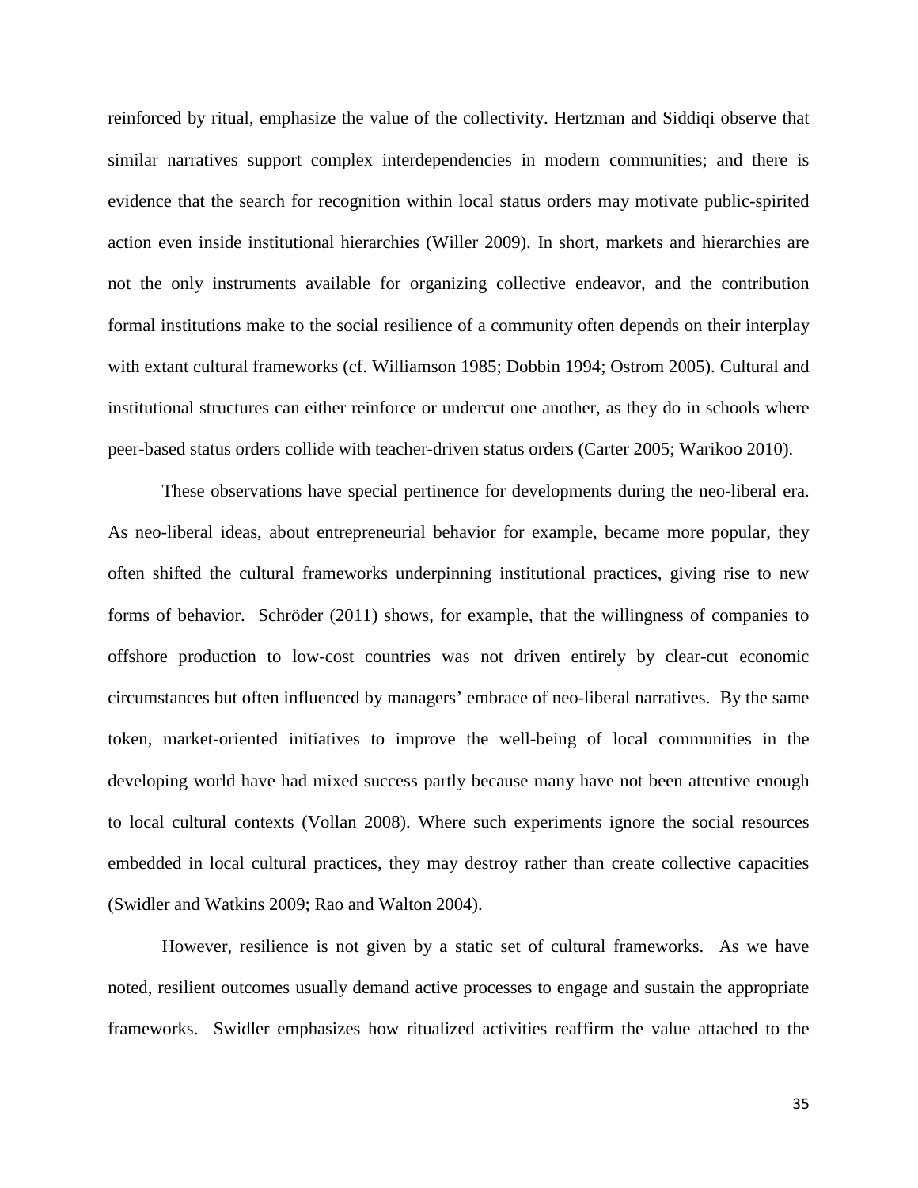reinforced by ritual, emphasize the value of the collectivity. Hertzman and Siddiqi observe that similar narratives support complex interdependencies in modern communities; and there is evidence that the search for recognition within local status orders may motivate public-spirited action even inside institutional hierarchies (Willer 2009). In short, markets and hierarchies are not the only instruments available for organizing collective endeavor, and the contribution formal institutions make to the social resilience of a community often depends on their interplay with extant cultural frameworks (cf. Williamson 1985; Dobbin 1994; Ostrom 2005). Cultural and institutional structures can either reinforce or undercut one another, as they do in schools where peer-based status orders collide with teacher-driven status orders (Carter 2005; Warikoo 2010).

These observations have special pertinence for developments during the neo-liberal era. As neo-liberal ideas, about entrepreneurial behavior for example, became more popular, they often shifted the cultural frameworks underpinning institutional practices, giving rise to new forms of behavior. Schröder (2011) shows, for example, that the willingness of companies to offshore production to low-cost countries was not driven entirely by clear-cut economic circumstances but often influenced by managers' embrace of neo-liberal narratives. By the same token, market-oriented initiatives to improve the well-being of local communities in the developing world have had mixed success partly because many have not been attentive enough to local cultural contexts (Vollan 2008). Where such experiments ignore the social resources embedded in local cultural practices, they may destroy rather than create collective capacities (Swidler and Watkins 2009; Rao and Walton 2004).

However, resilience is not given by a static set of cultural frameworks. As we have noted, resilient outcomes usually demand active processes to engage and sustain the appropriate frameworks. Swidler emphasizes how ritualized activities reaffirm the value attached to the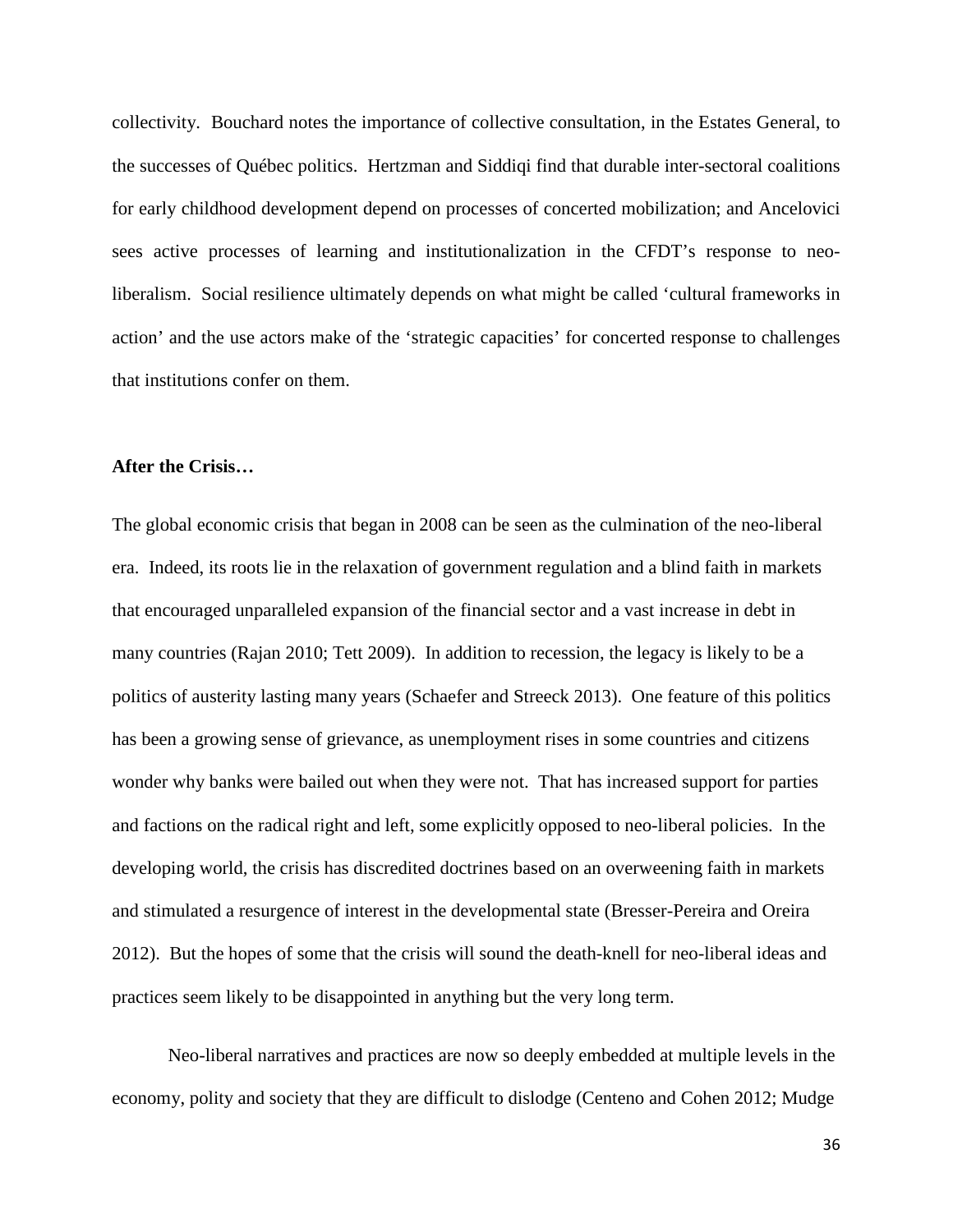collectivity. Bouchard notes the importance of collective consultation, in the Estates General, to the successes of Québec politics. Hertzman and Siddiqi find that durable inter-sectoral coalitions for early childhood development depend on processes of concerted mobilization; and Ancelovici sees active processes of learning and institutionalization in the CFDT's response to neo-liberalism. Social resilience ultimately depends on what might be called 'cultural frameworks in action' and the use actors make of the 'strategic capacities' for concerted response to challenges that institutions confer on them.

**After the Crisis…**

The global economic crisis that began in 2008 can be seen as the culmination of the neo-liberal era. Indeed, its roots lie in the relaxation of government regulation and a blind faith in markets that encouraged unparalleled expansion of the financial sector and a vast increase in debt in many countries (Rajan 2010; Tett 2009). In addition to recession, the legacy is likely to be a politics of austerity lasting many years (Schaefer and Streeck 2013). One feature of this politics has been a growing sense of grievance, as unemployment rises in some countries and citizens wonder why banks were bailed out when they were not. That has increased support for parties and factions on the radical right and left, some explicitly opposed to neo-liberal policies. In the developing world, the crisis has discredited doctrines based on an overweening faith in markets and stimulated a resurgence of interest in the developmental state (Bresser-Pereira and Oreira 2012). But the hopes of some that the crisis will sound the death-knell for neo-liberal ideas and practices seem likely to be disappointed in anything but the very long term.

Neo-liberal narratives and practices are now so deeply embedded at multiple levels in the economy, polity and society that they are difficult to dislodge (Centeno and Cohen 2012; Mudge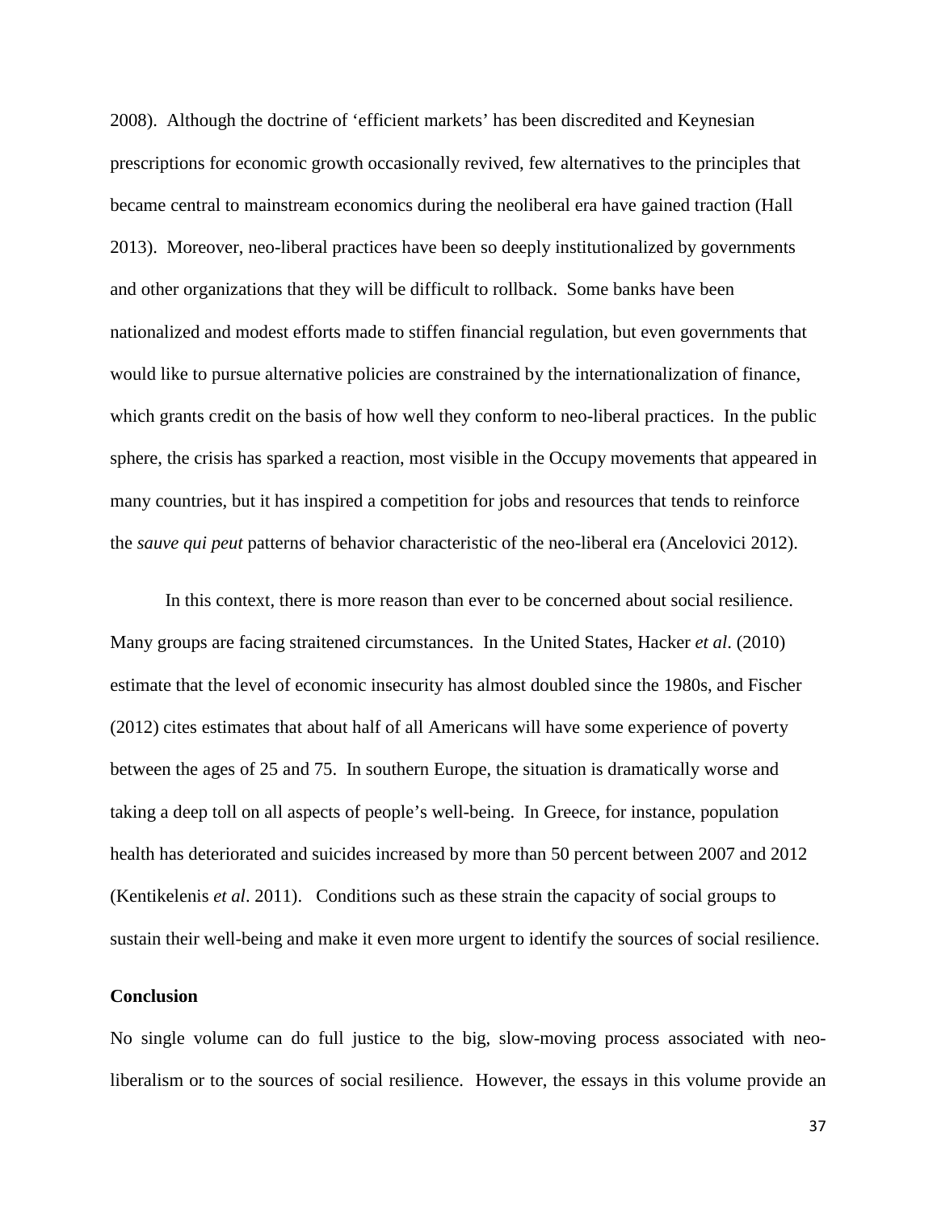2008). Although the doctrine of 'efficient markets' has been discredited and Keynesian prescriptions for economic growth occasionally revived, few alternatives to the principles that became central to mainstream economics during the neoliberal era have gained traction (Hall 2013). Moreover, neo-liberal practices have been so deeply institutionalized by governments and other organizations that they will be difficult to rollback. Some banks have been nationalized and modest efforts made to stiffen financial regulation, but even governments that would like to pursue alternative policies are constrained by the internationalization of finance, which grants credit on the basis of how well they conform to neo-liberal practices. In the public sphere, the crisis has sparked a reaction, most visible in the Occupy movements that appeared in many countries, but it has inspired a competition for jobs and resources that tends to reinforce the *sauve qui peut* patterns of behavior characteristic of the neo-liberal era (Ancelovici 2012).

In this context, there is more reason than ever to be concerned about social resilience. Many groups are facing straitened circumstances. In the United States, Hacker *et al*. (2010) estimate that the level of economic insecurity has almost doubled since the 1980s, and Fischer (2012) cites estimates that about half of all Americans will have some experience of poverty between the ages of 25 and 75. In southern Europe, the situation is dramatically worse and taking a deep toll on all aspects of people's well-being. In Greece, for instance, population health has deteriorated and suicides increased by more than 50 percent between 2007 and 2012 (Kentikelenis *et al*. 2011). Conditions such as these strain the capacity of social groups to sustain their well-being and make it even more urgent to identify the sources of social resilience.

## Conclusion

No single volume can do full justice to the big, slow-moving process associated with neo-liberalism or to the sources of social resilience. However, the essays in this volume provide an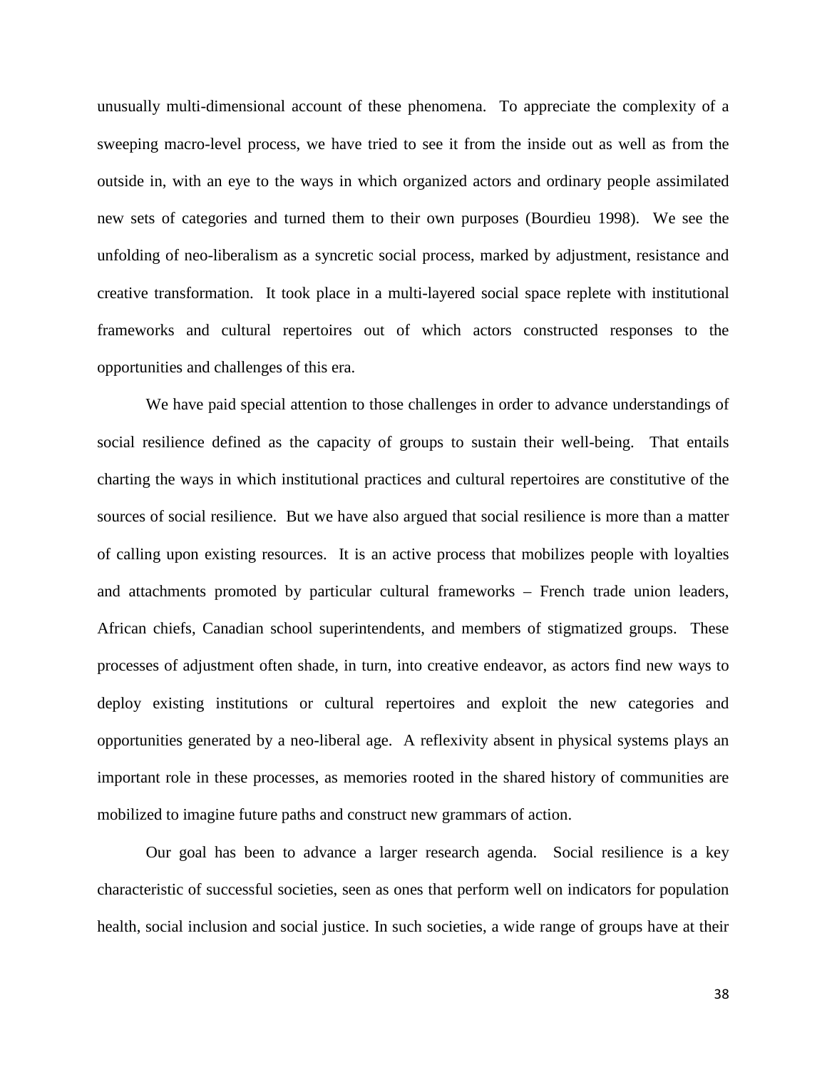unusually multi-dimensional account of these phenomena. To appreciate the complexity of a sweeping macro-level process, we have tried to see it from the inside out as well as from the outside in, with an eye to the ways in which organized actors and ordinary people assimilated new sets of categories and turned them to their own purposes (Bourdieu 1998). We see the unfolding of neo-liberalism as a syncretic social process, marked by adjustment, resistance and creative transformation. It took place in a multi-layered social space replete with institutional frameworks and cultural repertoires out of which actors constructed responses to the opportunities and challenges of this era.

We have paid special attention to those challenges in order to advance understandings of social resilience defined as the capacity of groups to sustain their well-being. That entails charting the ways in which institutional practices and cultural repertoires are constitutive of the sources of social resilience. But we have also argued that social resilience is more than a matter of calling upon existing resources. It is an active process that mobilizes people with loyalties and attachments promoted by particular cultural frameworks – French trade union leaders, African chiefs, Canadian school superintendents, and members of stigmatized groups. These processes of adjustment often shade, in turn, into creative endeavor, as actors find new ways to deploy existing institutions or cultural repertoires and exploit the new categories and opportunities generated by a neo-liberal age. A reflexivity absent in physical systems plays an important role in these processes, as memories rooted in the shared history of communities are mobilized to imagine future paths and construct new grammars of action.

Our goal has been to advance a larger research agenda. Social resilience is a key characteristic of successful societies, seen as ones that perform well on indicators for population health, social inclusion and social justice. In such societies, a wide range of groups have at their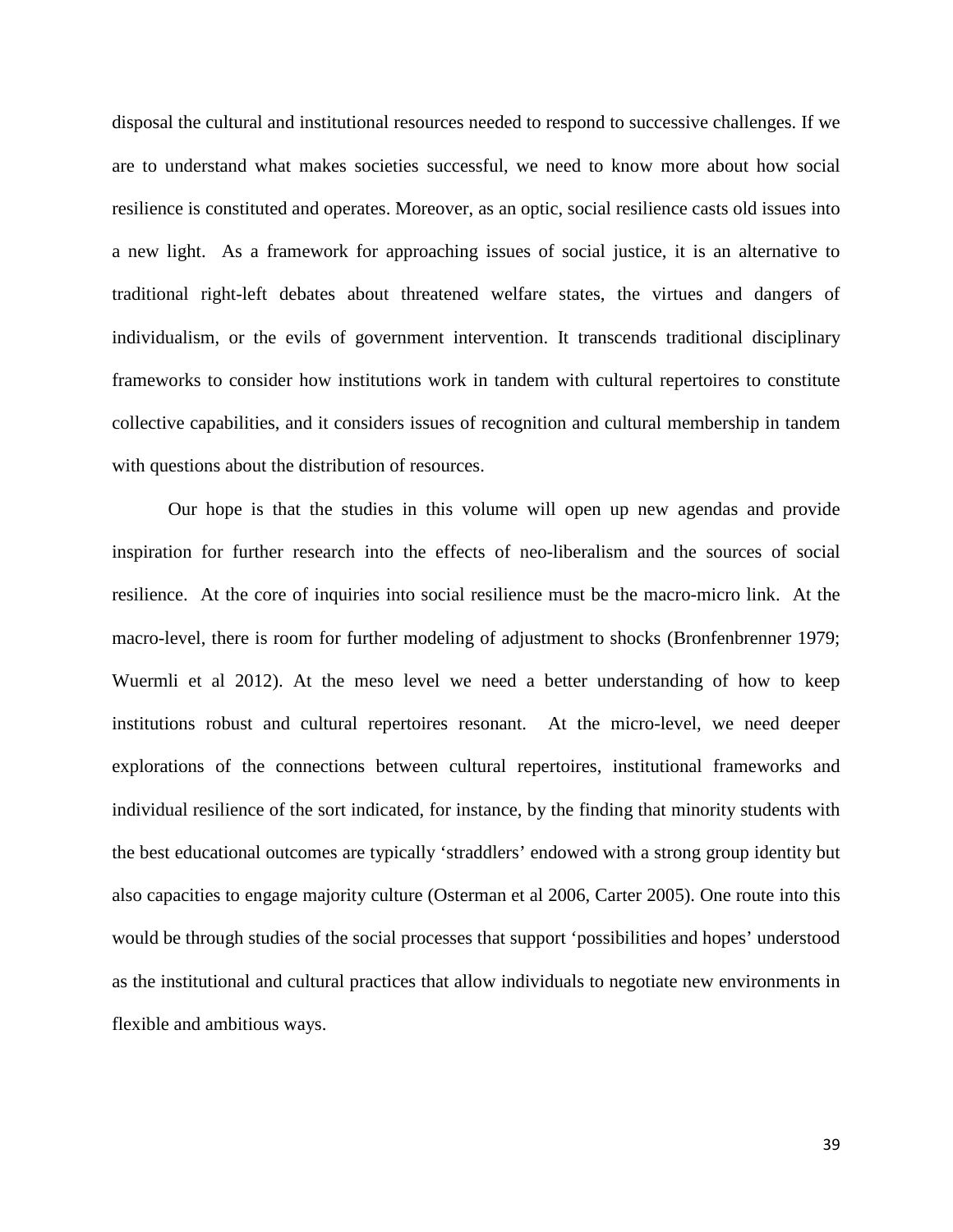disposal the cultural and institutional resources needed to respond to successive challenges. If we are to understand what makes societies successful, we need to know more about how social resilience is constituted and operates. Moreover, as an optic, social resilience casts old issues into a new light. As a framework for approaching issues of social justice, it is an alternative to traditional right-left debates about threatened welfare states, the virtues and dangers of individualism, or the evils of government intervention. It transcends traditional disciplinary frameworks to consider how institutions work in tandem with cultural repertoires to constitute collective capabilities, and it considers issues of recognition and cultural membership in tandem with questions about the distribution of resources.

Our hope is that the studies in this volume will open up new agendas and provide inspiration for further research into the effects of neo-liberalism and the sources of social resilience. At the core of inquiries into social resilience must be the macro-micro link. At the macro-level, there is room for further modeling of adjustment to shocks (Bronfenbrenner 1979; Wuermli et al 2012). At the meso level we need a better understanding of how to keep institutions robust and cultural repertoires resonant. At the micro-level, we need deeper explorations of the connections between cultural repertoires, institutional frameworks and individual resilience of the sort indicated, for instance, by the finding that minority students with the best educational outcomes are typically 'straddlers' endowed with a strong group identity but also capacities to engage majority culture (Osterman et al 2006, Carter 2005). One route into this would be through studies of the social processes that support 'possibilities and hopes' understood as the institutional and cultural practices that allow individuals to negotiate new environments in flexible and ambitious ways.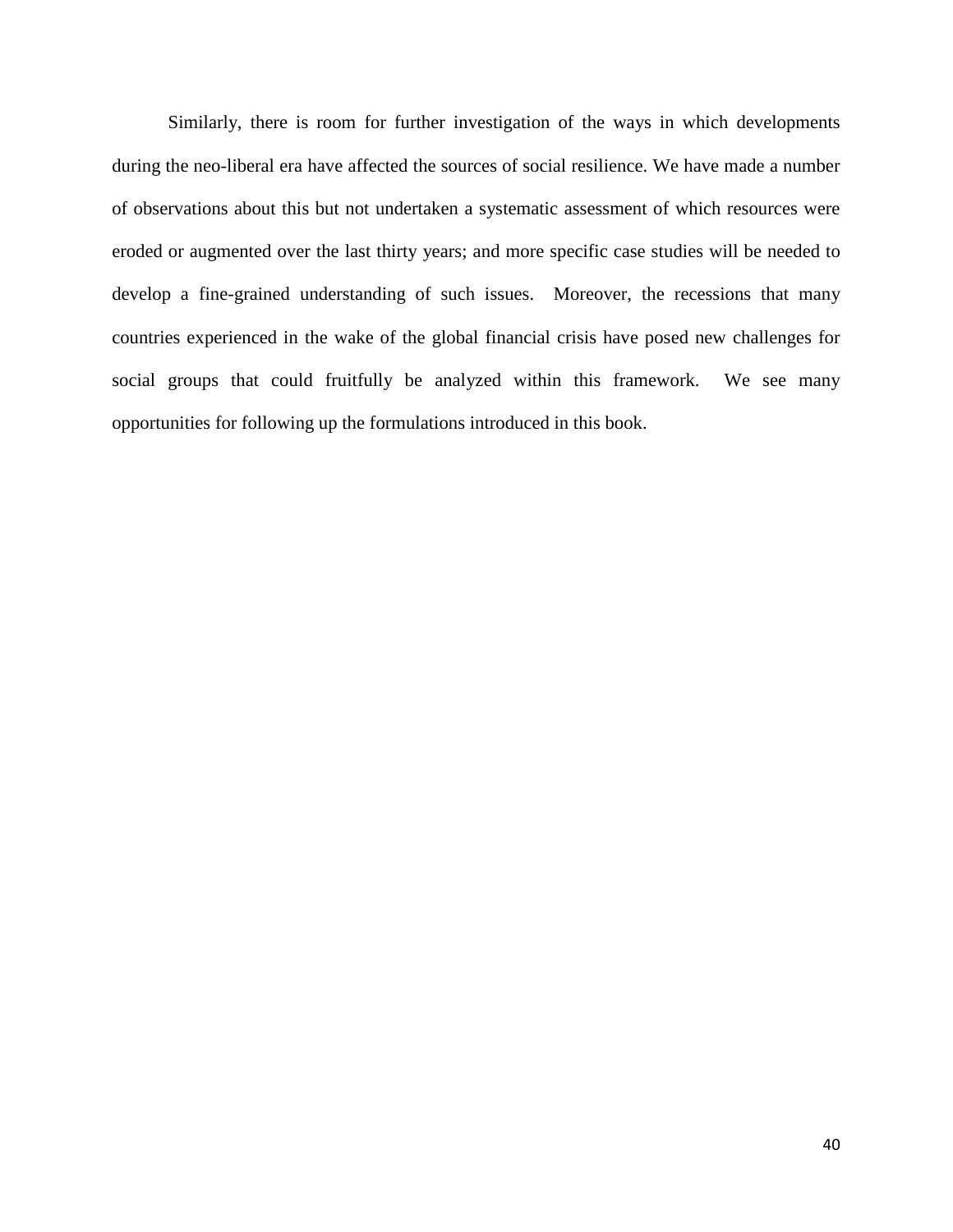Similarly, there is room for further investigation of the ways in which developments during the neo-liberal era have affected the sources of social resilience. We have made a number of observations about this but not undertaken a systematic assessment of which resources were eroded or augmented over the last thirty years; and more specific case studies will be needed to develop a fine-grained understanding of such issues. Moreover, the recessions that many countries experienced in the wake of the global financial crisis have posed new challenges for social groups that could fruitfully be analyzed within this framework. We see many opportunities for following up the formulations introduced in this book.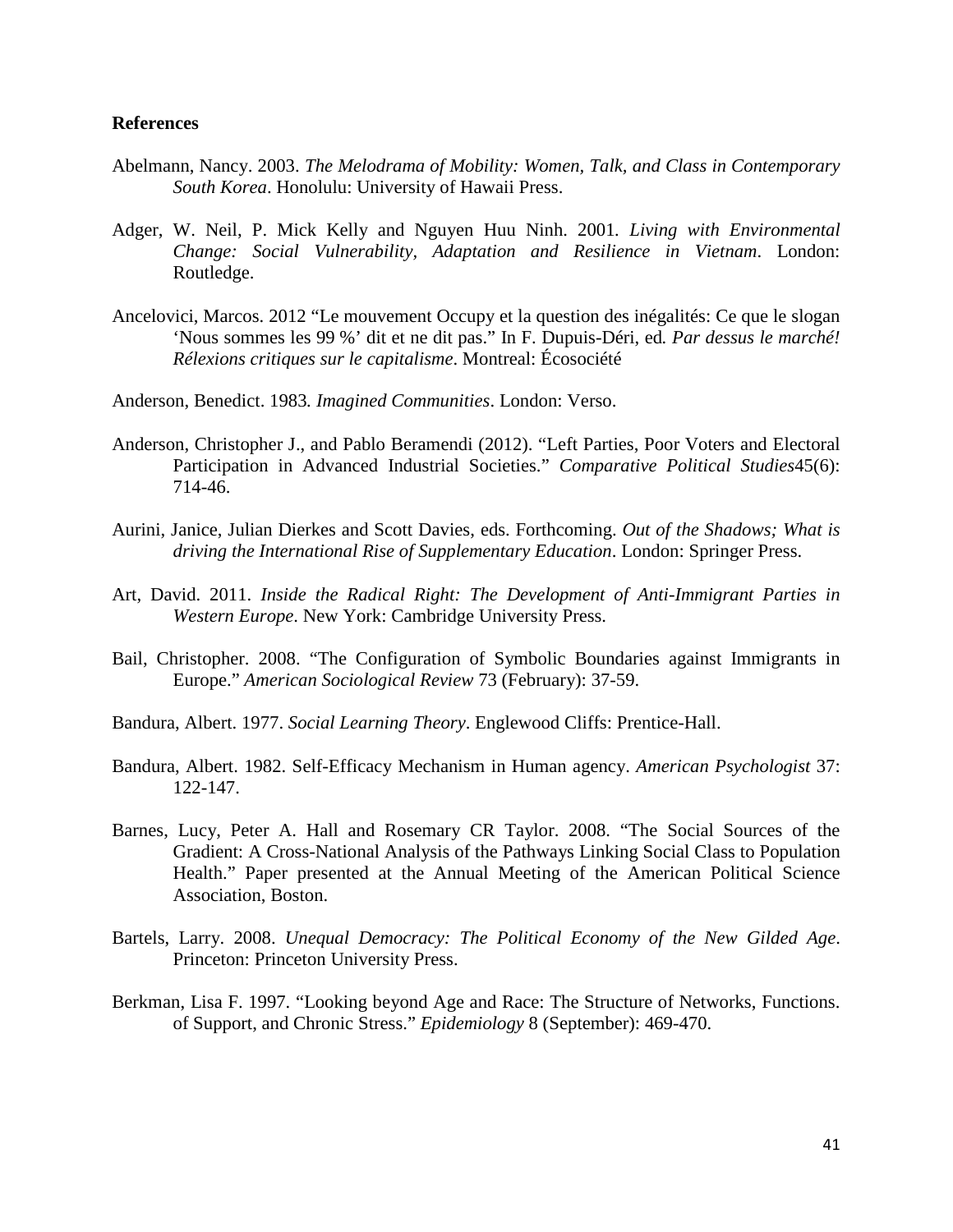**References**

Abelmann, Nancy. 2003. *The Melodrama of Mobility: Women, Talk, and Class in Contemporary South Korea*. Honolulu: University of Hawaii Press.

Adger, W. Neil, P. Mick Kelly and Nguyen Huu Ninh. 2001. *Living with Environmental Change: Social Vulnerability, Adaptation and Resilience in Vietnam*. London: Routledge.

Ancelovici, Marcos. 2012 "Le mouvement Occupy et la question des inégalités: Ce que le slogan 'Nous sommes les 99 %' dit et ne dit pas." In F. Dupuis-Déri, ed. *Par dessus le marché! Rélexions critiques sur le capitalisme*. Montreal: Écosociété

Anderson, Benedict. 1983. *Imagined Communities*. London: Verso.

Anderson, Christopher J., and Pablo Beramendi (2012). "Left Parties, Poor Voters and Electoral Participation in Advanced Industrial Societies." *Comparative Political Studies*45(6): 714-46.

Aurini, Janice, Julian Dierkes and Scott Davies, eds. Forthcoming. *Out of the Shadows; What is driving the International Rise of Supplementary Education*. London: Springer Press.

Art, David. 2011. *Inside the Radical Right: The Development of Anti-Immigrant Parties in Western Europe*. New York: Cambridge University Press.

Bail, Christopher. 2008. "The Configuration of Symbolic Boundaries against Immigrants in Europe." *American Sociological Review* 73 (February): 37-59.

Bandura, Albert. 1977. *Social Learning Theory*. Englewood Cliffs: Prentice-Hall.

Bandura, Albert. 1982. Self-Efficacy Mechanism in Human agency. *American Psychologist* 37: 122-147.

Barnes, Lucy, Peter A. Hall and Rosemary CR Taylor. 2008. "The Social Sources of the Gradient: A Cross-National Analysis of the Pathways Linking Social Class to Population Health." Paper presented at the Annual Meeting of the American Political Science Association, Boston.

Bartels, Larry. 2008. *Unequal Democracy: The Political Economy of the New Gilded Age*. Princeton: Princeton University Press.

Berkman, Lisa F. 1997. "Looking beyond Age and Race: The Structure of Networks, Functions. of Support, and Chronic Stress." *Epidemiology* 8 (September): 469-470.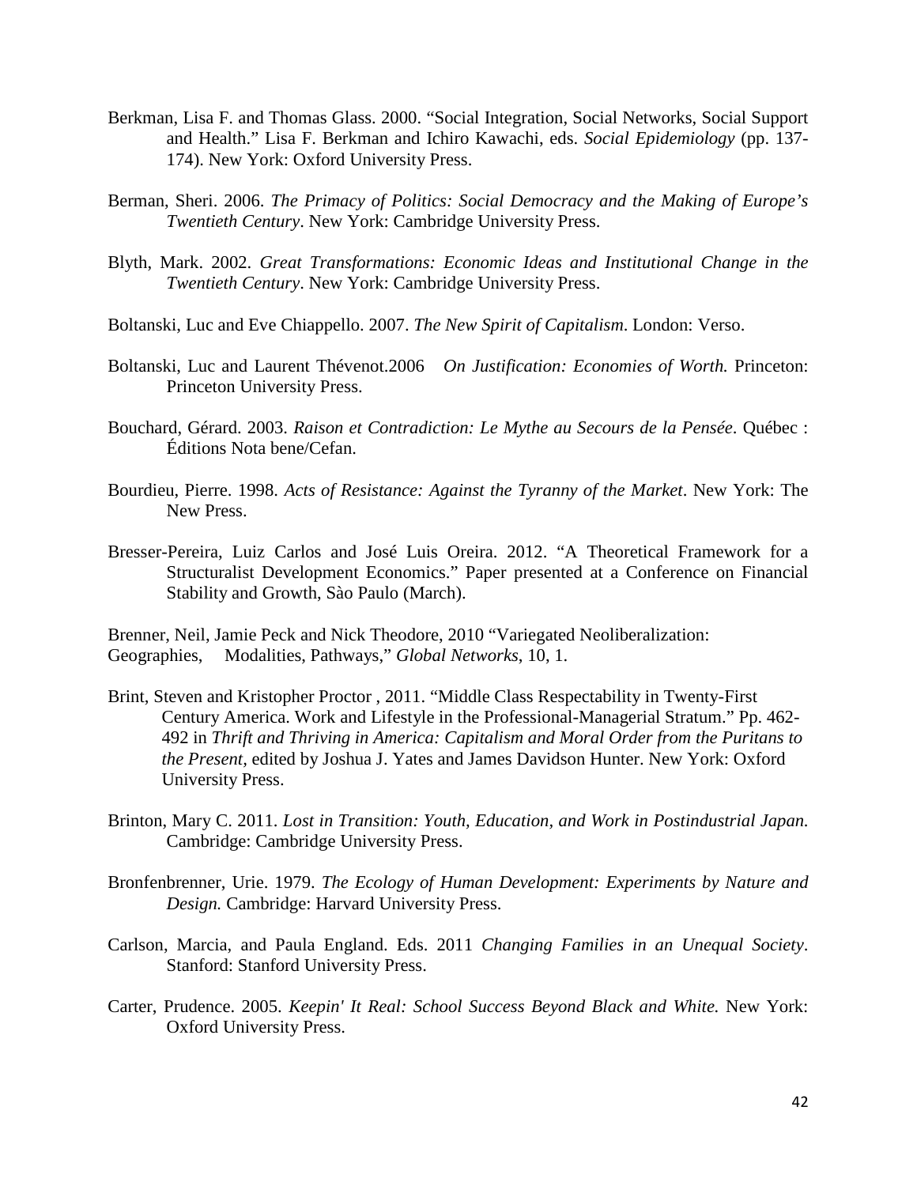Berkman, Lisa F. and Thomas Glass. 2000. "Social Integration, Social Networks, Social Support and Health." Lisa F. Berkman and Ichiro Kawachi, eds. *Social Epidemiology* (pp. 137-174). New York: Oxford University Press.

Berman, Sheri. 2006. *The Primacy of Politics: Social Democracy and the Making of Europe's Twentieth Century*. New York: Cambridge University Press.

Blyth, Mark. 2002. *Great Transformations: Economic Ideas and Institutional Change in the Twentieth Century*. New York: Cambridge University Press.

Boltanski, Luc and Eve Chiappello. 2007. *The New Spirit of Capitalism*. London: Verso.

Boltanski, Luc and Laurent Thévenot.2006 *On Justification: Economies of Worth.* Princeton: Princeton University Press.

Bouchard, Gérard. 2003. *Raison et Contradiction: Le Mythe au Secours de la Pensée*. Québec : Éditions Nota bene/Cefan.

Bourdieu, Pierre. 1998. *Acts of Resistance: Against the Tyranny of the Market*. New York: The New Press.

Bresser-Pereira, Luiz Carlos and José Luis Oreira. 2012. "A Theoretical Framework for a Structuralist Development Economics." Paper presented at a Conference on Financial Stability and Growth, Sào Paulo (March).

Brenner, Neil, Jamie Peck and Nick Theodore, 2010 "Variegated Neoliberalization: Geographies, Modalities, Pathways," *Global Networks*, 10, 1.

Brint, Steven and Kristopher Proctor , 2011. "Middle Class Respectability in Twenty-First Century America. Work and Lifestyle in the Professional-Managerial Stratum." Pp. 462-492 in *Thrift and Thriving in America: Capitalism and Moral Order from the Puritans to the Present*, edited by Joshua J. Yates and James Davidson Hunter. New York: Oxford University Press.

Brinton, Mary C. 2011. *Lost in Transition: Youth, Education, and Work in Postindustrial Japan.* Cambridge: Cambridge University Press.

Bronfenbrenner, Urie. 1979. *The Ecology of Human Development: Experiments by Nature and Design.* Cambridge: Harvard University Press.

Carlson, Marcia, and Paula England. Eds. 2011 *Changing Families in an Unequal Society*. Stanford: Stanford University Press.

Carter, Prudence. 2005. *Keepin' It Real: School Success Beyond Black and White.* New York: Oxford University Press.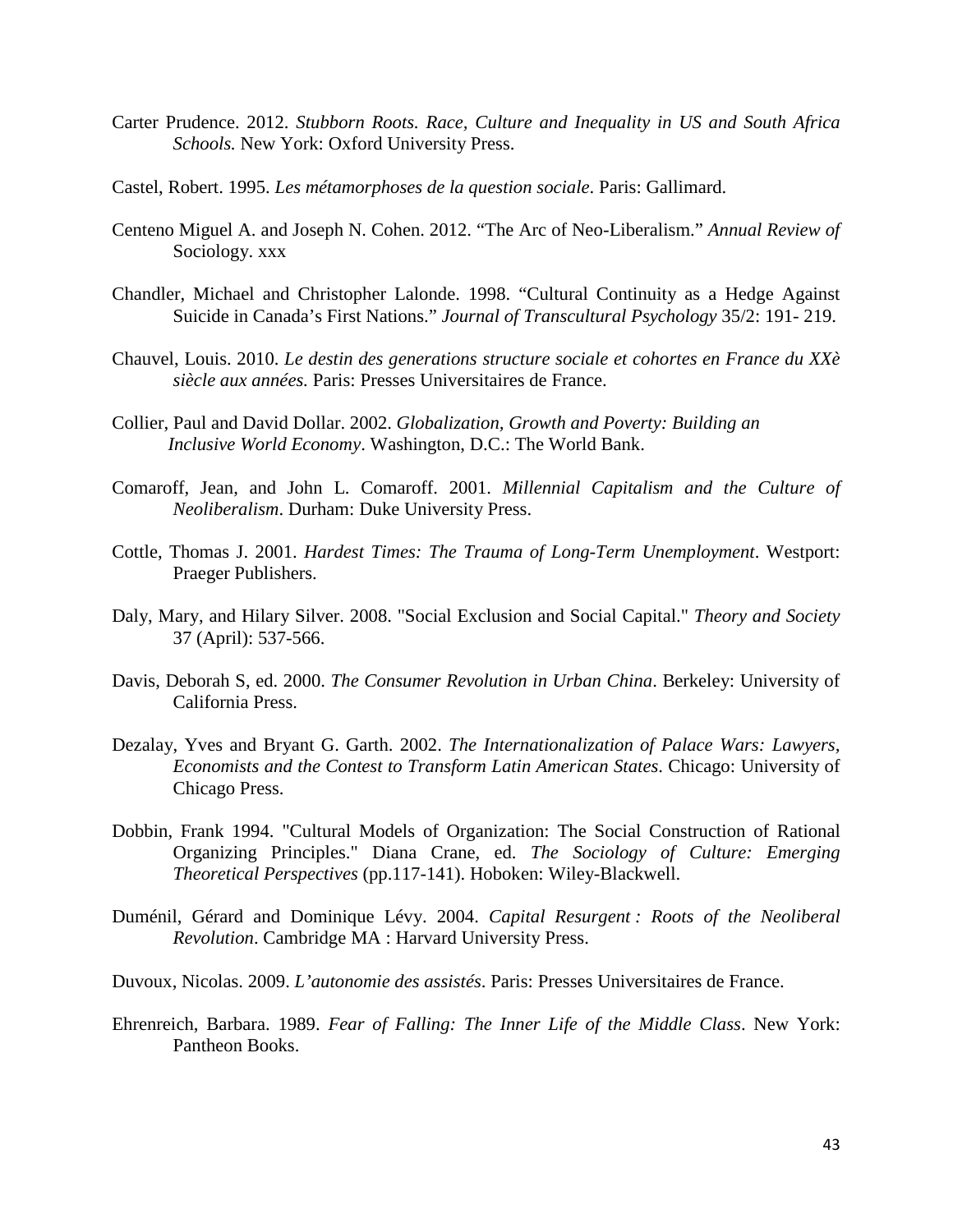Carter Prudence. 2012. *Stubborn Roots. Race, Culture and Inequality in US and South Africa Schools.* New York: Oxford University Press.

Castel, Robert. 1995. *Les métamorphoses de la question sociale*. Paris: Gallimard.

Centeno Miguel A. and Joseph N. Cohen. 2012. "The Arc of Neo-Liberalism." *Annual Review of* Sociology. xxx

Chandler, Michael and Christopher Lalonde. 1998. "Cultural Continuity as a Hedge Against Suicide in Canada's First Nations." *Journal of Transcultural Psychology* 35/2: 191- 219.

Chauvel, Louis. 2010. *Le destin des generations structure sociale et cohortes en France du XXè siècle aux années.* Paris: Presses Universitaires de France.

Collier, Paul and David Dollar. 2002. *Globalization, Growth and Poverty: Building an Inclusive World Economy*. Washington, D.C.: The World Bank.

Comaroff, Jean, and John L. Comaroff. 2001. *Millennial Capitalism and the Culture of Neoliberalism*. Durham: Duke University Press.

Cottle, Thomas J. 2001. *Hardest Times: The Trauma of Long-Term Unemployment*. Westport: Praeger Publishers.

Daly, Mary, and Hilary Silver. 2008. "Social Exclusion and Social Capital." *Theory and Society* 37 (April): 537-566.

Davis, Deborah S, ed. 2000. *The Consumer Revolution in Urban China*. Berkeley: University of California Press.

Dezalay, Yves and Bryant G. Garth. 2002. *The Internationalization of Palace Wars: Lawyers, Economists and the Contest to Transform Latin American States*. Chicago: University of Chicago Press.

Dobbin, Frank 1994. "Cultural Models of Organization: The Social Construction of Rational Organizing Principles." Diana Crane, ed. *The Sociology of Culture: Emerging Theoretical Perspectives* (pp.117-141). Hoboken: Wiley-Blackwell.

Duménil, Gérard and Dominique Lévy. 2004. *Capital Resurgent : Roots of the Neoliberal Revolution*. Cambridge MA : Harvard University Press.

Duvoux, Nicolas. 2009. *L'autonomie des assistés*. Paris: Presses Universitaires de France.

Ehrenreich, Barbara. 1989. *Fear of Falling: The Inner Life of the Middle Class*. New York: Pantheon Books.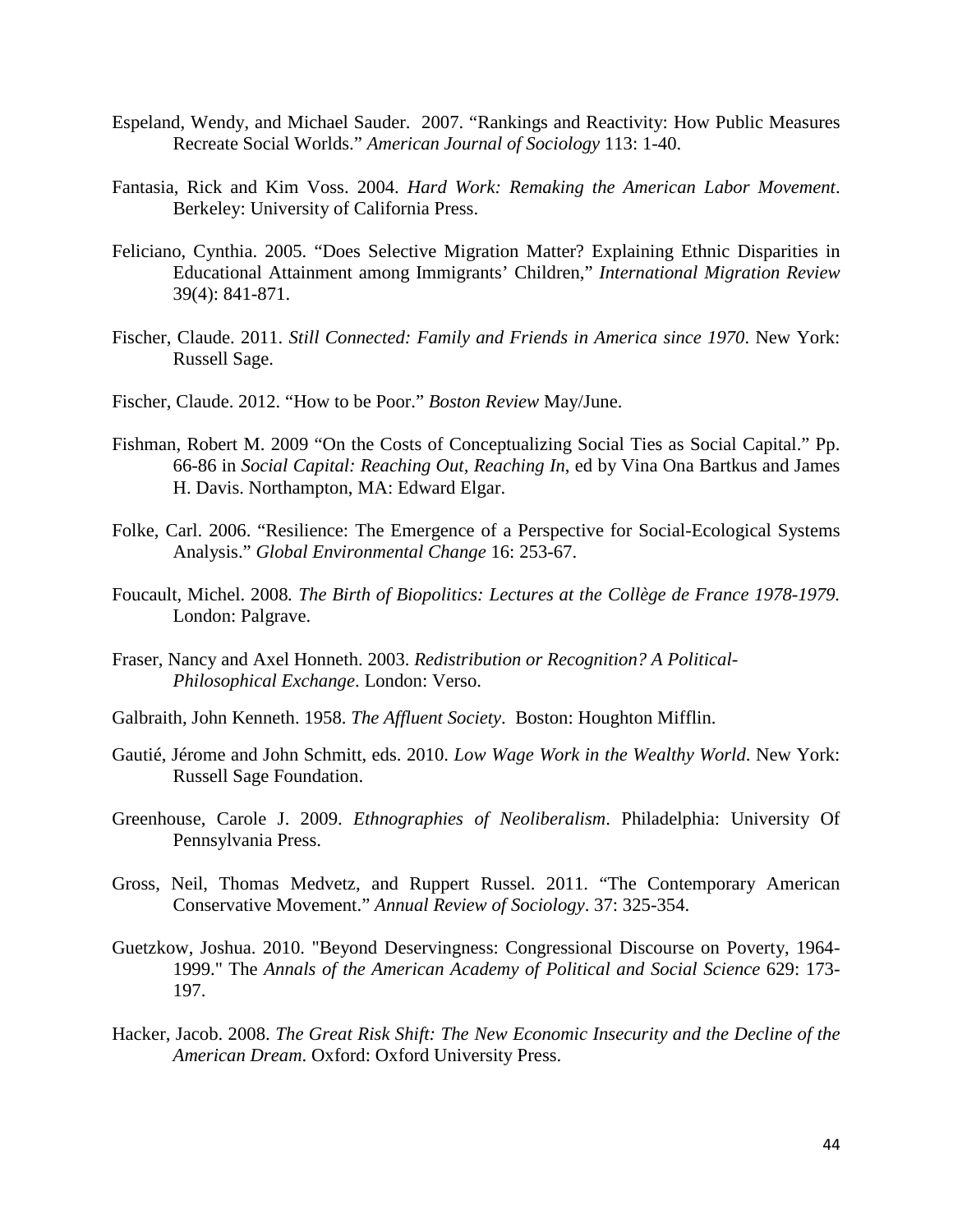Espeland, Wendy, and Michael Sauder. 2007. "Rankings and Reactivity: How Public Measures Recreate Social Worlds." *American Journal of Sociology* 113: 1-40.

Fantasia, Rick and Kim Voss. 2004. *Hard Work: Remaking the American Labor Movement*. Berkeley: University of California Press.

Feliciano, Cynthia. 2005. "Does Selective Migration Matter? Explaining Ethnic Disparities in Educational Attainment among Immigrants' Children," *International Migration Review* 39(4): 841-871.

Fischer, Claude. 2011. *Still Connected: Family and Friends in America since 1970*. New York: Russell Sage.

Fischer, Claude. 2012. "How to be Poor." *Boston Review* May/June.

Fishman, Robert M. 2009 "On the Costs of Conceptualizing Social Ties as Social Capital." Pp. 66-86 in *Social Capital: Reaching Out, Reaching In*, ed by Vina Ona Bartkus and James H. Davis. Northampton, MA: Edward Elgar.

Folke, Carl. 2006. "Resilience: The Emergence of a Perspective for Social-Ecological Systems Analysis." *Global Environmental Change* 16: 253-67.

Foucault, Michel. 2008*. The Birth of Biopolitics: Lectures at the Collège de France 1978-1979.* London: Palgrave.

Fraser, Nancy and Axel Honneth. 2003. *Redistribution or Recognition? A Political-Philosophical Exchange*. London: Verso.

Galbraith, John Kenneth. 1958. *The Affluent Society*. Boston: Houghton Mifflin.

Gautié, Jérome and John Schmitt, eds. 2010. *Low Wage Work in the Wealthy World*. New York: Russell Sage Foundation.

Greenhouse, Carole J. 2009. *Ethnographies of Neoliberalism*. Philadelphia: University Of Pennsylvania Press.

Gross, Neil, Thomas Medvetz, and Ruppert Russel. 2011. "The Contemporary American Conservative Movement." *Annual Review of Sociology*. 37: 325-354.

Guetzkow, Joshua. 2010. "Beyond Deservingness: Congressional Discourse on Poverty, 1964-1999." The *Annals of the American Academy of Political and Social Science* 629: 173-197.

Hacker, Jacob. 2008. *The Great Risk Shift: The New Economic Insecurity and the Decline of the American Dream*. Oxford: Oxford University Press.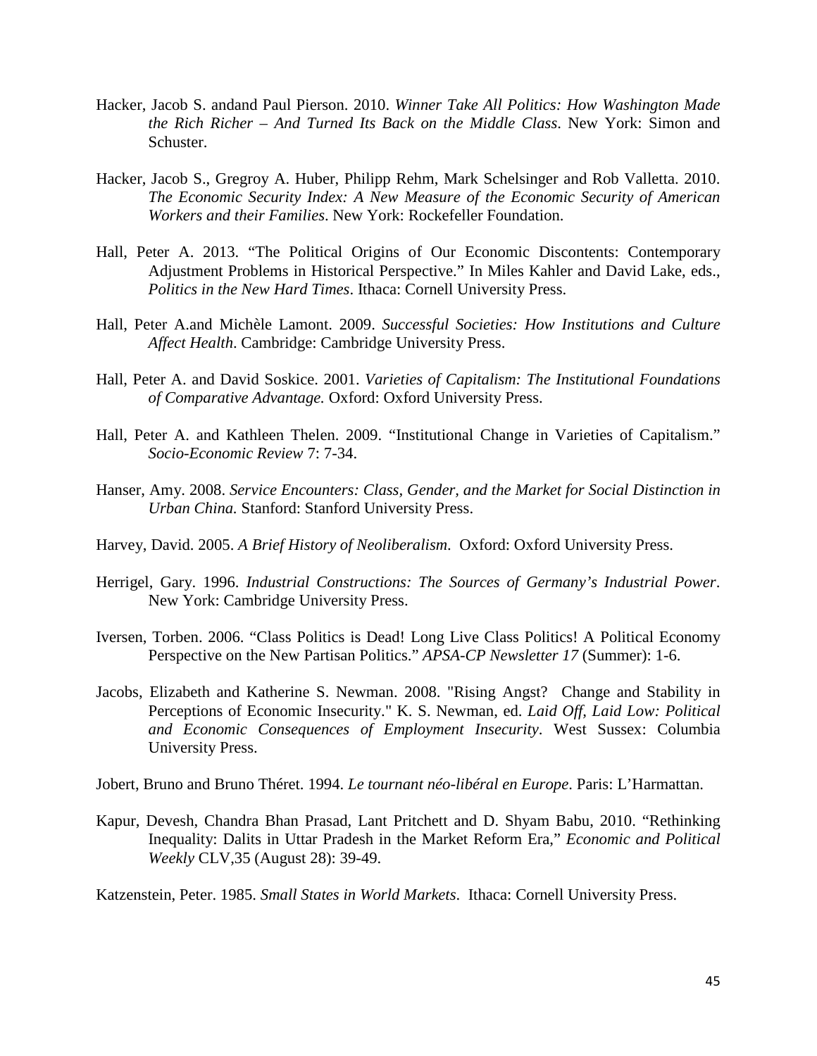Hacker, Jacob S. andand Paul Pierson. 2010. *Winner Take All Politics: How Washington Made the Rich Richer – And Turned Its Back on the Middle Class*. New York: Simon and Schuster.

Hacker, Jacob S., Gregroy A. Huber, Philipp Rehm, Mark Schelsinger and Rob Valletta. 2010. *The Economic Security Index: A New Measure of the Economic Security of American Workers and their Families*. New York: Rockefeller Foundation.

Hall, Peter A. 2013. "The Political Origins of Our Economic Discontents: Contemporary Adjustment Problems in Historical Perspective." In Miles Kahler and David Lake, eds., *Politics in the New Hard Times*. Ithaca: Cornell University Press.

Hall, Peter A.and Michèle Lamont. 2009. *Successful Societies: How Institutions and Culture Affect Health*. Cambridge: Cambridge University Press.

Hall, Peter A. and David Soskice. 2001. *Varieties of Capitalism: The Institutional Foundations of Comparative Advantage.* Oxford: Oxford University Press.

Hall, Peter A. and Kathleen Thelen. 2009. "Institutional Change in Varieties of Capitalism." *Socio-Economic Review* 7: 7-34.

Hanser, Amy. 2008. *Service Encounters: Class, Gender, and the Market for Social Distinction in Urban China.* Stanford: Stanford University Press.

Harvey, David. 2005. *A Brief History of Neoliberalism*. Oxford: Oxford University Press.

Herrigel, Gary. 1996. *Industrial Constructions: The Sources of Germany's Industrial Power*. New York: Cambridge University Press.

Iversen, Torben. 2006. "Class Politics is Dead! Long Live Class Politics! A Political Economy Perspective on the New Partisan Politics." *APSA-CP Newsletter 17* (Summer): 1-6.

Jacobs, Elizabeth and Katherine S. Newman. 2008. "Rising Angst? Change and Stability in Perceptions of Economic Insecurity." K. S. Newman, ed. *Laid Off, Laid Low: Political and Economic Consequences of Employment Insecurity*. West Sussex: Columbia University Press.

Jobert, Bruno and Bruno Théret. 1994. *Le tournant néo-libéral en Europe*. Paris: L'Harmattan.

Kapur, Devesh, Chandra Bhan Prasad, Lant Pritchett and D. Shyam Babu, 2010. "Rethinking Inequality: Dalits in Uttar Pradesh in the Market Reform Era," *Economic and Political Weekly* CLV,35 (August 28): 39-49.

Katzenstein, Peter. 1985. *Small States in World Markets*. Ithaca: Cornell University Press.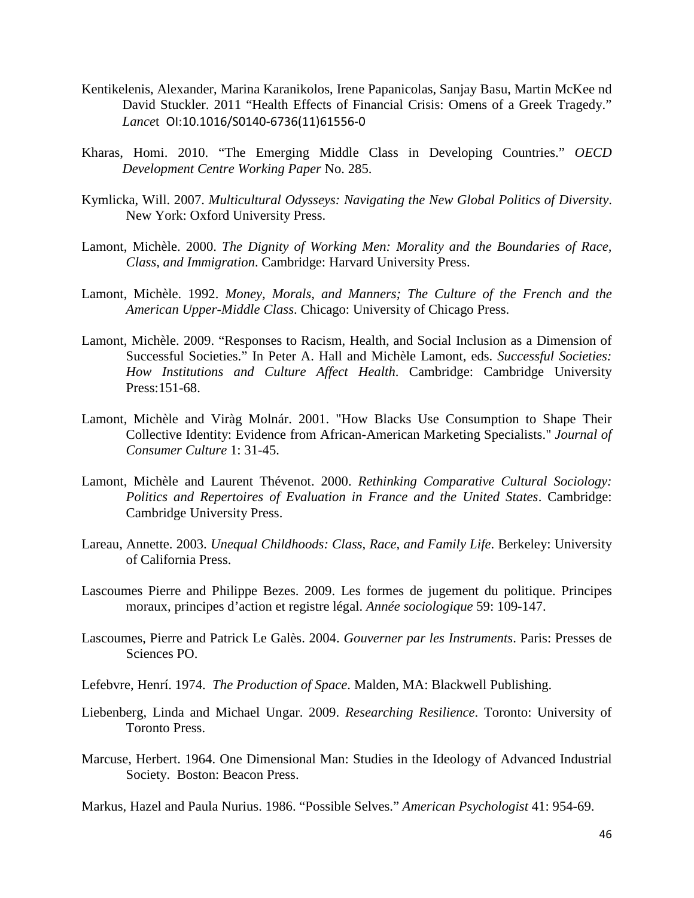Kentikelenis, Alexander, Marina Karanikolos, Irene Papanicolas, Sanjay Basu, Martin McKee nd David Stuckler. 2011 "Health Effects of Financial Crisis: Omens of a Greek Tragedy." *Lance*t OI:10.1016/S0140-6736(11)61556-0

Kharas, Homi. 2010. "The Emerging Middle Class in Developing Countries." *OECD Development Centre Working Paper* No. 285.

Kymlicka, Will. 2007. *Multicultural Odysseys: Navigating the New Global Politics of Diversity*. New York: Oxford University Press.

Lamont, Michèle. 2000. *The Dignity of Working Men: Morality and the Boundaries of Race, Class, and Immigration*. Cambridge: Harvard University Press.

Lamont, Michèle. 1992. *Money, Morals, and Manners; The Culture of the French and the American Upper-Middle Class*. Chicago: University of Chicago Press.

Lamont, Michèle. 2009. "Responses to Racism, Health, and Social Inclusion as a Dimension of Successful Societies." In Peter A. Hall and Michèle Lamont, eds. *Successful Societies: How Institutions and Culture Affect Health*. Cambridge: Cambridge University Press:151-68.

Lamont, Michèle and Viràg Molnár. 2001. "How Blacks Use Consumption to Shape Their Collective Identity: Evidence from African-American Marketing Specialists." *Journal of Consumer Culture* 1: 31-45.

Lamont, Michèle and Laurent Thévenot. 2000. *Rethinking Comparative Cultural Sociology: Politics and Repertoires of Evaluation in France and the United States*. Cambridge: Cambridge University Press.

Lareau, Annette. 2003. *Unequal Childhoods: Class, Race, and Family Life*. Berkeley: University of California Press.

Lascoumes Pierre and Philippe Bezes. 2009. Les formes de jugement du politique. Principes moraux, principes d'action et registre légal. *Année sociologique* 59: 109-147.

Lascoumes, Pierre and Patrick Le Galès. 2004. *Gouverner par les Instruments*. Paris: Presses de Sciences PO.

Lefebvre, Henrí. 1974. *The Production of Space*. Malden, MA: Blackwell Publishing.

Liebenberg, Linda and Michael Ungar. 2009. *Researching Resilience*. Toronto: University of Toronto Press.

Marcuse, Herbert. 1964. One Dimensional Man: Studies in the Ideology of Advanced Industrial Society. Boston: Beacon Press.

Markus, Hazel and Paula Nurius. 1986. "Possible Selves." *American Psychologist* 41: 954-69.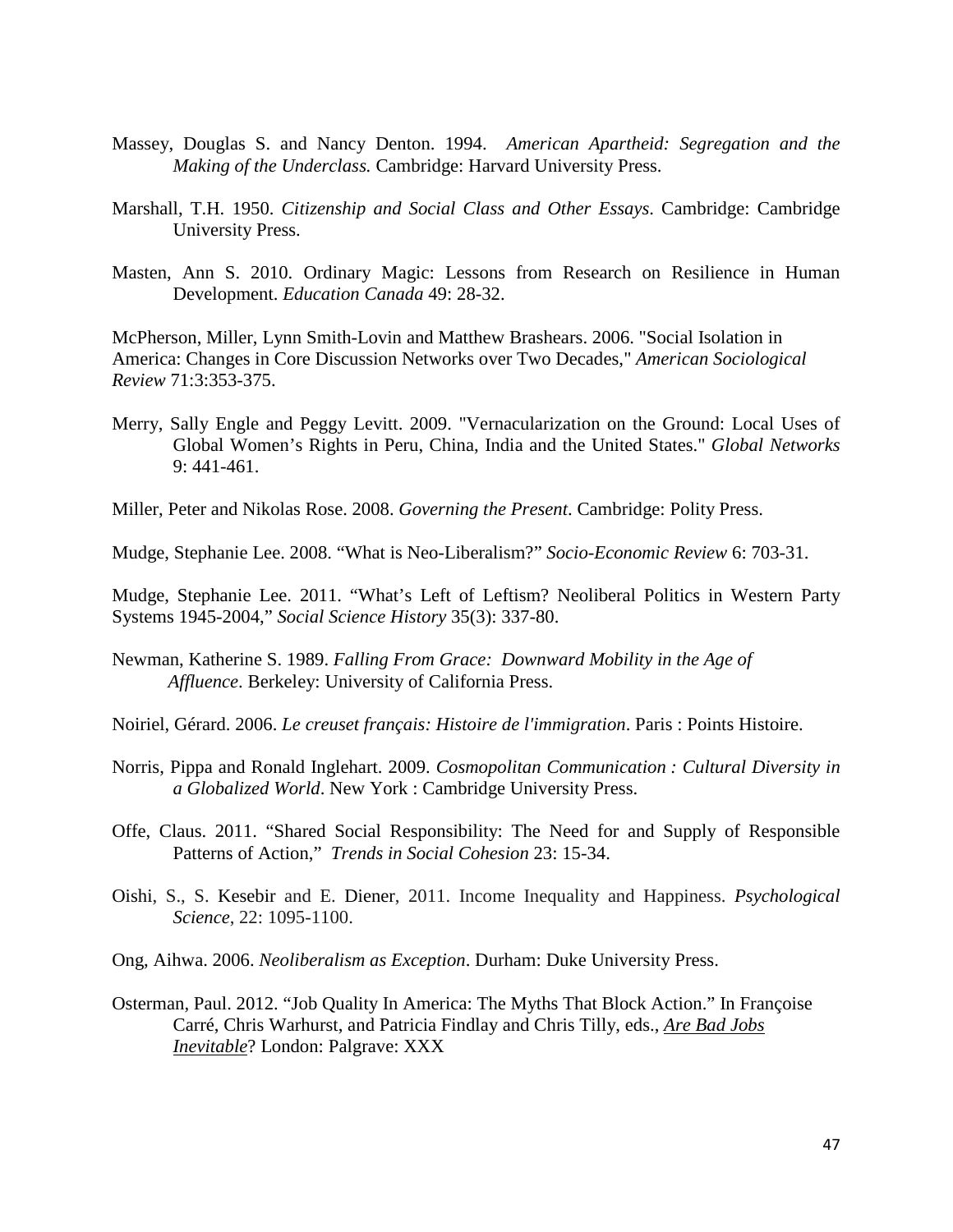Massey, Douglas S. and Nancy Denton. 1994. *American Apartheid: Segregation and the Making of the Underclass.* Cambridge: Harvard University Press.

Marshall, T.H. 1950. *Citizenship and Social Class and Other Essays*. Cambridge: Cambridge University Press.

Masten, Ann S. 2010. Ordinary Magic: Lessons from Research on Resilience in Human Development. *Education Canada* 49: 28-32.

McPherson, Miller, Lynn Smith-Lovin and Matthew Brashears. 2006. "Social Isolation in America: Changes in Core Discussion Networks over Two Decades," *American Sociological Review* 71:3:353-375.

Merry, Sally Engle and Peggy Levitt. 2009. "Vernacularization on the Ground: Local Uses of Global Women's Rights in Peru, China, India and the United States." *Global Networks* 9: 441-461.

Miller, Peter and Nikolas Rose. 2008. *Governing the Present*. Cambridge: Polity Press.

Mudge, Stephanie Lee. 2008. "What is Neo-Liberalism?" *Socio-Economic Review* 6: 703-31.

Mudge, Stephanie Lee. 2011. "What's Left of Leftism? Neoliberal Politics in Western Party Systems 1945-2004," *Social Science History* 35(3): 337-80.

Newman, Katherine S. 1989. *Falling From Grace: Downward Mobility in the Age of Affluence*. Berkeley: University of California Press.

Noiriel, Gérard. 2006. *Le creuset français: Histoire de l'immigration*. Paris : Points Histoire.

Norris, Pippa and Ronald Inglehart. 2009. *Cosmopolitan Communication : Cultural Diversity in a Globalized World*. New York : Cambridge University Press.

Offe, Claus. 2011. "Shared Social Responsibility: The Need for and Supply of Responsible Patterns of Action," *Trends in Social Cohesion* 23: 15-34.

Oishi, S., S. Kesebir and E. Diener, 2011. Income Inequality and Happiness. *Psychological Science*, 22: 1095-1100.

Ong, Aihwa. 2006. *Neoliberalism as Exception*. Durham: Duke University Press.

Osterman, Paul. 2012. "Job Quality In America: The Myths That Block Action." In Françoise Carré, Chris Warhurst, and Patricia Findlay and Chris Tilly, eds., *Are Bad Jobs Inevitable*? London: Palgrave: XXX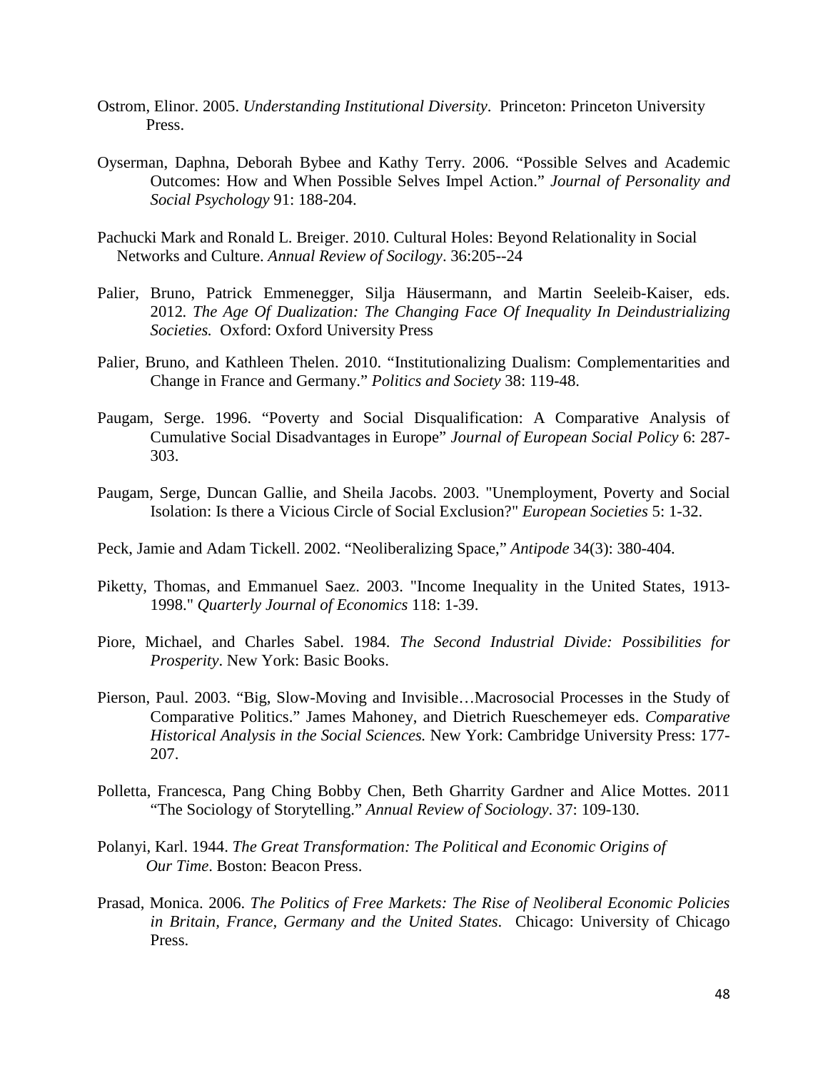Ostrom, Elinor. 2005. *Understanding Institutional Diversity*. Princeton: Princeton University Press.

Oyserman, Daphna, Deborah Bybee and Kathy Terry. 2006. "Possible Selves and Academic Outcomes: How and When Possible Selves Impel Action." *Journal of Personality and Social Psychology* 91: 188-204.

Pachucki Mark and Ronald L. Breiger. 2010. Cultural Holes: Beyond Relationality in Social Networks and Culture. *Annual Review of Socilogy*. 36:205--24

Palier, Bruno, Patrick Emmenegger, Silja Häusermann, and Martin Seeleib-Kaiser, eds. 2012*. The Age Of Dualization: The Changing Face Of Inequality In Deindustrializing Societies.* Oxford: Oxford University Press

Palier, Bruno, and Kathleen Thelen. 2010. "Institutionalizing Dualism: Complementarities and Change in France and Germany." *Politics and Society* 38: 119-48.

Paugam, Serge. 1996. "Poverty and Social Disqualification: A Comparative Analysis of Cumulative Social Disadvantages in Europe" *Journal of European Social Policy* 6: 287-303.

Paugam, Serge, Duncan Gallie, and Sheila Jacobs. 2003. "Unemployment, Poverty and Social Isolation: Is there a Vicious Circle of Social Exclusion?" *European Societies* 5: 1-32.

Peck, Jamie and Adam Tickell. 2002. "Neoliberalizing Space," *Antipode* 34(3): 380-404.

Piketty, Thomas, and Emmanuel Saez. 2003. "Income Inequality in the United States, 1913-1998." *Quarterly Journal of Economics* 118: 1-39.

Piore, Michael, and Charles Sabel. 1984. *The Second Industrial Divide: Possibilities for Prosperity*. New York: Basic Books.

Pierson, Paul. 2003. "Big, Slow-Moving and Invisible…Macrosocial Processes in the Study of Comparative Politics." James Mahoney, and Dietrich Rueschemeyer eds. *Comparative Historical Analysis in the Social Sciences.* New York: Cambridge University Press: 177-207.

Polletta, Francesca, Pang Ching Bobby Chen, Beth Gharrity Gardner and Alice Mottes. 2011 "The Sociology of Storytelling." *Annual Review of Sociology*. 37: 109-130.

Polanyi, Karl. 1944. *The Great Transformation: The Political and Economic Origins of Our Time*. Boston: Beacon Press.

Prasad, Monica. 2006. *The Politics of Free Markets: The Rise of Neoliberal Economic Policies in Britain, France, Germany and the United States*. Chicago: University of Chicago Press.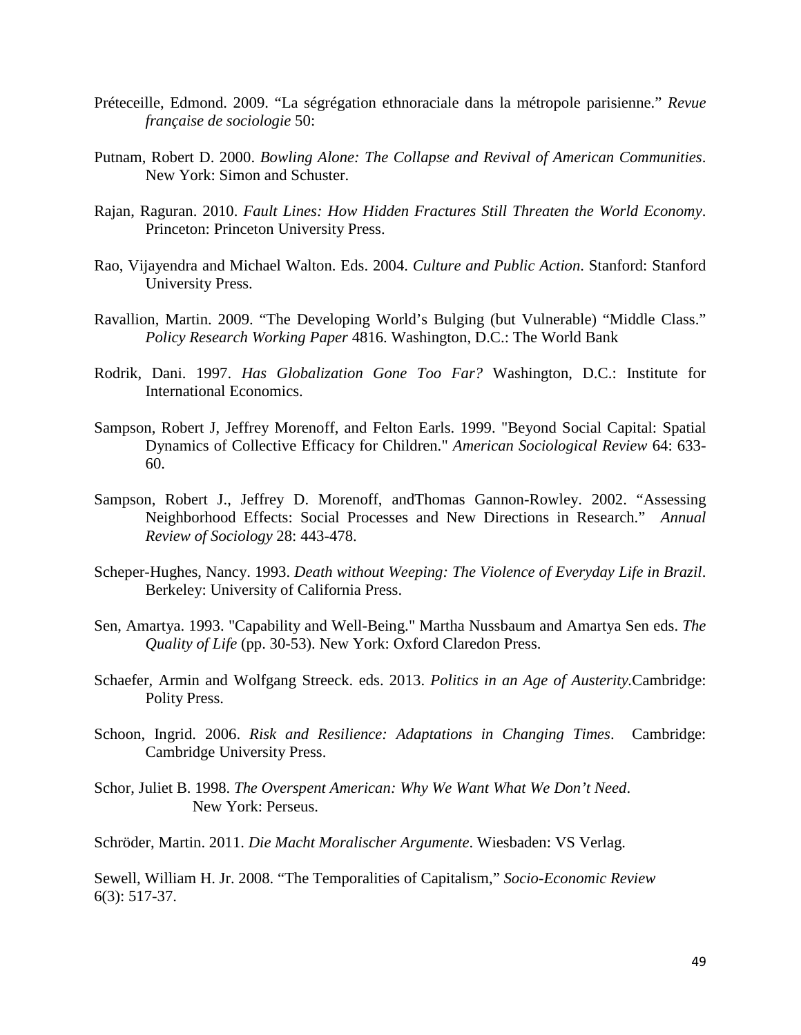Préteceille, Edmond. 2009. "La ségrégation ethnoraciale dans la métropole parisienne." *Revue française de sociologie* 50:

Putnam, Robert D. 2000. *Bowling Alone: The Collapse and Revival of American Communities*. New York: Simon and Schuster.

Rajan, Raguran. 2010. *Fault Lines: How Hidden Fractures Still Threaten the World Economy*. Princeton: Princeton University Press.

Rao, Vijayendra and Michael Walton. Eds. 2004. *Culture and Public Action*. Stanford: Stanford University Press.

Ravallion, Martin. 2009. "The Developing World's Bulging (but Vulnerable) "Middle Class." *Policy Research Working Paper* 4816. Washington, D.C.: The World Bank

Rodrik, Dani. 1997. *Has Globalization Gone Too Far?* Washington, D.C.: Institute for International Economics.

Sampson, Robert J, Jeffrey Morenoff, and Felton Earls. 1999. "Beyond Social Capital: Spatial Dynamics of Collective Efficacy for Children." *American Sociological Review* 64: 633-60.

Sampson, Robert J., Jeffrey D. Morenoff, andThomas Gannon-Rowley. 2002. "Assessing Neighborhood Effects: Social Processes and New Directions in Research." *Annual Review of Sociology* 28: 443-478.

Scheper-Hughes, Nancy. 1993. *Death without Weeping: The Violence of Everyday Life in Brazil*. Berkeley: University of California Press.

Sen, Amartya. 1993. "Capability and Well-Being." Martha Nussbaum and Amartya Sen eds. *The Quality of Life* (pp. 30-53). New York: Oxford Claredon Press.

Schaefer, Armin and Wolfgang Streeck. eds. 2013. *Politics in an Age of Austerity.*Cambridge: Polity Press.

Schoon, Ingrid. 2006. *Risk and Resilience: Adaptations in Changing Times*. Cambridge: Cambridge University Press.

Schor, Juliet B. 1998. *The Overspent American: Why We Want What We Don't Need*. New York: Perseus.

Schröder, Martin. 2011. *Die Macht Moralischer Argumente*. Wiesbaden: VS Verlag.

Sewell, William H. Jr. 2008. "The Temporalities of Capitalism," *Socio-Economic Review* 6(3): 517-37.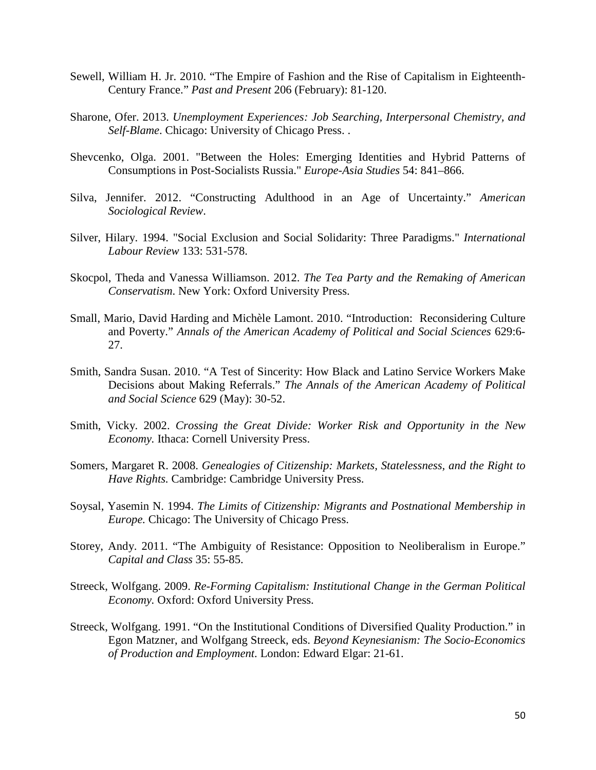Sewell, William H. Jr. 2010. "The Empire of Fashion and the Rise of Capitalism in Eighteenth-Century France." *Past and Present* 206 (February): 81-120.

Sharone, Ofer. 2013. *Unemployment Experiences: Job Searching, Interpersonal Chemistry, and Self-Blame*. Chicago: University of Chicago Press. .

Shevcenko, Olga. 2001. "Between the Holes: Emerging Identities and Hybrid Patterns of Consumptions in Post-Socialists Russia." *Europe-Asia Studies* 54: 841–866.

Silva, Jennifer. 2012. "Constructing Adulthood in an Age of Uncertainty." *American Sociological Review*.

Silver, Hilary. 1994. "Social Exclusion and Social Solidarity: Three Paradigms." *International Labour Review* 133: 531-578.

Skocpol, Theda and Vanessa Williamson. 2012. *The Tea Party and the Remaking of American Conservatism*. New York: Oxford University Press.

Small, Mario, David Harding and Michèle Lamont. 2010. "Introduction: Reconsidering Culture and Poverty." *Annals of the American Academy of Political and Social Sciences* 629:6-27.

Smith, Sandra Susan. 2010. "A Test of Sincerity: How Black and Latino Service Workers Make Decisions about Making Referrals." *The Annals of the American Academy of Political and Social Science* 629 (May): 30-52.

Smith, Vicky. 2002. *Crossing the Great Divide: Worker Risk and Opportunity in the New Economy.* Ithaca: Cornell University Press.

Somers, Margaret R. 2008. *Genealogies of Citizenship: Markets, Statelessness, and the Right to Have Rights.* Cambridge: Cambridge University Press.

Soysal, Yasemin N. 1994. *The Limits of Citizenship: Migrants and Postnational Membership in Europe.* Chicago: The University of Chicago Press.

Storey, Andy. 2011. "The Ambiguity of Resistance: Opposition to Neoliberalism in Europe." *Capital and Class* 35: 55-85.

Streeck, Wolfgang. 2009. *Re-Forming Capitalism: Institutional Change in the German Political Economy.* Oxford: Oxford University Press.

Streeck, Wolfgang. 1991. "On the Institutional Conditions of Diversified Quality Production." in Egon Matzner, and Wolfgang Streeck, eds. *Beyond Keynesianism: The Socio-Economics of Production and Employment*. London: Edward Elgar: 21-61.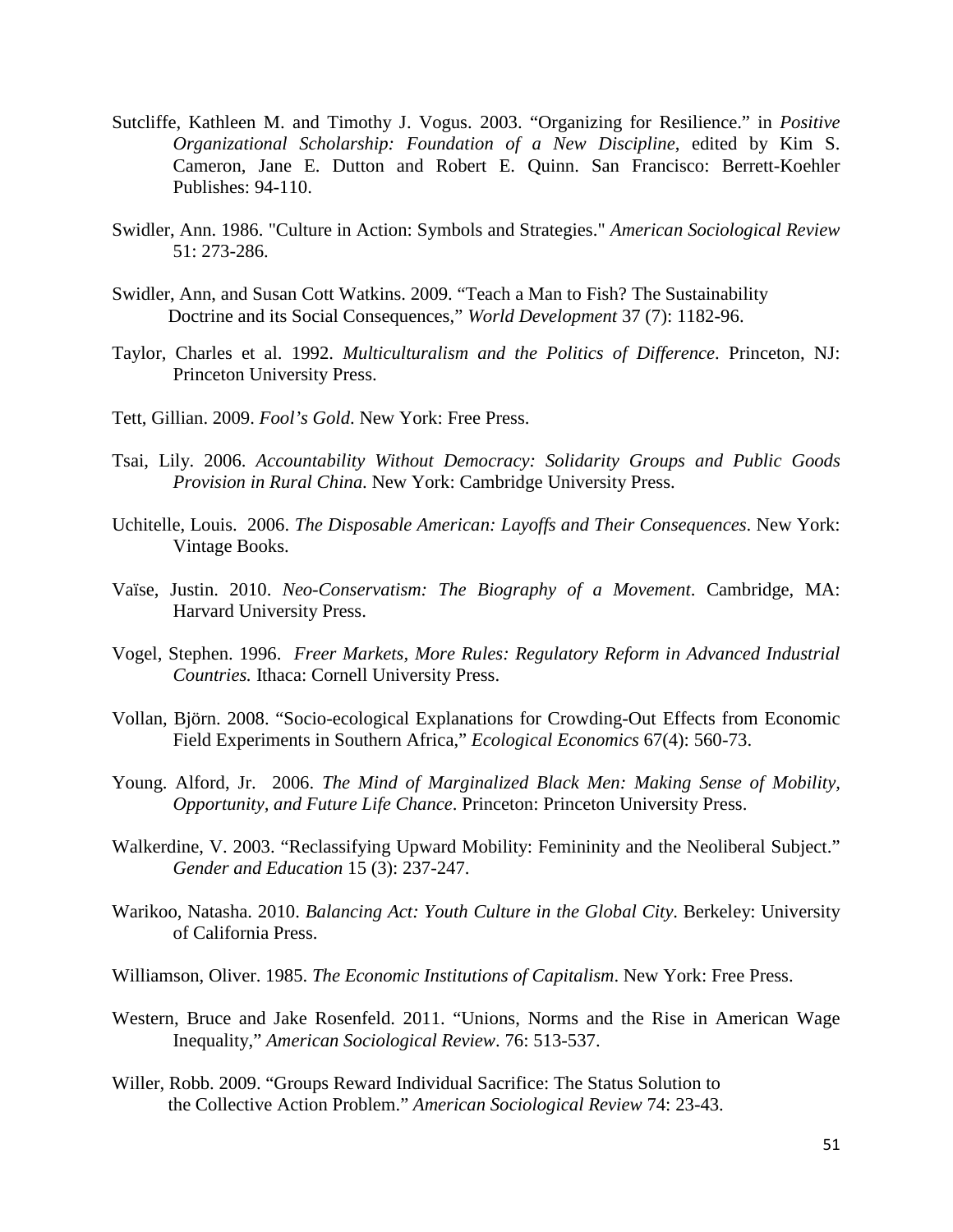Sutcliffe, Kathleen M. and Timothy J. Vogus. 2003. "Organizing for Resilience." in *Positive Organizational Scholarship: Foundation of a New Discipline*, edited by Kim S. Cameron, Jane E. Dutton and Robert E. Quinn. San Francisco: Berrett-Koehler Publishes: 94-110.

Swidler, Ann. 1986. "Culture in Action: Symbols and Strategies." *American Sociological Review* 51: 273-286.

Swidler, Ann, and Susan Cott Watkins. 2009. "Teach a Man to Fish? The Sustainability Doctrine and its Social Consequences," *World Development* 37 (7): 1182-96.

Taylor, Charles et al. 1992. *Multiculturalism and the Politics of Difference*. Princeton, NJ: Princeton University Press.

Tett, Gillian. 2009. *Fool's Gold*. New York: Free Press.

Tsai, Lily. 2006. *Accountability Without Democracy: Solidarity Groups and Public Goods Provision in Rural China*. New York: Cambridge University Press.

Uchitelle, Louis. 2006. *The Disposable American: Layoffs and Their Consequences*. New York: Vintage Books.

Vaïse, Justin. 2010. *Neo-Conservatism: The Biography of a Movement*. Cambridge, MA: Harvard University Press.

Vogel, Stephen. 1996. *Freer Markets, More Rules: Regulatory Reform in Advanced Industrial Countries.* Ithaca: Cornell University Press.

Vollan, Björn. 2008. "Socio-ecological Explanations for Crowding-Out Effects from Economic Field Experiments in Southern Africa," *Ecological Economics* 67(4): 560-73.

Young. Alford, Jr. 2006. *The Mind of Marginalized Black Men: Making Sense of Mobility, Opportunity, and Future Life Chance*. Princeton: Princeton University Press.

Walkerdine, V. 2003. "Reclassifying Upward Mobility: Femininity and the Neoliberal Subject." *Gender and Education* 15 (3): 237-247.

Warikoo, Natasha. 2010. *Balancing Act: Youth Culture in the Global City*. Berkeley: University of California Press.

Williamson, Oliver. 1985. *The Economic Institutions of Capitalism*. New York: Free Press.

Western, Bruce and Jake Rosenfeld. 2011. "Unions, Norms and the Rise in American Wage Inequality," *American Sociological Review*. 76: 513-537.

Willer, Robb. 2009. "Groups Reward Individual Sacrifice: The Status Solution to the Collective Action Problem." *American Sociological Review* 74: 23-43.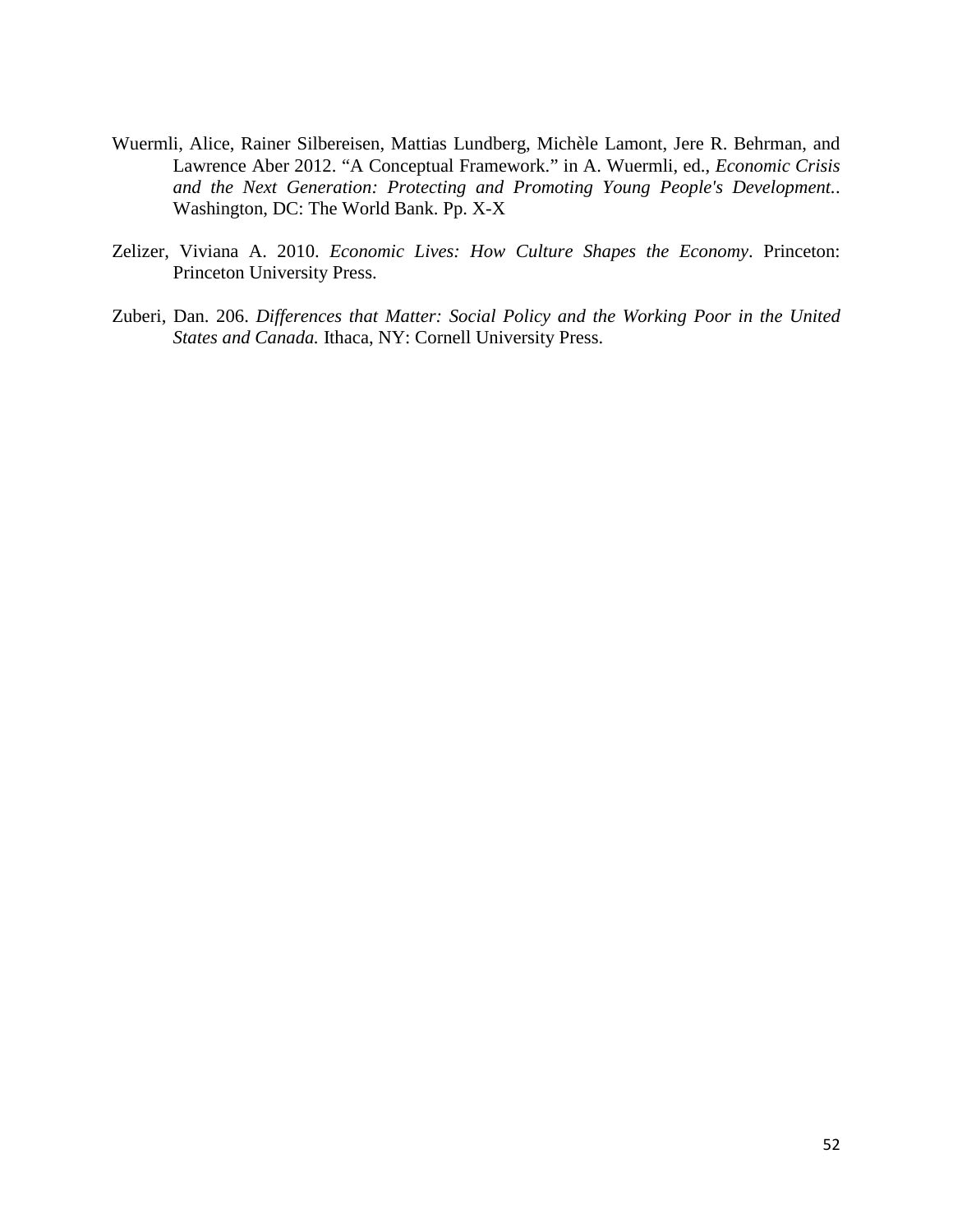Wuermli, Alice, Rainer Silbereisen, Mattias Lundberg, Michèle Lamont, Jere R. Behrman, and Lawrence Aber 2012. "A Conceptual Framework." in A. Wuermli, ed., *Economic Crisis and the Next Generation: Protecting and Promoting Young People's Development.*. Washington, DC: The World Bank. Pp. X-X

Zelizer, Viviana A. 2010. *Economic Lives: How Culture Shapes the Economy*. Princeton: Princeton University Press.

Zuberi, Dan. 206. *Differences that Matter: Social Policy and the Working Poor in the United States and Canada.* Ithaca, NY: Cornell University Press.